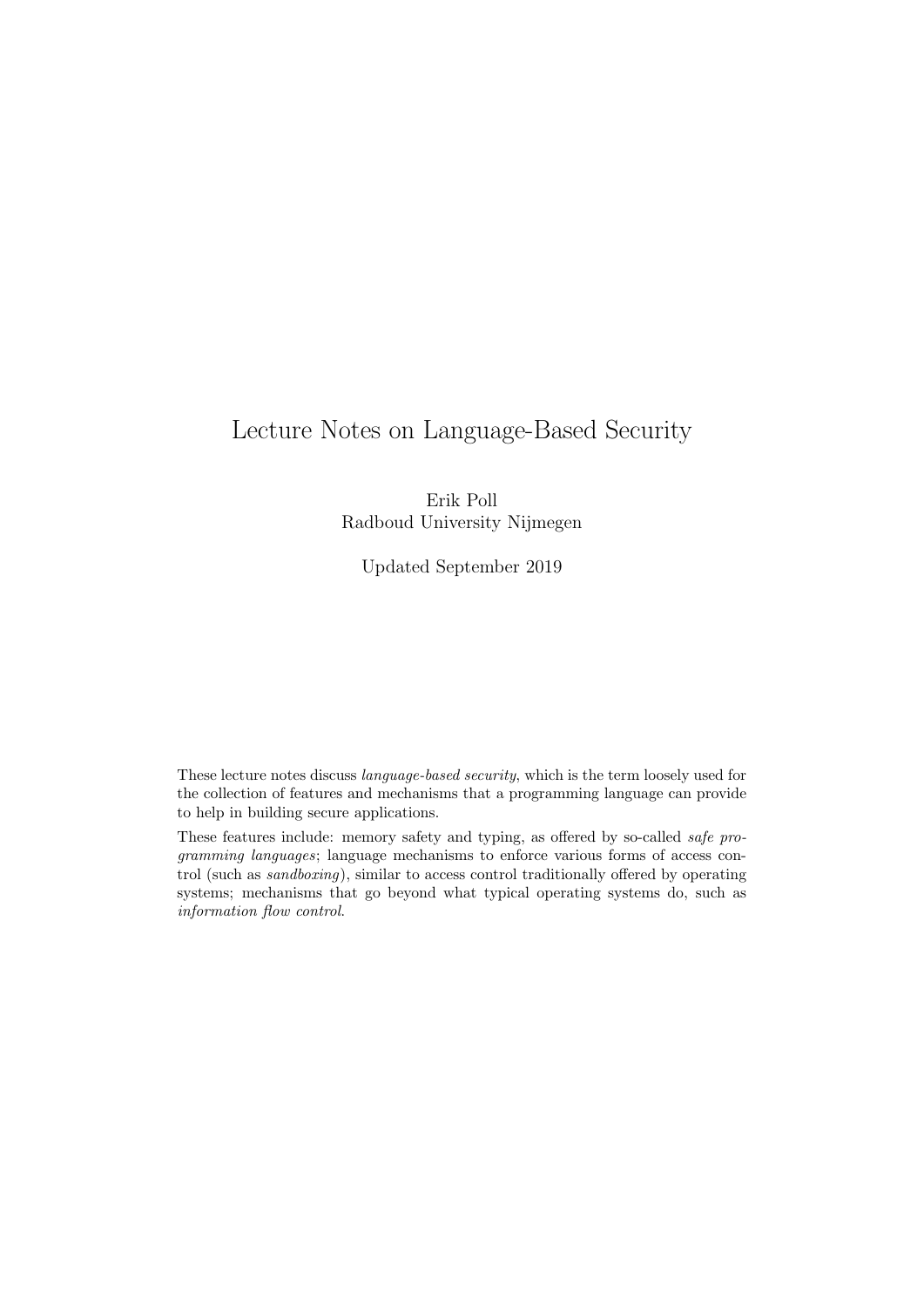# Lecture Notes on Language-Based Security

Erik Poll
Radboud University Nijmegen

Updated September 2019

These lecture notes discuss *language-based security*, which is the term loosely used for the collection of features and mechanisms that a programming language can provide to help in building secure applications.

These features include: memory safety and typing, as offered by so-called *safe programming languages*; language mechanisms to enforce various forms of access control (such as *sandboxing*), similar to access control traditionally offered by operating systems; mechanisms that go beyond what typical operating systems do, such as *information flow control*.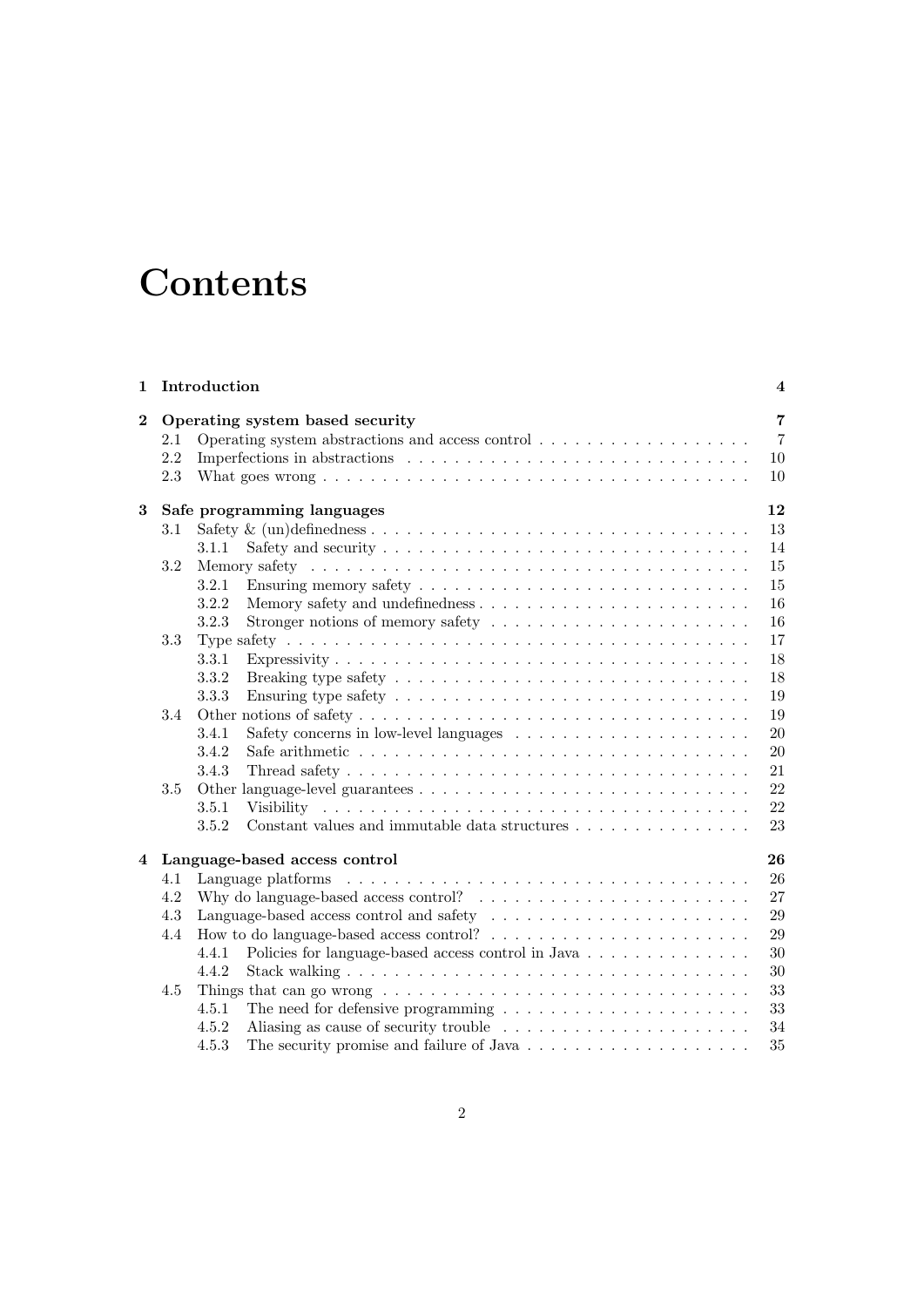# Contents

**1 Introduction** **4**

**2 Operating system based security** **7**

- 2.1 Operating system abstractions and access control . . . 7
- 2.2 Imperfections in abstractions . . . 10
- 2.3 What goes wrong . . . 10

**3 Safe programming languages** **12**

- 3.1 Safety & (un)definedness . . . 13
  - 3.1.1 Safety and security . . . 14
- 3.2 Memory safety . . . 15
  - 3.2.1 Ensuring memory safety . . . 15
  - 3.2.2 Memory safety and undefinedness . . . 16
  - 3.2.3 Stronger notions of memory safety . . . 16
- 3.3 Type safety . . . 17
  - 3.3.1 Expressivity . . . 18
  - 3.3.2 Breaking type safety . . . 18
  - 3.3.3 Ensuring type safety . . . 19
- 3.4 Other notions of safety . . . 19
  - 3.4.1 Safety concerns in low-level languages . . . 20
  - 3.4.2 Safe arithmetic . . . 20
  - 3.4.3 Thread safety . . . 21
- 3.5 Other language-level guarantees . . . 22
  - 3.5.1 Visibility . . . 22
  - 3.5.2 Constant values and immutable data structures . . . 23

**4 Language-based access control** **26**

- 4.1 Language platforms . . . 26
- 4.2 Why do language-based access control? . . . 27
- 4.3 Language-based access control and safety . . . 29
- 4.4 How to do language-based access control? . . . 29
  - 4.4.1 Policies for language-based access control in Java . . . 30
  - 4.4.2 Stack walking . . . 30
- 4.5 Things that can go wrong . . . 33
  - 4.5.1 The need for defensive programming . . . 33
  - 4.5.2 Aliasing as cause of security trouble . . . 34
  - 4.5.3 The security promise and failure of Java . . . 35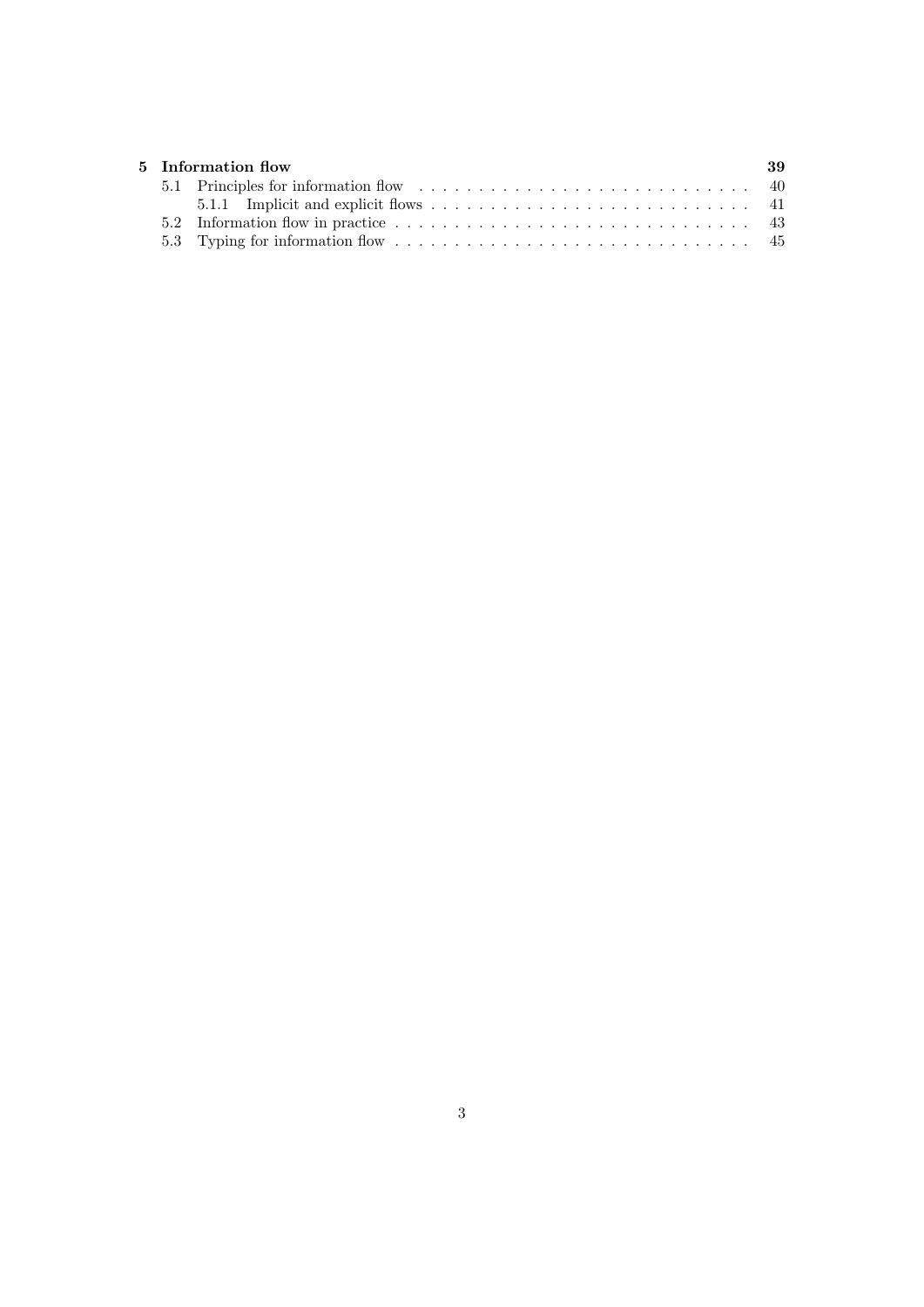**5 Information flow** **39**

- 5.1 Principles for information flow . . . . . . . . . . . . . . . . . . . . . . . . . . . . 40
  - 5.1.1 Implicit and explicit flows . . . . . . . . . . . . . . . . . . . . . . . . . . . . 41
- 5.2 Information flow in practice . . . . . . . . . . . . . . . . . . . . . . . . . . . . . . 43
- 5.3 Typing for information flow . . . . . . . . . . . . . . . . . . . . . . . . . . . . . . 45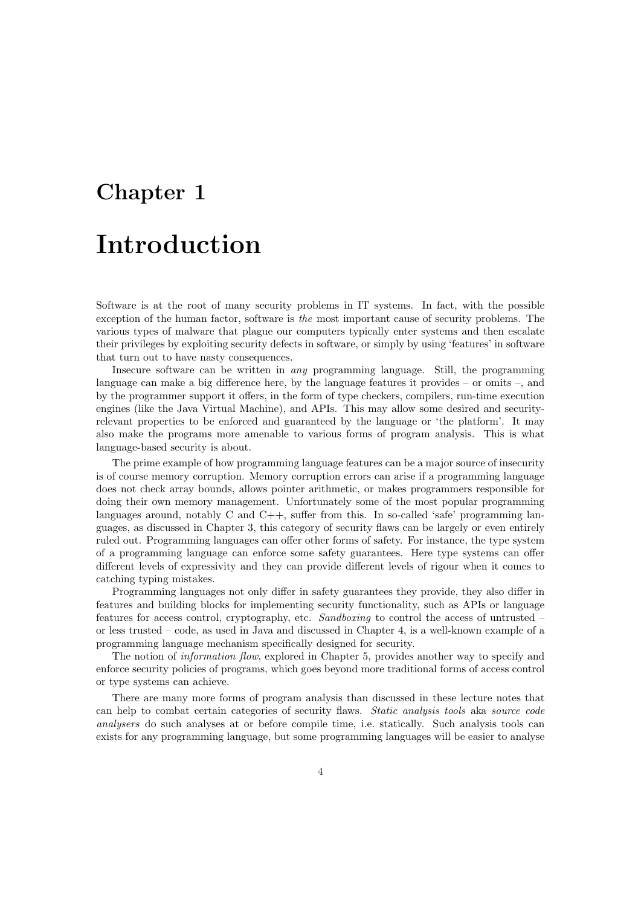# Chapter 1

# Introduction

Software is at the root of many security problems in IT systems. In fact, with the possible exception of the human factor, software is *the* most important cause of security problems. The various types of malware that plague our computers typically enter systems and then escalate their privileges by exploiting security defects in software, or simply by using 'features' in software that turn out to have nasty consequences.

Insecure software can be written in *any* programming language. Still, the programming language can make a big difference here, by the language features it provides – or omits –, and by the programmer support it offers, in the form of type checkers, compilers, run-time execution engines (like the Java Virtual Machine), and APIs. This may allow some desired and security-relevant properties to be enforced and guaranteed by the language or 'the platform'. It may also make the programs more amenable to various forms of program analysis. This is what language-based security is about.

The prime example of how programming language features can be a major source of insecurity is of course memory corruption. Memory corruption errors can arise if a programming language does not check array bounds, allows pointer arithmetic, or makes programmers responsible for doing their own memory management. Unfortunately some of the most popular programming languages around, notably C and C++, suffer from this. In so-called 'safe' programming languages, as discussed in Chapter 3, this category of security flaws can be largely or even entirely ruled out. Programming languages can offer other forms of safety. For instance, the type system of a programming language can enforce some safety guarantees. Here type systems can offer different levels of expressivity and they can provide different levels of rigour when it comes to catching typing mistakes.

Programming languages not only differ in safety guarantees they provide, they also differ in features and building blocks for implementing security functionality, such as APIs or language features for access control, cryptography, etc. *Sandboxing* to control the access of untrusted – or less trusted – code, as used in Java and discussed in Chapter 4, is a well-known example of a programming language mechanism specifically designed for security.

The notion of *information flow*, explored in Chapter 5, provides another way to specify and enforce security policies of programs, which goes beyond more traditional forms of access control or type systems can achieve.

There are many more forms of program analysis than discussed in these lecture notes that can help to combat certain categories of security flaws. *Static analysis tools* aka *source code analysers* do such analyses at or before compile time, i.e. statically. Such analysis tools can exists for any programming language, but some programming languages will be easier to analyse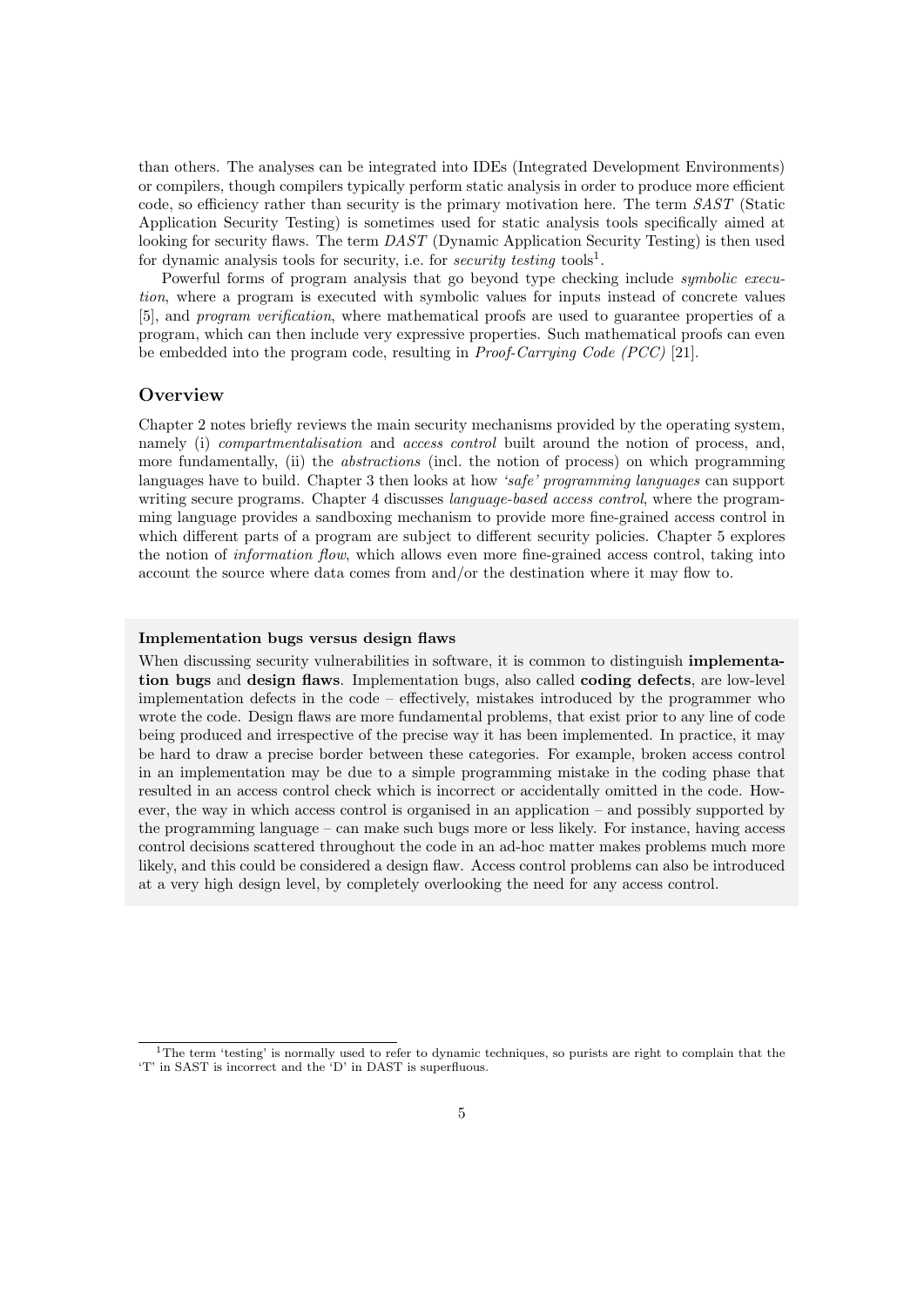than others. The analyses can be integrated into IDEs (Integrated Development Environments) or compilers, though compilers typically perform static analysis in order to produce more efficient code, so efficiency rather than security is the primary motivation here. The term *SAST* (Static Application Security Testing) is sometimes used for static analysis tools specifically aimed at looking for security flaws. The term *DAST* (Dynamic Application Security Testing) is then used for dynamic analysis tools for security, i.e. for *security testing* tools[1].

Powerful forms of program analysis that go beyond type checking include *symbolic execution*, where a program is executed with symbolic values for inputs instead of concrete values [5], and *program verification*, where mathematical proofs are used to guarantee properties of a program, which can then include very expressive properties. Such mathematical proofs can even be embedded into the program code, resulting in *Proof-Carrying Code (PCC)* [21].

## Overview

Chapter 2 notes briefly reviews the main security mechanisms provided by the operating system, namely (i) *compartmentalisation* and *access control* built around the notion of process, and, more fundamentally, (ii) the *abstractions* (incl. the notion of process) on which programming languages have to build. Chapter 3 then looks at how *'safe' programming languages* can support writing secure programs. Chapter 4 discusses *language-based access control*, where the programming language provides a sandboxing mechanism to provide more fine-grained access control in which different parts of a program are subject to different security policies. Chapter 5 explores the notion of *information flow*, which allows even more fine-grained access control, taking into account the source where data comes from and/or the destination where it may flow to.

**Implementation bugs versus design flaws**

When discussing security vulnerabilities in software, it is common to distinguish **implementation bugs** and **design flaws**. Implementation bugs, also called **coding defects**, are low-level implementation defects in the code – effectively, mistakes introduced by the programmer who wrote the code. Design flaws are more fundamental problems, that exist prior to any line of code being produced and irrespective of the precise way it has been implemented. In practice, it may be hard to draw a precise border between these categories. For example, broken access control in an implementation may be due to a simple programming mistake in the coding phase that resulted in an access control check which is incorrect or accidentally omitted in the code. However, the way in which access control is organised in an application – and possibly supported by the programming language – can make such bugs more or less likely. For instance, having access control decisions scattered throughout the code in an ad-hoc matter makes problems much more likely, and this could be considered a design flaw. Access control problems can also be introduced at a very high design level, by completely overlooking the need for any access control.

[1] The term 'testing' is normally used to refer to dynamic techniques, so purists are right to complain that the 'T' in SAST is incorrect and the 'D' in DAST is superfluous.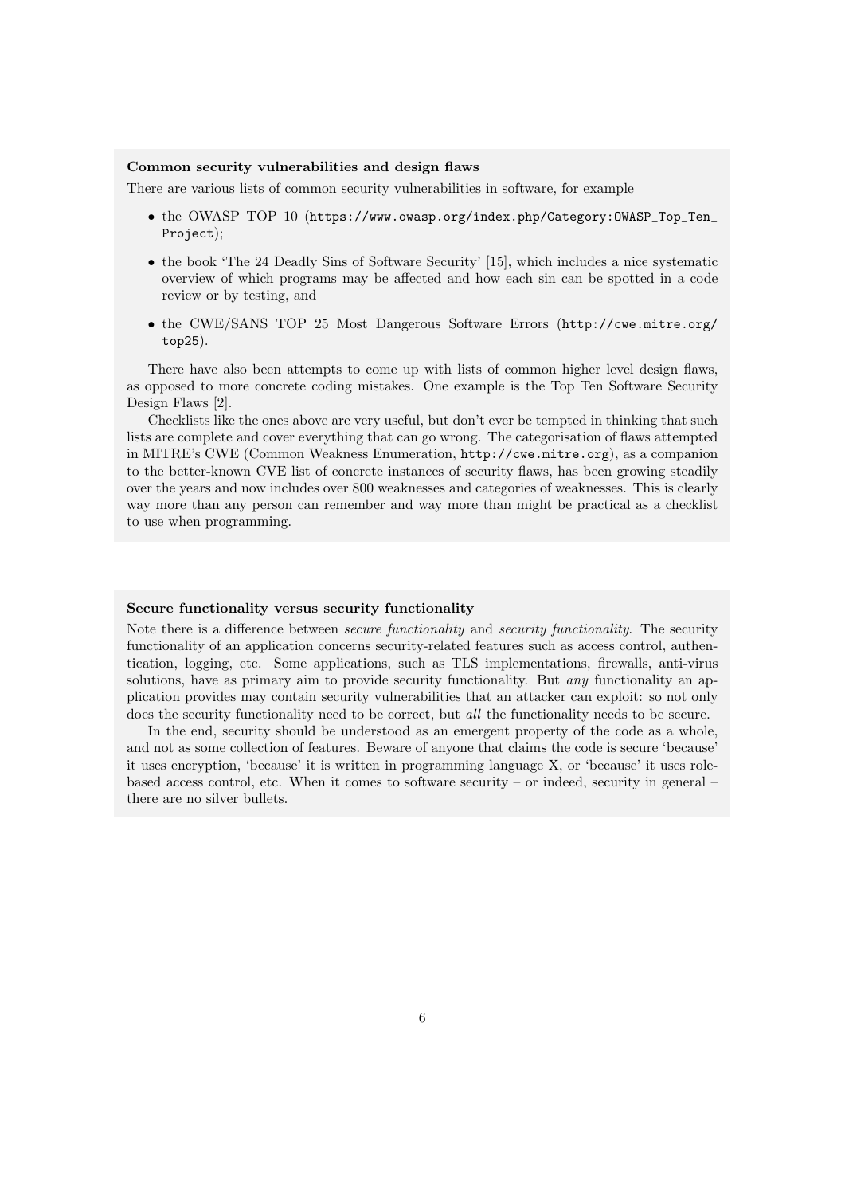### Common security vulnerabilities and design flaws

There are various lists of common security vulnerabilities in software, for example

- the OWASP TOP 10 (`https://www.owasp.org/index.php/Category:OWASP_Top_Ten_Project`);
- the book 'The 24 Deadly Sins of Software Security' [15], which includes a nice systematic overview of which programs may be affected and how each sin can be spotted in a code review or by testing, and
- the CWE/SANS TOP 25 Most Dangerous Software Errors (`http://cwe.mitre.org/top25`).

There have also been attempts to come up with lists of common higher level design flaws, as opposed to more concrete coding mistakes. One example is the Top Ten Software Security Design Flaws [2].

Checklists like the ones above are very useful, but don't ever be tempted in thinking that such lists are complete and cover everything that can go wrong. The categorisation of flaws attempted in MITRE's CWE (Common Weakness Enumeration, `http://cwe.mitre.org`), as a companion to the better-known CVE list of concrete instances of security flaws, has been growing steadily over the years and now includes over 800 weaknesses and categories of weaknesses. This is clearly way more than any person can remember and way more than might be practical as a checklist to use when programming.

### Secure functionality versus security functionality

Note there is a difference between *secure functionality* and *security functionality*. The security functionality of an application concerns security-related features such as access control, authentication, logging, etc. Some applications, such as TLS implementations, firewalls, anti-virus solutions, have as primary aim to provide security functionality. But *any* functionality an application provides may contain security vulnerabilities that an attacker can exploit: so not only does the security functionality need to be correct, but *all* the functionality needs to be secure.

In the end, security should be understood as an emergent property of the code as a whole, and not as some collection of features. Beware of anyone that claims the code is secure 'because' it uses encryption, 'because' it is written in programming language X, or 'because' it uses role-based access control, etc. When it comes to software security – or indeed, security in general – there are no silver bullets.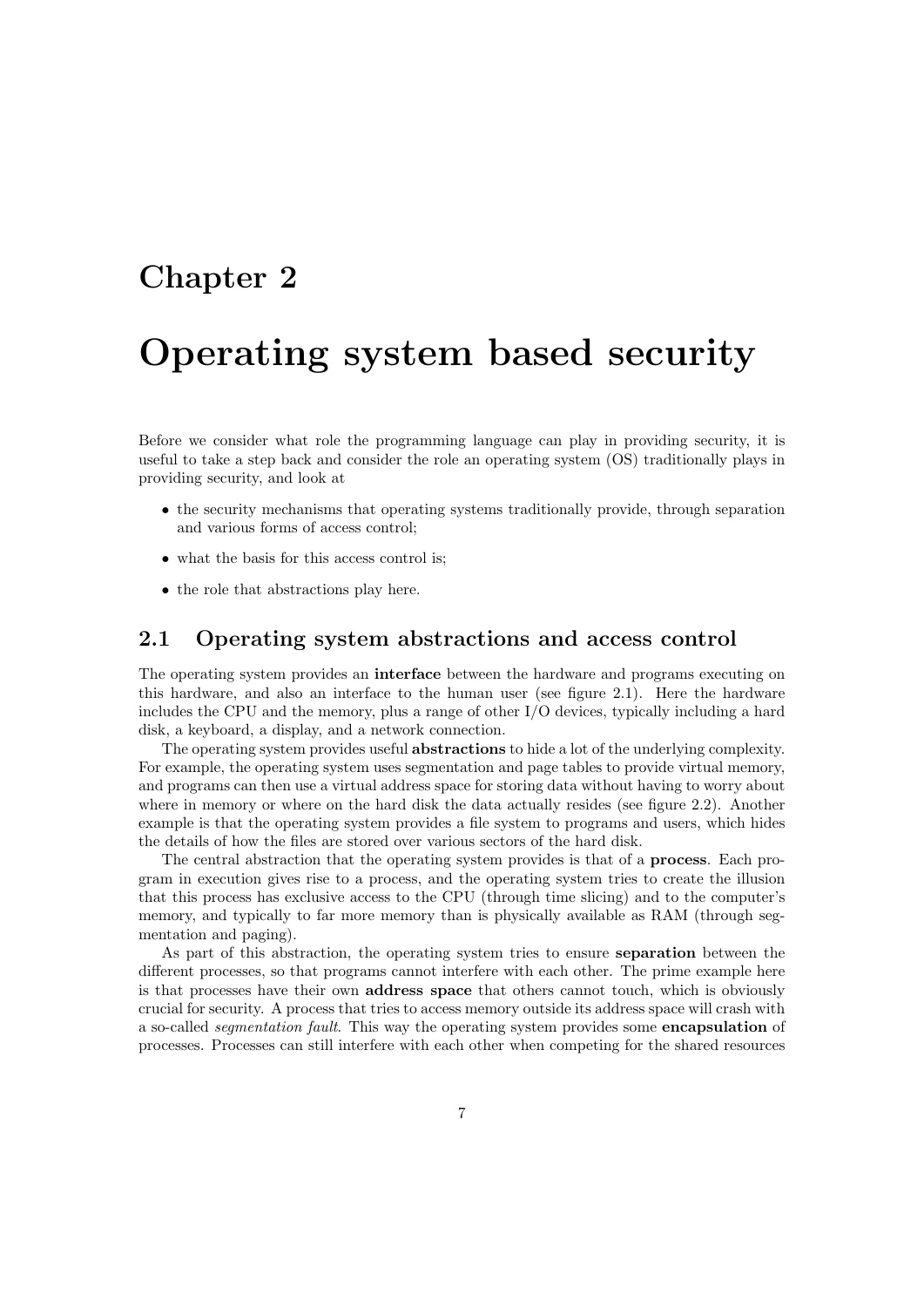# Chapter 2

# Operating system based security

Before we consider what role the programming language can play in providing security, it is useful to take a step back and consider the role an operating system (OS) traditionally plays in providing security, and look at

- the security mechanisms that operating systems traditionally provide, through separation and various forms of access control;
- what the basis for this access control is;
- the role that abstractions play here.

## 2.1 Operating system abstractions and access control

The operating system provides an **interface** between the hardware and programs executing on this hardware, and also an interface to the human user (see figure 2.1). Here the hardware includes the CPU and the memory, plus a range of other I/O devices, typically including a hard disk, a keyboard, a display, and a network connection.

The operating system provides useful **abstractions** to hide a lot of the underlying complexity. For example, the operating system uses segmentation and page tables to provide virtual memory, and programs can then use a virtual address space for storing data without having to worry about where in memory or where on the hard disk the data actually resides (see figure 2.2). Another example is that the operating system provides a file system to programs and users, which hides the details of how the files are stored over various sectors of the hard disk.

The central abstraction that the operating system provides is that of a **process**. Each program in execution gives rise to a process, and the operating system tries to create the illusion that this process has exclusive access to the CPU (through time slicing) and to the computer's memory, and typically to far more memory than is physically available as RAM (through segmentation and paging).

As part of this abstraction, the operating system tries to ensure **separation** between the different processes, so that programs cannot interfere with each other. The prime example here is that processes have their own **address space** that others cannot touch, which is obviously crucial for security. A process that tries to access memory outside its address space will crash with a so-called *segmentation fault*. This way the operating system provides some **encapsulation** of processes. Processes can still interfere with each other when competing for the shared resources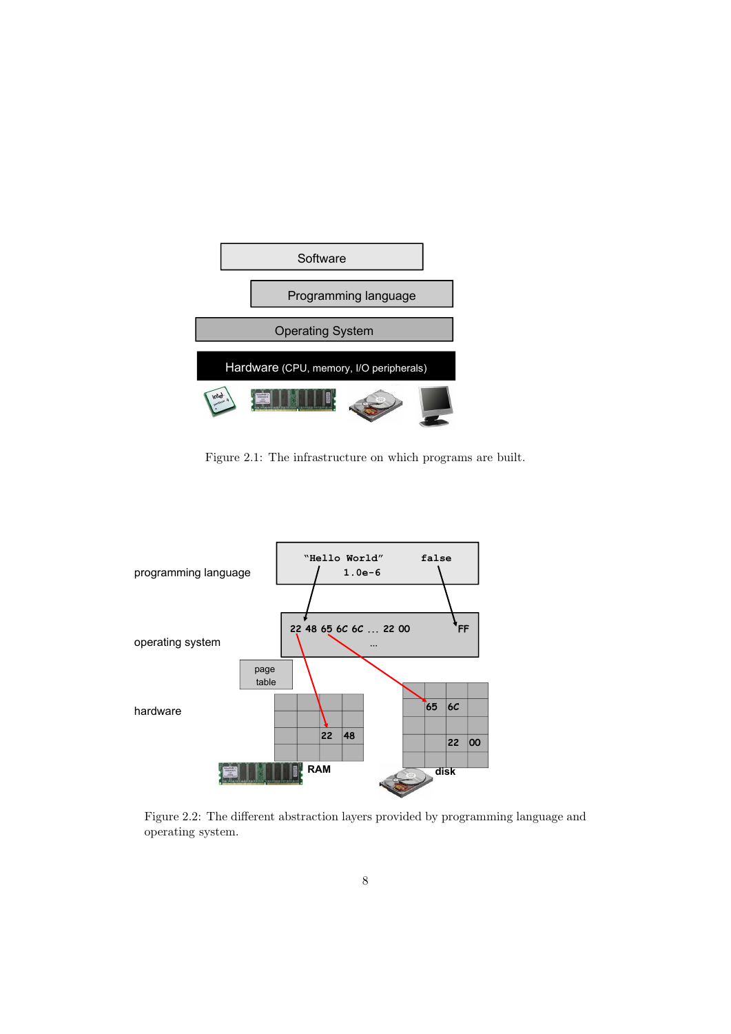Figure 2.1: The infrastructure on which programs are built.

Figure 2.2: The different abstraction layers provided by programming language and operating system.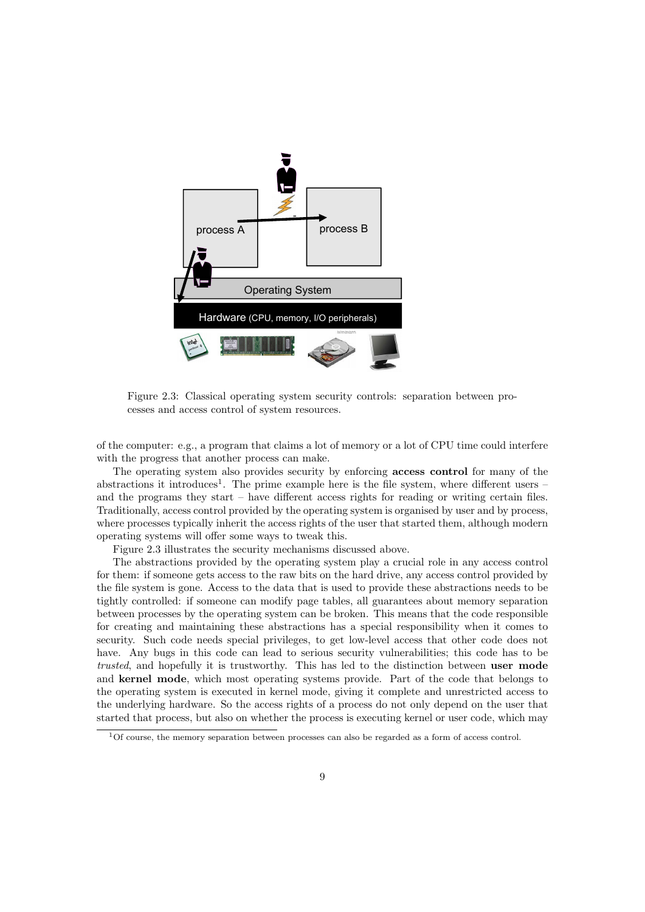Figure 2.3: Classical operating system security controls: separation between processes and access control of system resources.

of the computer: e.g., a program that claims a lot of memory or a lot of CPU time could interfere with the progress that another process can make.

The operating system also provides security by enforcing **access control** for many of the abstractions it introduces[1]. The prime example here is the file system, where different users – and the programs they start – have different access rights for reading or writing certain files. Traditionally, access control provided by the operating system is organised by user and by process, where processes typically inherit the access rights of the user that started them, although modern operating systems will offer some ways to tweak this.

Figure 2.3 illustrates the security mechanisms discussed above.

The abstractions provided by the operating system play a crucial role in any access control for them: if someone gets access to the raw bits on the hard drive, any access control provided by the file system is gone. Access to the data that is used to provide these abstractions needs to be tightly controlled: if someone can modify page tables, all guarantees about memory separation between processes by the operating system can be broken. This means that the code responsible for creating and maintaining these abstractions has a special responsibility when it comes to security. Such code needs special privileges, to get low-level access that other code does not have. Any bugs in this code can lead to serious security vulnerabilities; this code has to be *trusted*, and hopefully it is trustworthy. This has led to the distinction between **user mode** and **kernel mode**, which most operating systems provide. Part of the code that belongs to the operating system is executed in kernel mode, giving it complete and unrestricted access to the underlying hardware. So the access rights of a process do not only depend on the user that started that process, but also on whether the process is executing kernel or user code, which may

[1] Of course, the memory separation between processes can also be regarded as a form of access control.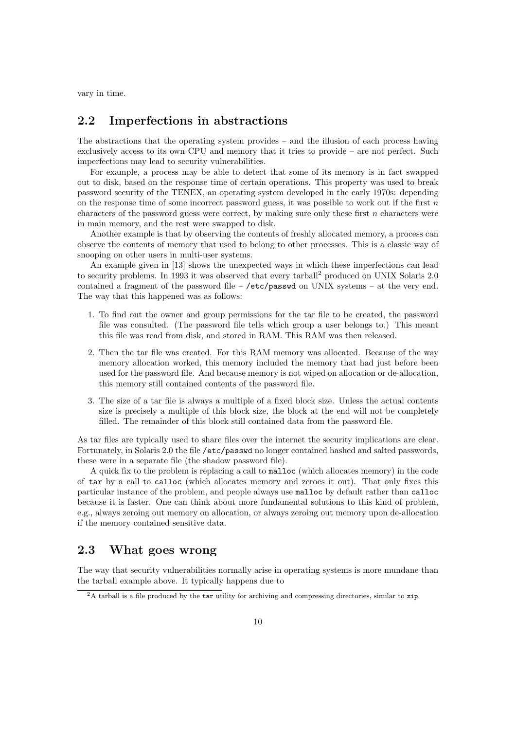vary in time.

## 2.2 Imperfections in abstractions

The abstractions that the operating system provides – and the illusion of each process having exclusively access to its own CPU and memory that it tries to provide – are not perfect. Such imperfections may lead to security vulnerabilities.

For example, a process may be able to detect that some of its memory is in fact swapped out to disk, based on the response time of certain operations. This property was used to break password security of the TENEX, an operating system developed in the early 1970s: depending on the response time of some incorrect password guess, it was possible to work out if the first $n$ characters of the password guess were correct, by making sure only these first $n$ characters were in main memory, and the rest were swapped to disk.

Another example is that by observing the contents of freshly allocated memory, a process can observe the contents of memory that used to belong to other processes. This is a classic way of snooping on other users in multi-user systems.

An example given in [13] shows the unexpected ways in which these imperfections can lead to security problems. In 1993 it was observed that every tarball[2] produced on UNIX Solaris 2.0 contained a fragment of the password file – `/etc/passwd` on UNIX systems – at the very end. The way that this happened was as follows:

1. To find out the owner and group permissions for the tar file to be created, the password file was consulted. (The password file tells which group a user belongs to.) This meant this file was read from disk, and stored in RAM. This RAM was then released.
2. Then the tar file was created. For this RAM memory was allocated. Because of the way memory allocation worked, this memory included the memory that had just before been used for the password file. And because memory is not wiped on allocation or de-allocation, this memory still contained contents of the password file.
3. The size of a tar file is always a multiple of a fixed block size. Unless the actual contents size is precisely a multiple of this block size, the block at the end will not be completely filled. The remainder of this block still contained data from the password file.

As tar files are typically used to share files over the internet the security implications are clear. Fortunately, in Solaris 2.0 the file `/etc/passwd` no longer contained hashed and salted passwords, these were in a separate file (the shadow password file).

A quick fix to the problem is replacing a call to `malloc` (which allocates memory) in the code of `tar` by a call to `calloc` (which allocates memory and zeroes it out). That only fixes this particular instance of the problem, and people always use `malloc` by default rather than `calloc` because it is faster. One can think about more fundamental solutions to this kind of problem, e.g., always zeroing out memory on allocation, or always zeroing out memory upon de-allocation if the memory contained sensitive data.

## 2.3 What goes wrong

The way that security vulnerabilities normally arise in operating systems is more mundane than the tarball example above. It typically happens due to

[2] A tarball is a file produced by the `tar` utility for archiving and compressing directories, similar to `zip`.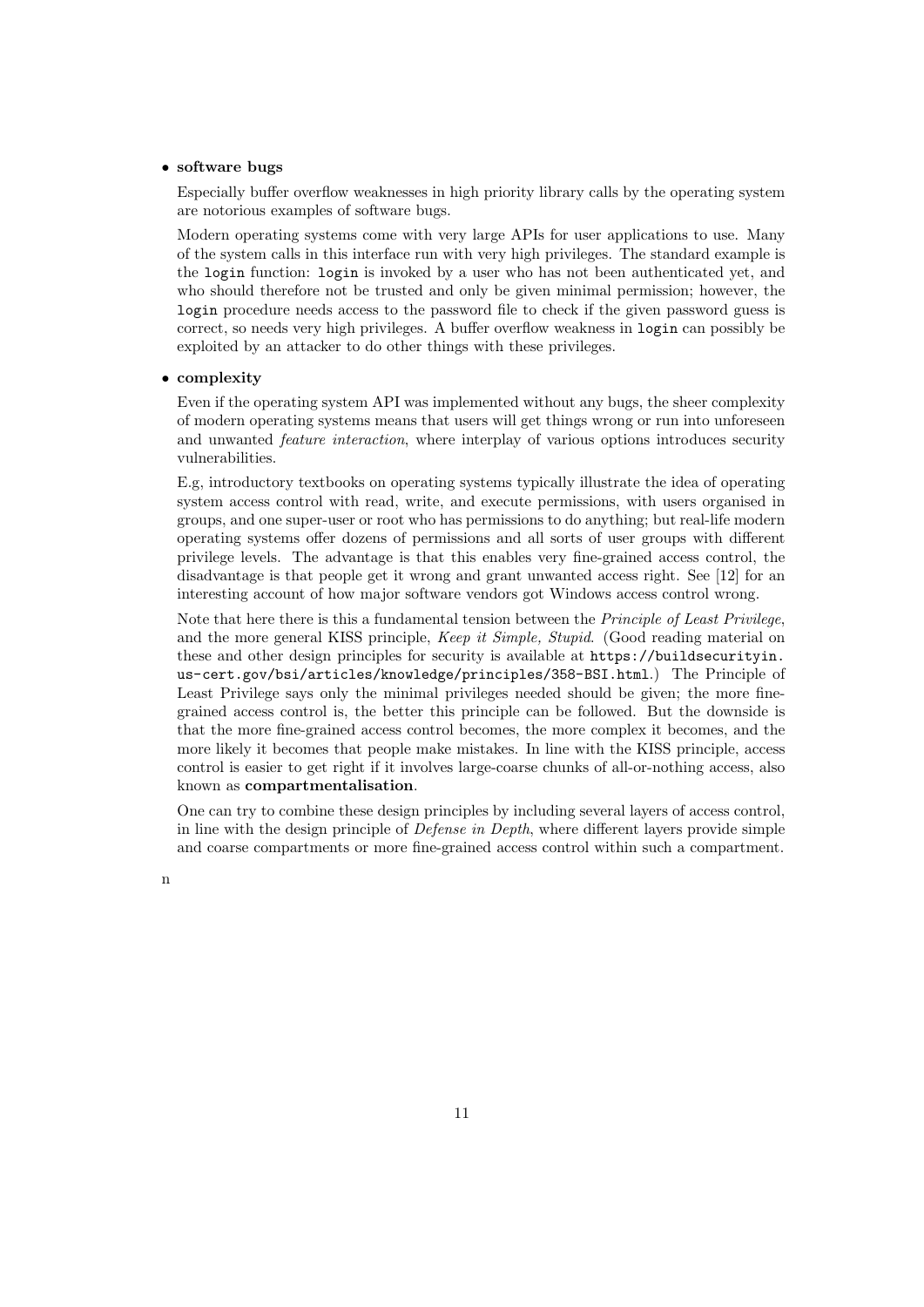- **software bugs**

  Especially buffer overflow weaknesses in high priority library calls by the operating system are notorious examples of software bugs.

  Modern operating systems come with very large APIs for user applications to use. Many of the system calls in this interface run with very high privileges. The standard example is the `login` function: `login` is invoked by a user who has not been authenticated yet, and who should therefore not be trusted and only be given minimal permission; however, the `login` procedure needs access to the password file to check if the given password guess is correct, so needs very high privileges. A buffer overflow weakness in `login` can possibly be exploited by an attacker to do other things with these privileges.

- **complexity**

  Even if the operating system API was implemented without any bugs, the sheer complexity of modern operating systems means that users will get things wrong or run into unforeseen and unwanted *feature interaction*, where interplay of various options introduces security vulnerabilities.

  E.g, introductory textbooks on operating systems typically illustrate the idea of operating system access control with read, write, and execute permissions, with users organised in groups, and one super-user or root who has permissions to do anything; but real-life modern operating systems offer dozens of permissions and all sorts of user groups with different privilege levels. The advantage is that this enables very fine-grained access control, the disadvantage is that people get it wrong and grant unwanted access right. See [12] for an interesting account of how major software vendors got Windows access control wrong.

  Note that here there is this a fundamental tension between the *Principle of Least Privilege*, and the more general KISS principle, *Keep it Simple, Stupid*. (Good reading material on these and other design principles for security is available at `https://buildsecurityin.us-cert.gov/bsi/articles/knowledge/principles/358-BSI.html`.) The Principle of Least Privilege says only the minimal privileges needed should be given; the more fine-grained access control is, the better this principle can be followed. But the downside is that the more fine-grained access control becomes, the more complex it becomes, and the more likely it becomes that people make mistakes. In line with the KISS principle, access control is easier to get right if it involves large-coarse chunks of all-or-nothing access, also known as **compartmentalisation**.

  One can try to combine these design principles by including several layers of access control, in line with the design principle of *Defense in Depth*, where different layers provide simple and coarse compartments or more fine-grained access control within such a compartment.

n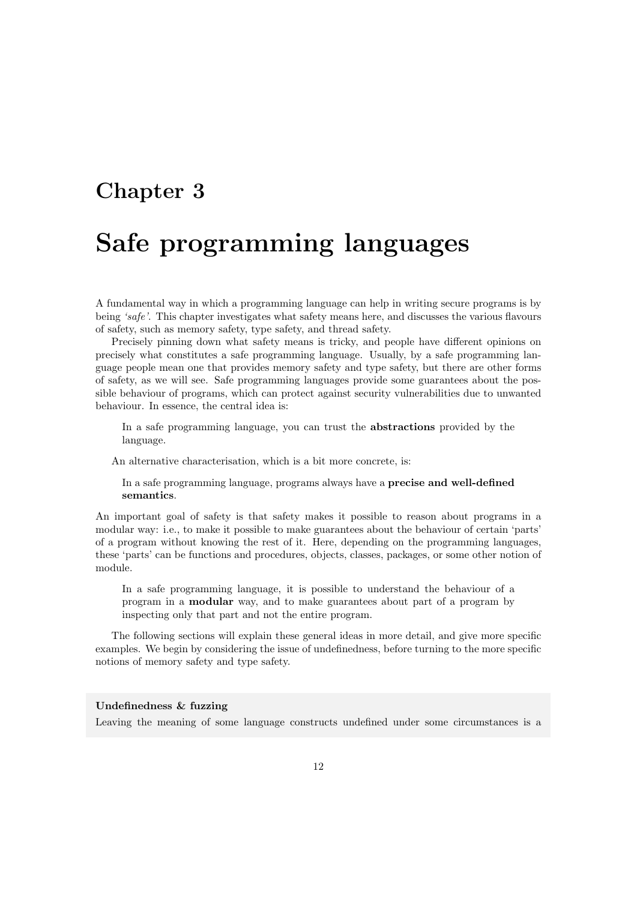# Chapter 3

# Safe programming languages

A fundamental way in which a programming language can help in writing secure programs is by being *'safe'*. This chapter investigates what safety means here, and discusses the various flavours of safety, such as memory safety, type safety, and thread safety.

Precisely pinning down what safety means is tricky, and people have different opinions on precisely what constitutes a safe programming language. Usually, by a safe programming language people mean one that provides memory safety and type safety, but there are other forms of safety, as we will see. Safe programming languages provide some guarantees about the possible behaviour of programs, which can protect against security vulnerabilities due to unwanted behaviour. In essence, the central idea is:

> In a safe programming language, you can trust the **abstractions** provided by the language.

An alternative characterisation, which is a bit more concrete, is:

> In a safe programming language, programs always have a **precise and well-defined semantics**.

An important goal of safety is that safety makes it possible to reason about programs in a modular way: i.e., to make it possible to make guarantees about the behaviour of certain 'parts' of a program without knowing the rest of it. Here, depending on the programming languages, these 'parts' can be functions and procedures, objects, classes, packages, or some other notion of module.

> In a safe programming language, it is possible to understand the behaviour of a program in a **modular** way, and to make guarantees about part of a program by inspecting only that part and not the entire program.

The following sections will explain these general ideas in more detail, and give more specific examples. We begin by considering the issue of undefinedness, before turning to the more specific notions of memory safety and type safety.

**Undefinedness & fuzzing**

Leaving the meaning of some language constructs undefined under some circumstances is a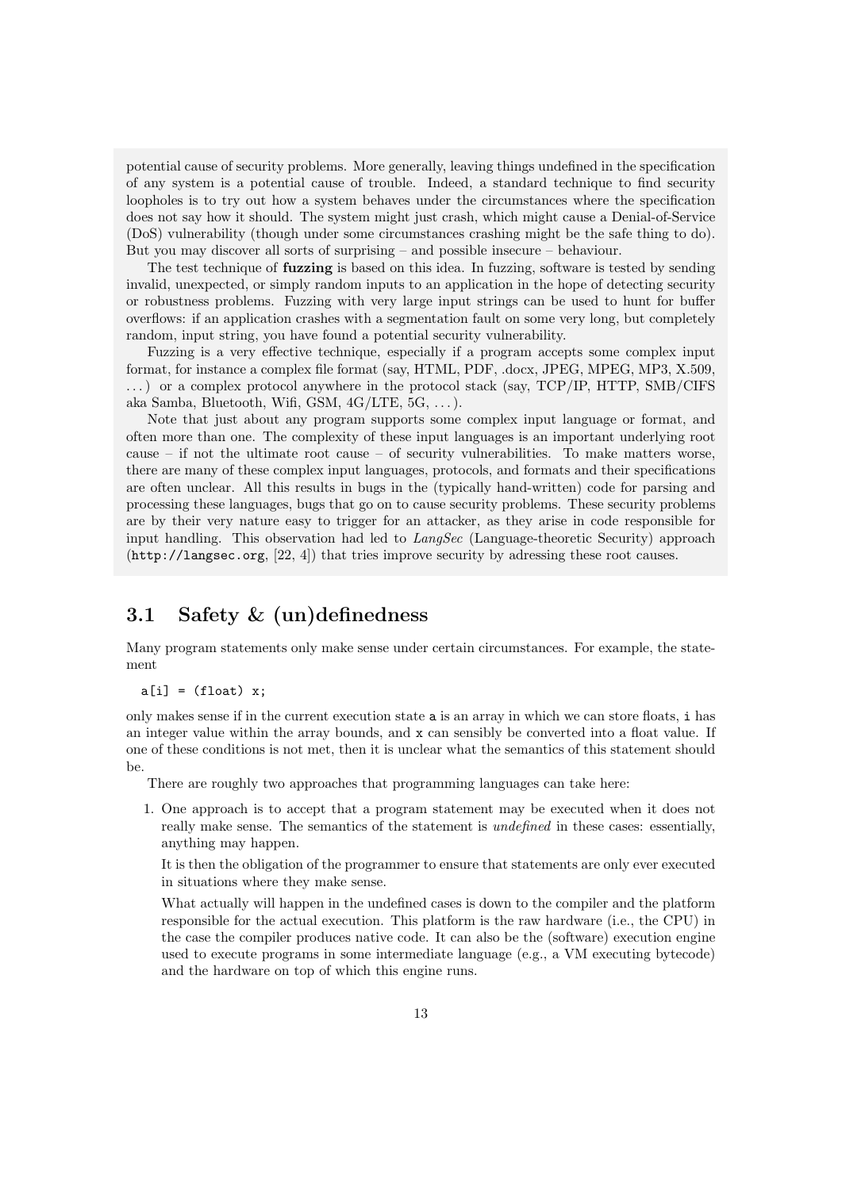potential cause of security problems. More generally, leaving things undefined in the specification of any system is a potential cause of trouble. Indeed, a standard technique to find security loopholes is to try out how a system behaves under the circumstances where the specification does not say how it should. The system might just crash, which might cause a Denial-of-Service (DoS) vulnerability (though under some circumstances crashing might be the safe thing to do). But you may discover all sorts of surprising – and possible insecure – behaviour.

The test technique of **fuzzing** is based on this idea. In fuzzing, software is tested by sending invalid, unexpected, or simply random inputs to an application in the hope of detecting security or robustness problems. Fuzzing with very large input strings can be used to hunt for buffer overflows: if an application crashes with a segmentation fault on some very long, but completely random, input string, you have found a potential security vulnerability.

Fuzzing is a very effective technique, especially if a program accepts some complex input format, for instance a complex file format (say, HTML, PDF, .docx, JPEG, MPEG, MP3, X.509, . . . ) or a complex protocol anywhere in the protocol stack (say, TCP/IP, HTTP, SMB/CIFS aka Samba, Bluetooth, Wifi, GSM, 4G/LTE, 5G, . . . ).

Note that just about any program supports some complex input language or format, and often more than one. The complexity of these input languages is an important underlying root cause – if not the ultimate root cause – of security vulnerabilities. To make matters worse, there are many of these complex input languages, protocols, and formats and their specifications are often unclear. All this results in bugs in the (typically hand-written) code for parsing and processing these languages, bugs that go on to cause security problems. These security problems are by their very nature easy to trigger for an attacker, as they arise in code responsible for input handling. This observation had led to *LangSec* (Language-theoretic Security) approach (`http://langsec.org`, [22, 4]) that tries improve security by adressing these root causes.

## 3.1 Safety & (un)definedness

Many program statements only make sense under certain circumstances. For example, the statement

```
a[i] = (float) x;
```

only makes sense if in the current execution state `a` is an array in which we can store floats, `i` has an integer value within the array bounds, and `x` can sensibly be converted into a float value. If one of these conditions is not met, then it is unclear what the semantics of this statement should be.

There are roughly two approaches that programming languages can take here:

1. One approach is to accept that a program statement may be executed when it does not really make sense. The semantics of the statement is *undefined* in these cases: essentially, anything may happen.

   It is then the obligation of the programmer to ensure that statements are only ever executed in situations where they make sense.

   What actually will happen in the undefined cases is down to the compiler and the platform responsible for the actual execution. This platform is the raw hardware (i.e., the CPU) in the case the compiler produces native code. It can also be the (software) execution engine used to execute programs in some intermediate language (e.g., a VM executing bytecode) and the hardware on top of which this engine runs.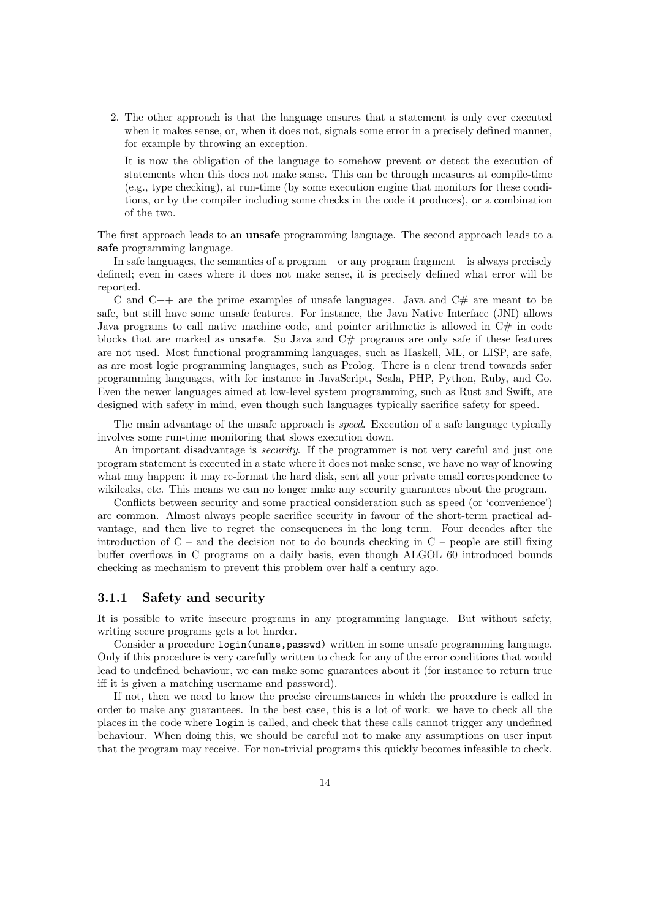2. The other approach is that the language ensures that a statement is only ever executed when it makes sense, or, when it does not, signals some error in a precisely defined manner, for example by throwing an exception.

   It is now the obligation of the language to somehow prevent or detect the execution of statements when this does not make sense. This can be through measures at compile-time (e.g., type checking), at run-time (by some execution engine that monitors for these conditions, or by the compiler including some checks in the code it produces), or a combination of the two.

The first approach leads to an **unsafe** programming language. The second approach leads to a **safe** programming language.

In safe languages, the semantics of a program – or any program fragment – is always precisely defined; even in cases where it does not make sense, it is precisely defined what error will be reported.

C and C++ are the prime examples of unsafe languages. Java and C# are meant to be safe, but still have some unsafe features. For instance, the Java Native Interface (JNI) allows Java programs to call native machine code, and pointer arithmetic is allowed in C# in code blocks that are marked as `unsafe`. So Java and C# programs are only safe if these features are not used. Most functional programming languages, such as Haskell, ML, or LISP, are safe, as are most logic programming languages, such as Prolog. There is a clear trend towards safer programming languages, with for instance in JavaScript, Scala, PHP, Python, Ruby, and Go. Even the newer languages aimed at low-level system programming, such as Rust and Swift, are designed with safety in mind, even though such languages typically sacrifice safety for speed.

The main advantage of the unsafe approach is *speed*. Execution of a safe language typically involves some run-time monitoring that slows execution down.

An important disadvantage is *security*. If the programmer is not very careful and just one program statement is executed in a state where it does not make sense, we have no way of knowing what may happen: it may re-format the hard disk, sent all your private email correspondence to wikileaks, etc. This means we can no longer make any security guarantees about the program.

Conflicts between security and some practical consideration such as speed (or 'convenience') are common. Almost always people sacrifice security in favour of the short-term practical advantage, and then live to regret the consequences in the long term. Four decades after the introduction of C – and the decision not to do bounds checking in C – people are still fixing buffer overflows in C programs on a daily basis, even though ALGOL 60 introduced bounds checking as mechanism to prevent this problem over half a century ago.

### 3.1.1 Safety and security

It is possible to write insecure programs in any programming language. But without safety, writing secure programs gets a lot harder.

Consider a procedure `login(uname,passwd)` written in some unsafe programming language. Only if this procedure is very carefully written to check for any of the error conditions that would lead to undefined behaviour, we can make some guarantees about it (for instance to return true iff it is given a matching username and password).

If not, then we need to know the precise circumstances in which the procedure is called in order to make any guarantees. In the best case, this is a lot of work: we have to check all the places in the code where `login` is called, and check that these calls cannot trigger any undefined behaviour. When doing this, we should be careful not to make any assumptions on user input that the program may receive. For non-trivial programs this quickly becomes infeasible to check.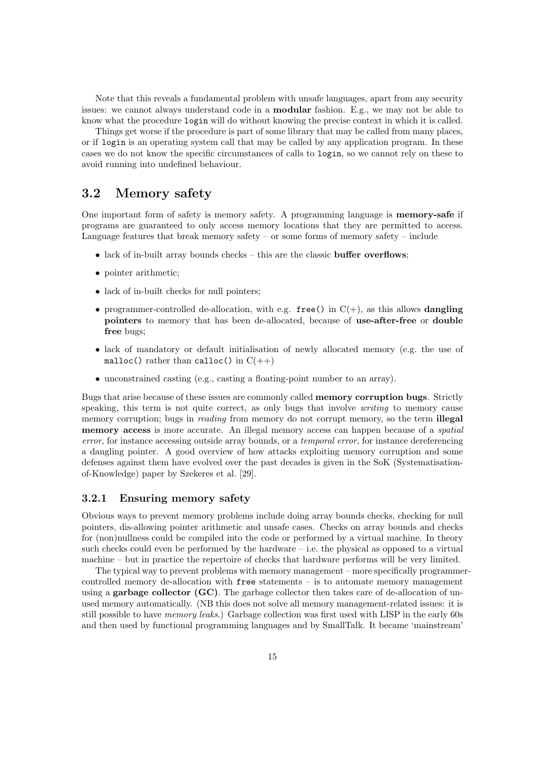Note that this reveals a fundamental problem with unsafe languages, apart from any security issues: we cannot always understand code in a **modular** fashion. E.g., we may not be able to know what the procedure `login` will do without knowing the precise context in which it is called.

Things get worse if the procedure is part of some library that may be called from many places, or if `login` is an operating system call that may be called by any application program. In these cases we do not know the specific circumstances of calls to `login`, so we cannot rely on these to avoid running into undefined behaviour.

## 3.2 Memory safety

One important form of safety is memory safety. A programming language is **memory-safe** if programs are guaranteed to only access memory locations that they are permitted to access. Language features that break memory safety – or some forms of memory safety – include

- lack of in-built array bounds checks – this are the classic **buffer overflows**;
- pointer arithmetic;
- lack of in-built checks for null pointers;
- programmer-controlled de-allocation, with e.g. `free()` in C(+), as this allows **dangling pointers** to memory that has been de-allocated, because of **use-after-free** or **double free** bugs;
- lack of mandatory or default initialisation of newly allocated memory (e.g. the use of `malloc()` rather than `calloc()` in C(++)
- unconstrained casting (e.g., casting a floating-point number to an array).

Bugs that arise because of these issues are commonly called **memory corruption bugs**. Strictly speaking, this term is not quite correct, as only bugs that involve *writing* to memory cause memory corruption; bugs in *reading* from memory do not corrupt memory, so the term **illegal memory access** is more accurate. An illegal memory access can happen because of a *spatial error*, for instance accessing outside array bounds, or a *temporal error*, for instance dereferencing a dangling pointer. A good overview of how attacks exploiting memory corruption and some defenses against them have evolved over the past decades is given in the SoK (Systematisation-of-Knowledge) paper by Szekeres et al. [29].

### 3.2.1 Ensuring memory safety

Obvious ways to prevent memory problems include doing array bounds checks, checking for null pointers, dis-allowing pointer arithmetic and unsafe cases. Checks on array bounds and checks for (non)nullness could be compiled into the code or performed by a virtual machine. In theory such checks could even be performed by the hardware – i.e. the physical as opposed to a virtual machine – but in practice the repertoire of checks that hardware performs will be very limited.

The typical way to prevent problems with memory management – more specifically programmer-controlled memory de-allocation with `free` statements – is to automate memory management using a **garbage collector (GC)**. The garbage collector then takes care of de-allocation of unused memory automatically. (NB this does not solve all memory management-related issues: it is still possible to have *memory leaks*.) Garbage collection was first used with LISP in the early 60s and then used by functional programming languages and by SmallTalk. It became 'mainstream'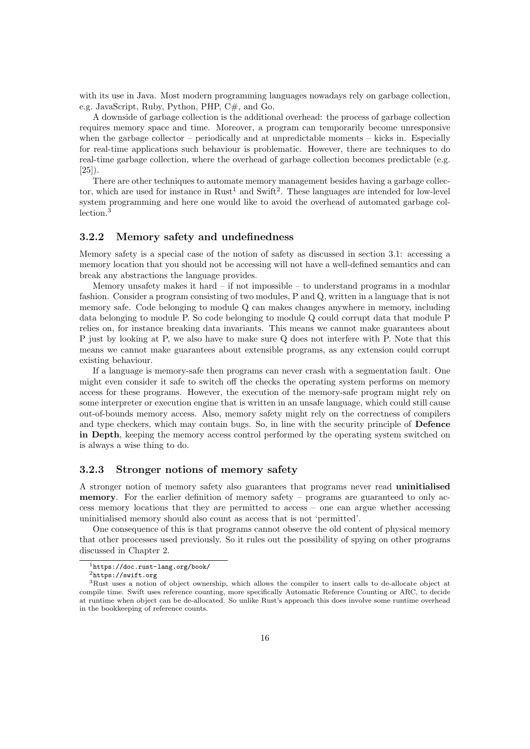with its use in Java. Most modern programming languages nowadays rely on garbage collection, e.g. JavaScript, Ruby, Python, PHP, C#, and Go.

A downside of garbage collection is the additional overhead: the process of garbage collection requires memory space and time. Moreover, a program can temporarily become unresponsive when the garbage collector – periodically and at unpredictable moments – kicks in. Especially for real-time applications such behaviour is problematic. However, there are techniques to do real-time garbage collection, where the overhead of garbage collection becomes predictable (e.g. [25]).

There are other techniques to automate memory management besides having a garbage collector, which are used for instance in Rust[1] and Swift[2]. These languages are intended for low-level system programming and here one would like to avoid the overhead of automated garbage collection.[3]

### 3.2.2 Memory safety and undefinedness

Memory safety is a special case of the notion of safety as discussed in section 3.1: accessing a memory location that you should not be accessing will not have a well-defined semantics and can break any abstractions the language provides.

Memory unsafety makes it hard – if not impossible – to understand programs in a modular fashion. Consider a program consisting of two modules, P and Q, written in a language that is not memory safe. Code belonging to module Q can makes changes anywhere in memory, including data belonging to module P. So code belonging to module Q could corrupt data that module P relies on, for instance breaking data invariants. This means we cannot make guarantees about P just by looking at P, we also have to make sure Q does not interfere with P. Note that this means we cannot make guarantees about extensible programs, as any extension could corrupt existing behaviour.

If a language is memory-safe then programs can never crash with a segmentation fault. One might even consider it safe to switch off the checks the operating system performs on memory access for these programs. However, the execution of the memory-safe program might rely on some interpreter or execution engine that is written in an unsafe language, which could still cause out-of-bounds memory access. Also, memory safety might rely on the correctness of compilers and type checkers, which may contain bugs. So, in line with the security principle of **Defence in Depth**, keeping the memory access control performed by the operating system switched on is always a wise thing to do.

### 3.2.3 Stronger notions of memory safety

A stronger notion of memory safety also guarantees that programs never read **uninitialised memory**. For the earlier definition of memory safety – programs are guaranteed to only access memory locations that they are permitted to access – one can argue whether accessing uninitialised memory should also count as access that is not 'permitted'.

One consequence of this is that programs cannot observe the old content of physical memory that other processes used previously. So it rules out the possibility of spying on other programs discussed in Chapter 2.

---

[1] `https://doc.rust-lang.org/book/`

[2] `https://swift.org`

[3] Rust uses a notion of object ownership, which allows the compiler to insert calls to de-allocate object at compile time. Swift uses reference counting, more specifically Automatic Reference Counting or ARC, to decide at runtime when object can be de-allocated. So unlike Rust's approach this does involve some runtime overhead in the bookkeeping of reference counts.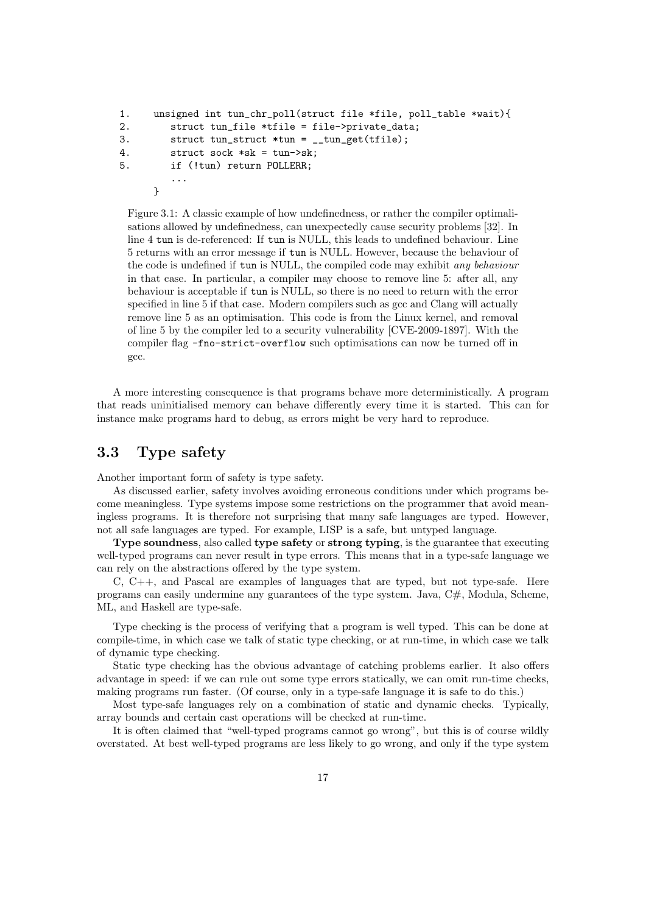```
1.    unsigned int tun_chr_poll(struct file *file, poll_table *wait){
2.       struct tun_file *tfile = file->private_data;
3.       struct tun_struct *tun = __tun_get(tfile);
4.       struct sock *sk = tun->sk;
5.       if (!tun) return POLLERR;
         ...
      }
```

Figure 3.1: A classic example of how undefinedness, or rather the compiler optimalisations allowed by undefinedness, can unexpectedly cause security problems [32]. In line 4 `tun` is de-referenced: If `tun` is NULL, this leads to undefined behaviour. Line 5 returns with an error message if `tun` is NULL. However, because the behaviour of the code is undefined if `tun` is NULL, the compiled code may exhibit *any behaviour* in that case. In particular, a compiler may choose to remove line 5: after all, any behaviour is acceptable if `tun` is NULL, so there is no need to return with the error specified in line 5 if that case. Modern compilers such as gcc and Clang will actually remove line 5 as an optimisation. This code is from the Linux kernel, and removal of line 5 by the compiler led to a security vulnerability [CVE-2009-1897]. With the compiler flag `-fno-strict-overflow` such optimisations can now be turned off in gcc.

A more interesting consequence is that programs behave more deterministically. A program that reads uninitialised memory can behave differently every time it is started. This can for instance make programs hard to debug, as errors might be very hard to reproduce.

## 3.3 Type safety

Another important form of safety is type safety.

As discussed earlier, safety involves avoiding erroneous conditions under which programs become meaningless. Type systems impose some restrictions on the programmer that avoid meaningless programs. It is therefore not surprising that many safe languages are typed. However, not all safe languages are typed. For example, LISP is a safe, but untyped language.

**Type soundness**, also called **type safety** or **strong typing**, is the guarantee that executing well-typed programs can never result in type errors. This means that in a type-safe language we can rely on the abstractions offered by the type system.

C, C++, and Pascal are examples of languages that are typed, but not type-safe. Here programs can easily undermine any guarantees of the type system. Java, C#, Modula, Scheme, ML, and Haskell are type-safe.

Type checking is the process of verifying that a program is well typed. This can be done at compile-time, in which case we talk of static type checking, or at run-time, in which case we talk of dynamic type checking.

Static type checking has the obvious advantage of catching problems earlier. It also offers advantage in speed: if we can rule out some type errors statically, we can omit run-time checks, making programs run faster. (Of course, only in a type-safe language it is safe to do this.)

Most type-safe languages rely on a combination of static and dynamic checks. Typically, array bounds and certain cast operations will be checked at run-time.

It is often claimed that "well-typed programs cannot go wrong", but this is of course wildly overstated. At best well-typed programs are less likely to go wrong, and only if the type system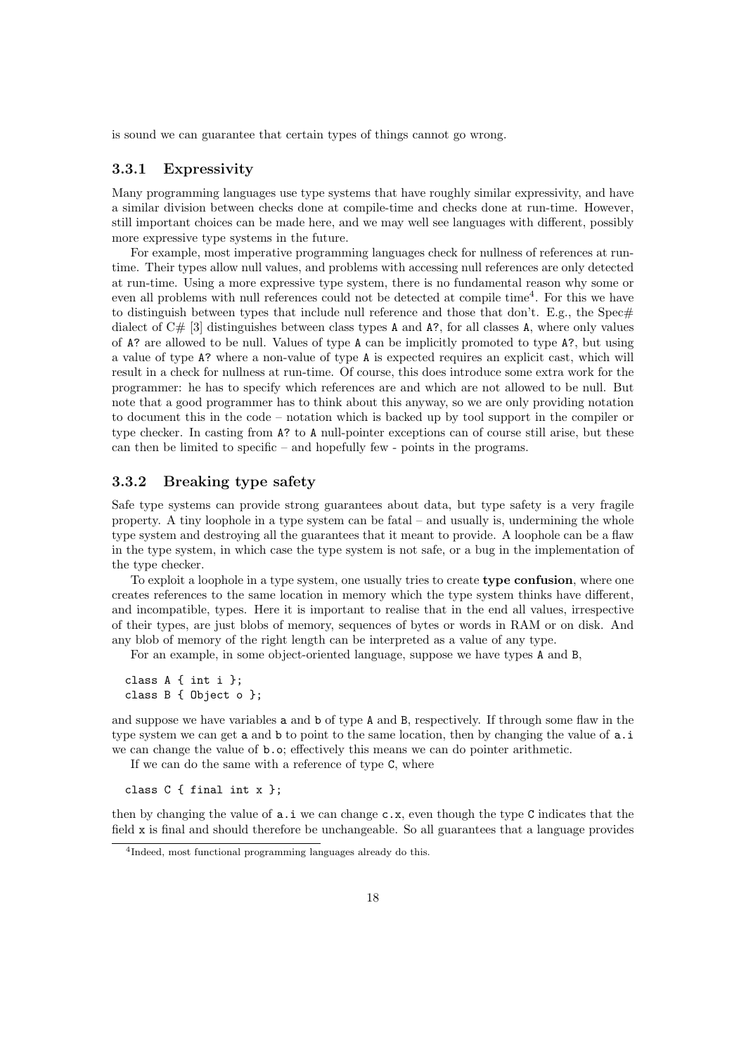is sound we can guarantee that certain types of things cannot go wrong.

### 3.3.1 Expressivity

Many programming languages use type systems that have roughly similar expressivity, and have a similar division between checks done at compile-time and checks done at run-time. However, still important choices can be made here, and we may well see languages with different, possibly more expressive type systems in the future.

For example, most imperative programming languages check for nullness of references at run-time. Their types allow null values, and problems with accessing null references are only detected at run-time. Using a more expressive type system, there is no fundamental reason why some or even all problems with null references could not be detected at compile time[4]. For this we have to distinguish between types that include null reference and those that don't. E.g., the Spec# dialect of C# [3] distinguishes between class types `A` and `A?`, for all classes `A`, where only values of `A?` are allowed to be null. Values of type `A` can be implicitly promoted to type `A?`, but using a value of type `A?` where a non-value of type `A` is expected requires an explicit cast, which will result in a check for nullness at run-time. Of course, this does introduce some extra work for the programmer: he has to specify which references are and which are not allowed to be null. But note that a good programmer has to think about this anyway, so we are only providing notation to document this in the code – notation which is backed up by tool support in the compiler or type checker. In casting from `A?` to `A` null-pointer exceptions can of course still arise, but these can then be limited to specific – and hopefully few - points in the programs.

### 3.3.2 Breaking type safety

Safe type systems can provide strong guarantees about data, but type safety is a very fragile property. A tiny loophole in a type system can be fatal – and usually is, undermining the whole type system and destroying all the guarantees that it meant to provide. A loophole can be a flaw in the type system, in which case the type system is not safe, or a bug in the implementation of the type checker.

To exploit a loophole in a type system, one usually tries to create **type confusion**, where one creates references to the same location in memory which the type system thinks have different, and incompatible, types. Here it is important to realise that in the end all values, irrespective of their types, are just blobs of memory, sequences of bytes or words in RAM or on disk. And any blob of memory of the right length can be interpreted as a value of any type.

For an example, in some object-oriented language, suppose we have types `A` and `B`,

```
class A { int i };
class B { Object o };
```

and suppose we have variables `a` and `b` of type `A` and `B`, respectively. If through some flaw in the type system we can get `a` and `b` to point to the same location, then by changing the value of `a.i` we can change the value of `b.o`; effectively this means we can do pointer arithmetic.

If we can do the same with a reference of type `C`, where

```
class C { final int x };
```

then by changing the value of `a.i` we can change `c.x`, even though the type `C` indicates that the field `x` is final and should therefore be unchangeable. So all guarantees that a language provides

[4] Indeed, most functional programming languages already do this.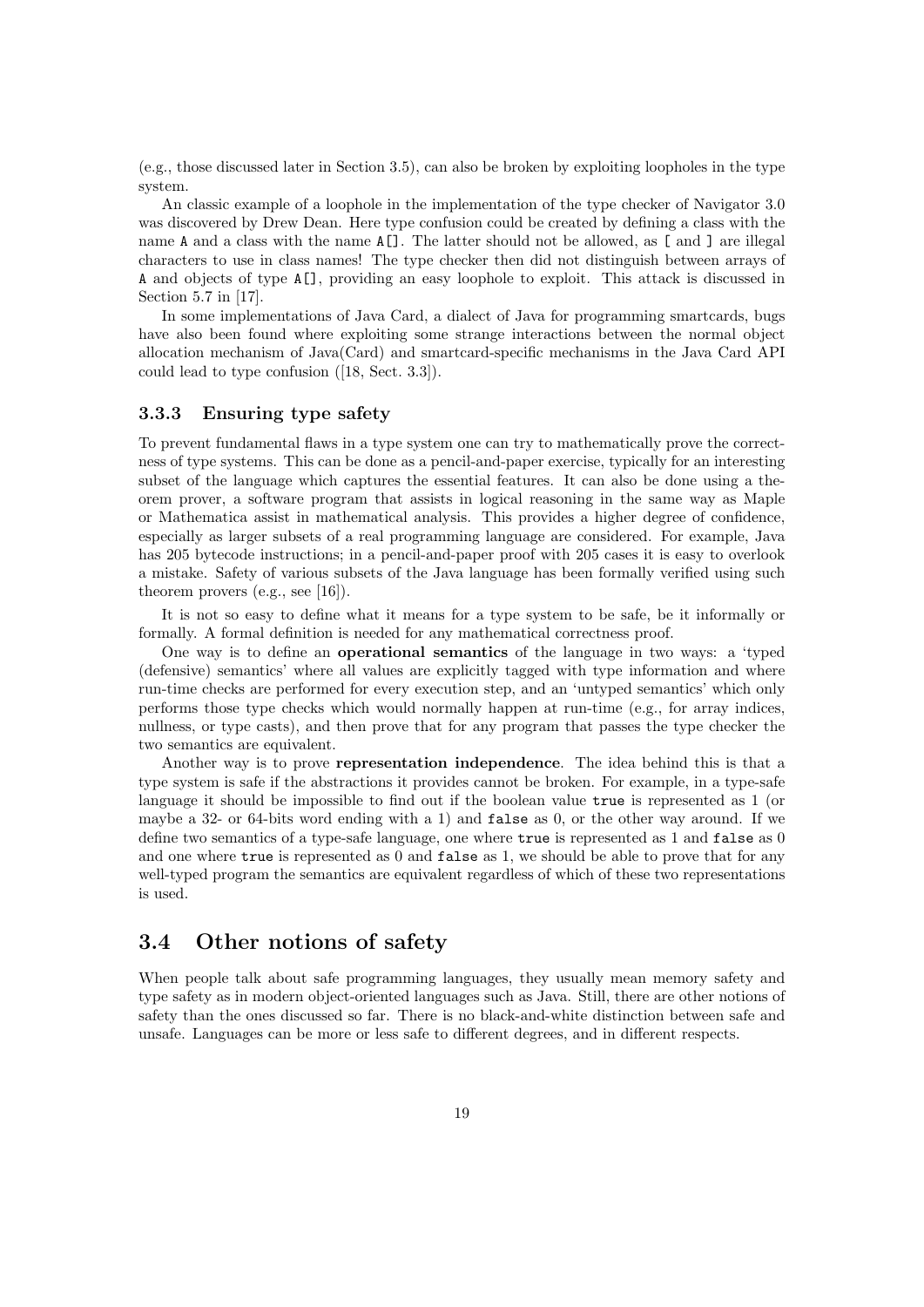(e.g., those discussed later in Section 3.5), can also be broken by exploiting loopholes in the type system.

An classic example of a loophole in the implementation of the type checker of Navigator 3.0 was discovered by Drew Dean. Here type confusion could be created by defining a class with the name `A` and a class with the name `A[]`. The latter should not be allowed, as `[` and `]` are illegal characters to use in class names! The type checker then did not distinguish between arrays of `A` and objects of type `A[]`, providing an easy loophole to exploit. This attack is discussed in Section 5.7 in [17].

In some implementations of Java Card, a dialect of Java for programming smartcards, bugs have also been found where exploiting some strange interactions between the normal object allocation mechanism of Java(Card) and smartcard-specific mechanisms in the Java Card API could lead to type confusion ([18, Sect. 3.3]).

### 3.3.3 Ensuring type safety

To prevent fundamental flaws in a type system one can try to mathematically prove the correctness of type systems. This can be done as a pencil-and-paper exercise, typically for an interesting subset of the language which captures the essential features. It can also be done using a theorem prover, a software program that assists in logical reasoning in the same way as Maple or Mathematica assist in mathematical analysis. This provides a higher degree of confidence, especially as larger subsets of a real programming language are considered. For example, Java has 205 bytecode instructions; in a pencil-and-paper proof with 205 cases it is easy to overlook a mistake. Safety of various subsets of the Java language has been formally verified using such theorem provers (e.g., see [16]).

It is not so easy to define what it means for a type system to be safe, be it informally or formally. A formal definition is needed for any mathematical correctness proof.

One way is to define an **operational semantics** of the language in two ways: a 'typed (defensive) semantics' where all values are explicitly tagged with type information and where run-time checks are performed for every execution step, and an 'untyped semantics' which only performs those type checks which would normally happen at run-time (e.g., for array indices, nullness, or type casts), and then prove that for any program that passes the type checker the two semantics are equivalent.

Another way is to prove **representation independence**. The idea behind this is that a type system is safe if the abstractions it provides cannot be broken. For example, in a type-safe language it should be impossible to find out if the boolean value `true` is represented as 1 (or maybe a 32- or 64-bits word ending with a 1) and `false` as 0, or the other way around. If we define two semantics of a type-safe language, one where `true` is represented as 1 and `false` as 0 and one where `true` is represented as 0 and `false` as 1, we should be able to prove that for any well-typed program the semantics are equivalent regardless of which of these two representations is used.

## 3.4 Other notions of safety

When people talk about safe programming languages, they usually mean memory safety and type safety as in modern object-oriented languages such as Java. Still, there are other notions of safety than the ones discussed so far. There is no black-and-white distinction between safe and unsafe. Languages can be more or less safe to different degrees, and in different respects.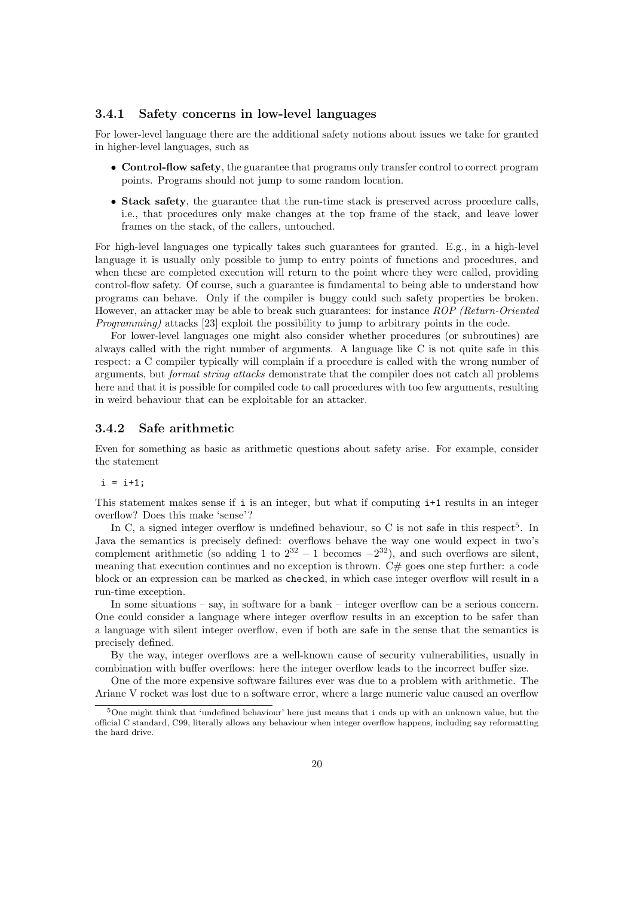### 3.4.1 Safety concerns in low-level languages

For lower-level language there are the additional safety notions about issues we take for granted in higher-level languages, such as

- **Control-flow safety**, the guarantee that programs only transfer control to correct program points. Programs should not jump to some random location.
- **Stack safety**, the guarantee that the run-time stack is preserved across procedure calls, i.e., that procedures only make changes at the top frame of the stack, and leave lower frames on the stack, of the callers, untouched.

For high-level languages one typically takes such guarantees for granted. E.g., in a high-level language it is usually only possible to jump to entry points of functions and procedures, and when these are completed execution will return to the point where they were called, providing control-flow safety. Of course, such a guarantee is fundamental to being able to understand how programs can behave. Only if the compiler is buggy could such safety properties be broken. However, an attacker may be able to break such guarantees: for instance *ROP (Return-Oriented Programming)* attacks [23] exploit the possibility to jump to arbitrary points in the code.

For lower-level languages one might also consider whether procedures (or subroutines) are always called with the right number of arguments. A language like C is not quite safe in this respect: a C compiler typically will complain if a procedure is called with the wrong number of arguments, but *format string attacks* demonstrate that the compiler does not catch all problems here and that it is possible for compiled code to call procedures with too few arguments, resulting in weird behaviour that can be exploitable for an attacker.

### 3.4.2 Safe arithmetic

Even for something as basic as arithmetic questions about safety arise. For example, consider the statement

```
i = i+1;
```

This statement makes sense if `i` is an integer, but what if computing `i+1` results in an integer overflow? Does this make 'sense'?

In C, a signed integer overflow is undefined behaviour, so C is not safe in this respect[5]. In Java the semantics is precisely defined: overflows behave the way one would expect in two's complement arithmetic (so adding 1 to $2^{32} - 1$ becomes $-2^{32}$), and such overflows are silent, meaning that execution continues and no exception is thrown. C# goes one step further: a code block or an expression can be marked as `checked`, in which case integer overflow will result in a run-time exception.

In some situations – say, in software for a bank – integer overflow can be a serious concern. One could consider a language where integer overflow results in an exception to be safer than a language with silent integer overflow, even if both are safe in the sense that the semantics is precisely defined.

By the way, integer overflows are a well-known cause of security vulnerabilities, usually in combination with buffer overflows: here the integer overflow leads to the incorrect buffer size.

One of the more expensive software failures ever was due to a problem with arithmetic. The Ariane V rocket was lost due to a software error, where a large numeric value caused an overflow

[5] One might think that 'undefined behaviour' here just means that `i` ends up with an unknown value, but the official C standard, C99, literally allows any behaviour when integer overflow happens, including say reformatting the hard drive.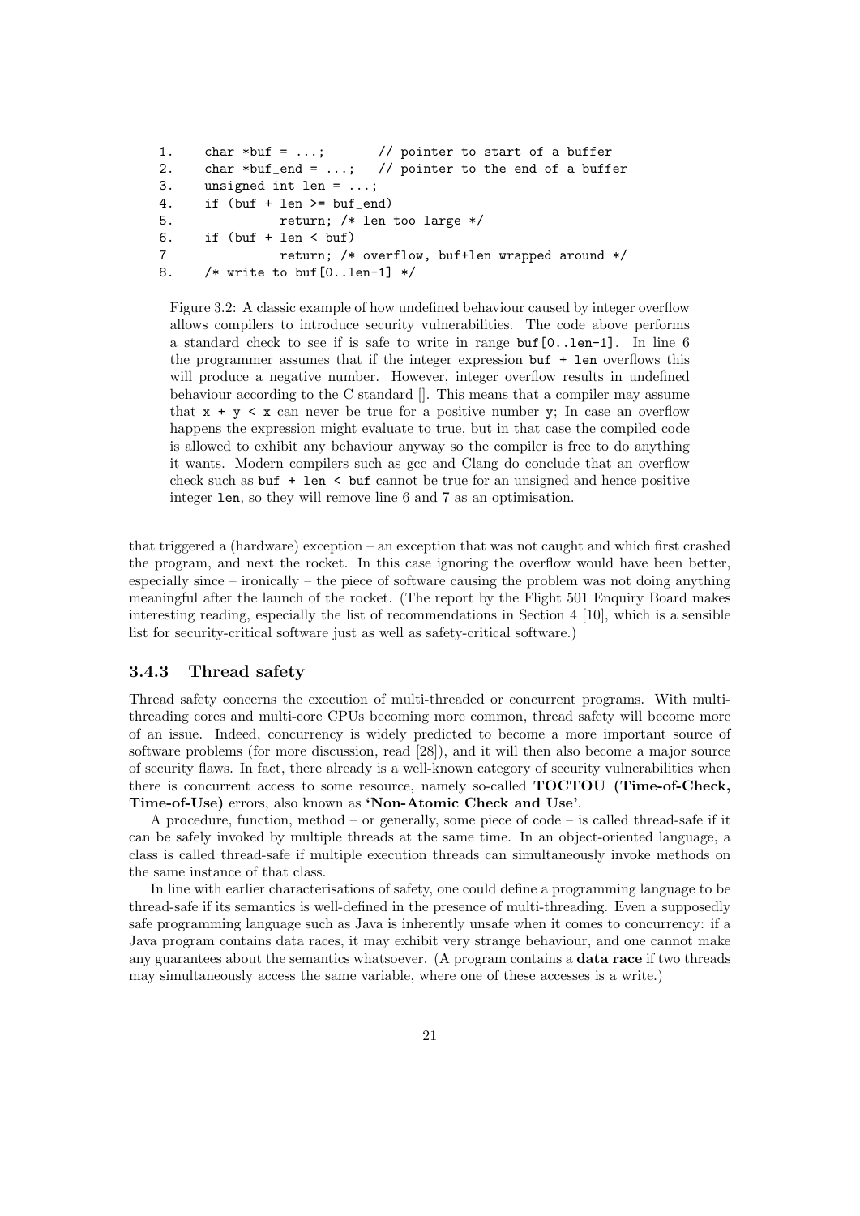```
1.    char *buf = ...;        // pointer to start of a buffer
2.    char *buf_end = ...;   // pointer to the end of a buffer
3.    unsigned int len = ...;
4.    if (buf + len >= buf_end)
5.              return; /* len too large */
6.    if (buf + len < buf)
7               return; /* overflow, buf+len wrapped around */
8.    /* write to buf[0..len-1] */
```

Figure 3.2: A classic example of how undefined behaviour caused by integer overflow allows compilers to introduce security vulnerabilities. The code above performs a standard check to see if is safe to write in range `buf[0..len-1]`. In line 6 the programmer assumes that if the integer expression `buf + len` overflows this will produce a negative number. However, integer overflow results in undefined behaviour according to the C standard []. This means that a compiler may assume that `x + y < x` can never be true for a positive number `y`; In case an overflow happens the expression might evaluate to true, but in that case the compiled code is allowed to exhibit any behaviour anyway so the compiler is free to do anything it wants. Modern compilers such as gcc and Clang do conclude that an overflow check such as `buf + len < buf` cannot be true for an unsigned and hence positive integer `len`, so they will remove line 6 and 7 as an optimisation.

that triggered a (hardware) exception – an exception that was not caught and which first crashed the program, and next the rocket. In this case ignoring the overflow would have been better, especially since – ironically – the piece of software causing the problem was not doing anything meaningful after the launch of the rocket. (The report by the Flight 501 Enquiry Board makes interesting reading, especially the list of recommendations in Section 4 [10], which is a sensible list for security-critical software just as well as safety-critical software.)

### 3.4.3 Thread safety

Thread safety concerns the execution of multi-threaded or concurrent programs. With multi-threading cores and multi-core CPUs becoming more common, thread safety will become more of an issue. Indeed, concurrency is widely predicted to become a more important source of software problems (for more discussion, read [28]), and it will then also become a major source of security flaws. In fact, there already is a well-known category of security vulnerabilities when there is concurrent access to some resource, namely so-called **TOCTOU (Time-of-Check, Time-of-Use)** errors, also known as **'Non-Atomic Check and Use'**.

A procedure, function, method – or generally, some piece of code – is called thread-safe if it can be safely invoked by multiple threads at the same time. In an object-oriented language, a class is called thread-safe if multiple execution threads can simultaneously invoke methods on the same instance of that class.

In line with earlier characterisations of safety, one could define a programming language to be thread-safe if its semantics is well-defined in the presence of multi-threading. Even a supposedly safe programming language such as Java is inherently unsafe when it comes to concurrency: if a Java program contains data races, it may exhibit very strange behaviour, and one cannot make any guarantees about the semantics whatsoever. (A program contains a **data race** if two threads may simultaneously access the same variable, where one of these accesses is a write.)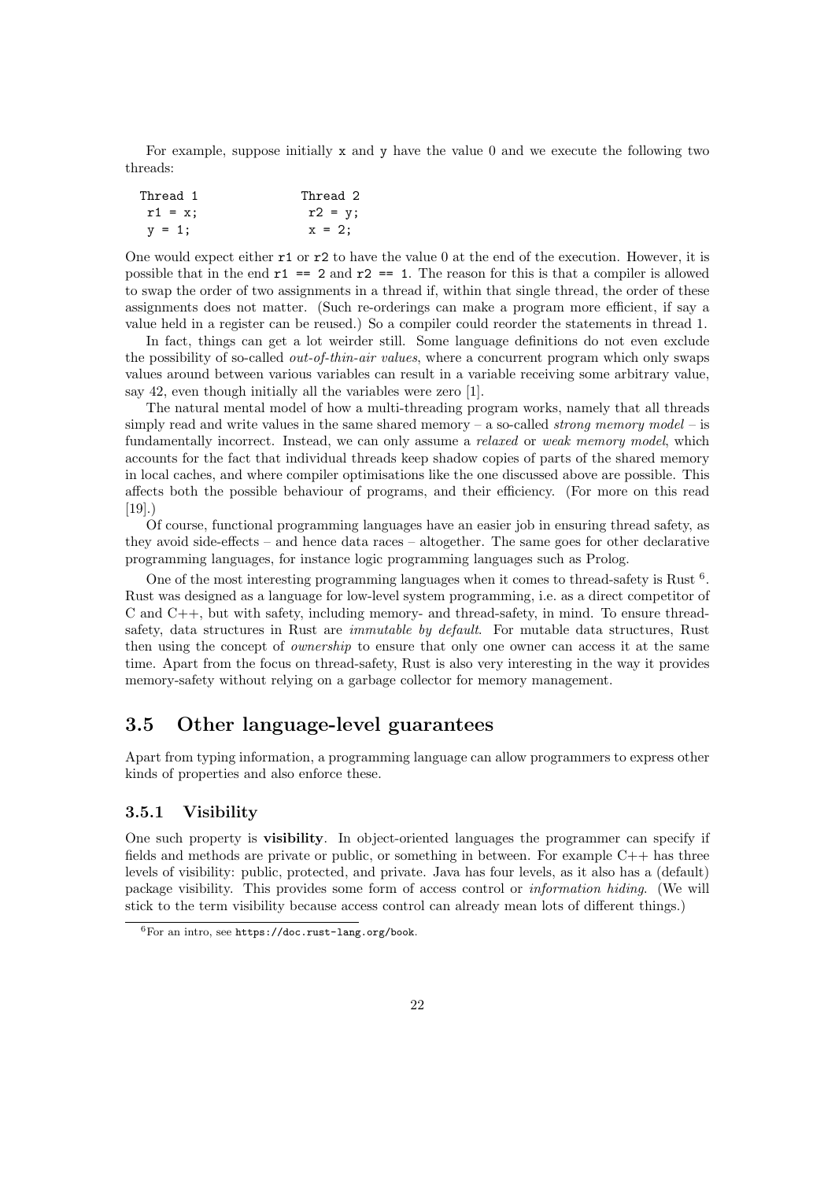For example, suppose initially x and y have the value 0 and we execute the following two threads:

```
Thread 1            Thread 2
  r1 = x;             r2 = y;
  y = 1;              x = 2;
```

One would expect either r1 or r2 to have the value 0 at the end of the execution. However, it is possible that in the end `r1 == 2` and `r2 == 1`. The reason for this is that a compiler is allowed to swap the order of two assignments in a thread if, within that single thread, the order of these assignments does not matter. (Such re-orderings can make a program more efficient, if say a value held in a register can be reused.) So a compiler could reorder the statements in thread 1.

In fact, things can get a lot weirder still. Some language definitions do not even exclude the possibility of so-called *out-of-thin-air values*, where a concurrent program which only swaps values around between various variables can result in a variable receiving some arbitrary value, say 42, even though initially all the variables were zero [1].

The natural mental model of how a multi-threading program works, namely that all threads simply read and write values in the same shared memory – a so-called *strong memory model* – is fundamentally incorrect. Instead, we can only assume a *relaxed* or *weak memory model*, which accounts for the fact that individual threads keep shadow copies of parts of the shared memory in local caches, and where compiler optimisations like the one discussed above are possible. This affects both the possible behaviour of programs, and their efficiency. (For more on this read [19].)

Of course, functional programming languages have an easier job in ensuring thread safety, as they avoid side-effects – and hence data races – altogether. The same goes for other declarative programming languages, for instance logic programming languages such as Prolog.

One of the most interesting programming languages when it comes to thread-safety is Rust [6]. Rust was designed as a language for low-level system programming, i.e. as a direct competitor of C and C++, but with safety, including memory- and thread-safety, in mind. To ensure thread-safety, data structures in Rust are *immutable by default*. For mutable data structures, Rust then using the concept of *ownership* to ensure that only one owner can access it at the same time. Apart from the focus on thread-safety, Rust is also very interesting in the way it provides memory-safety without relying on a garbage collector for memory management.

## 3.5 Other language-level guarantees

Apart from typing information, a programming language can allow programmers to express other kinds of properties and also enforce these.

### 3.5.1 Visibility

One such property is **visibility**. In object-oriented languages the programmer can specify if fields and methods are private or public, or something in between. For example C++ has three levels of visibility: public, protected, and private. Java has four levels, as it also has a (default) package visibility. This provides some form of access control or *information hiding*. (We will stick to the term visibility because access control can already mean lots of different things.)

[6] For an intro, see `https://doc.rust-lang.org/book`.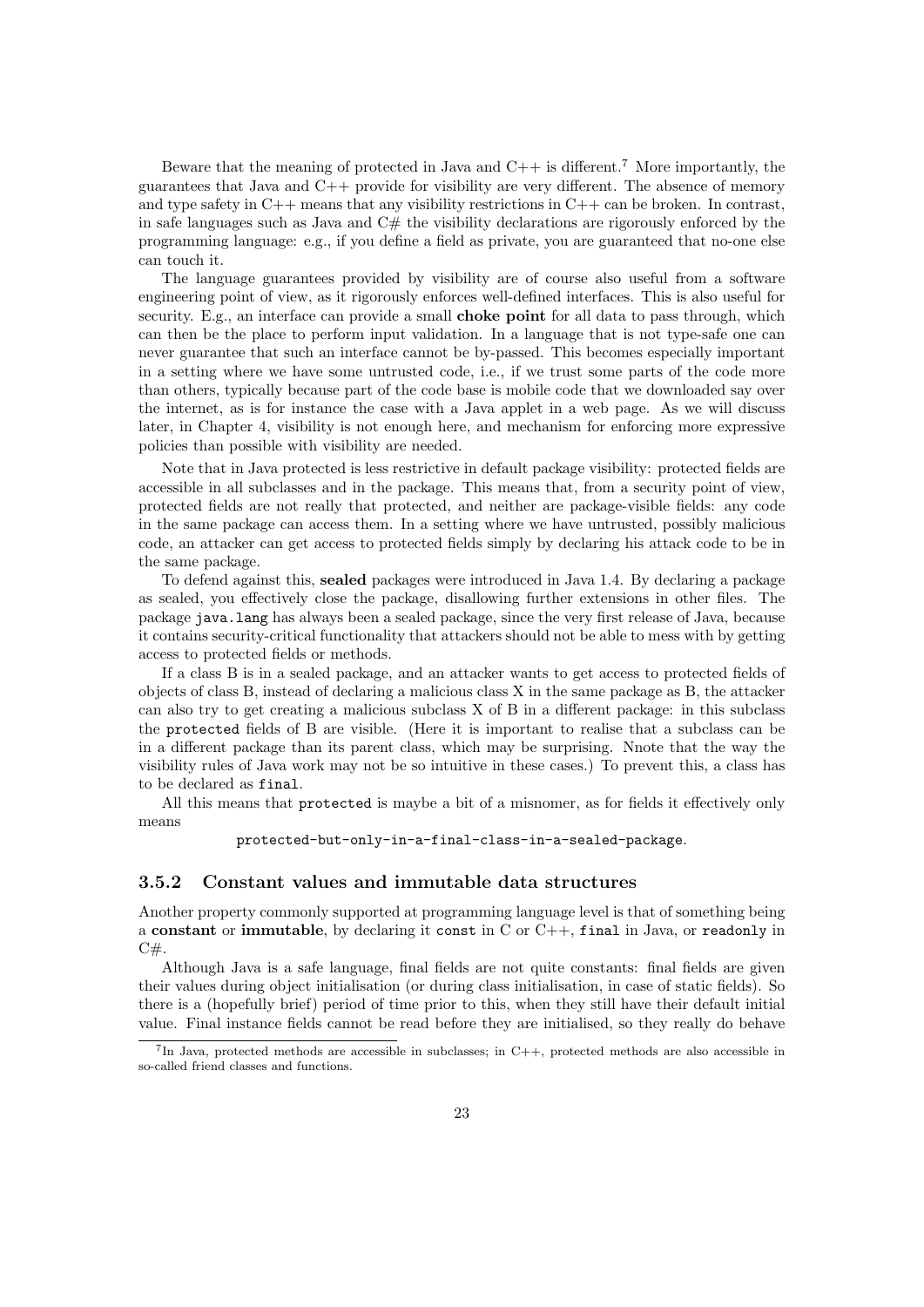Beware that the meaning of protected in Java and C++ is different.[7] More importantly, the guarantees that Java and C++ provide for visibility are very different. The absence of memory and type safety in C++ means that any visibility restrictions in C++ can be broken. In contrast, in safe languages such as Java and C# the visibility declarations are rigorously enforced by the programming language: e.g., if you define a field as private, you are guaranteed that no-one else can touch it.

The language guarantees provided by visibility are of course also useful from a software engineering point of view, as it rigorously enforces well-defined interfaces. This is also useful for security. E.g., an interface can provide a small **choke point** for all data to pass through, which can then be the place to perform input validation. In a language that is not type-safe one can never guarantee that such an interface cannot be by-passed. This becomes especially important in a setting where we have some untrusted code, i.e., if we trust some parts of the code more than others, typically because part of the code base is mobile code that we downloaded say over the internet, as is for instance the case with a Java applet in a web page. As we will discuss later, in Chapter 4, visibility is not enough here, and mechanism for enforcing more expressive policies than possible with visibility are needed.

Note that in Java protected is less restrictive in default package visibility: protected fields are accessible in all subclasses and in the package. This means that, from a security point of view, protected fields are not really that protected, and neither are package-visible fields: any code in the same package can access them. In a setting where we have untrusted, possibly malicious code, an attacker can get access to protected fields simply by declaring his attack code to be in the same package.

To defend against this, **sealed** packages were introduced in Java 1.4. By declaring a package as sealed, you effectively close the package, disallowing further extensions in other files. The package `java.lang` has always been a sealed package, since the very first release of Java, because it contains security-critical functionality that attackers should not be able to mess with by getting access to protected fields or methods.

If a class B is in a sealed package, and an attacker wants to get access to protected fields of objects of class B, instead of declaring a malicious class X in the same package as B, the attacker can also try to get creating a malicious subclass X of B in a different package: in this subclass the `protected` fields of B are visible. (Here it is important to realise that a subclass can be in a different package than its parent class, which may be surprising. Nnote that the way the visibility rules of Java work may not be so intuitive in these cases.) To prevent this, a class has to be declared as `final`.

All this means that `protected` is maybe a bit of a misnomer, as for fields it effectively only means

`protected-but-only-in-a-final-class-in-a-sealed-package`.

### 3.5.2 Constant values and immutable data structures

Another property commonly supported at programming language level is that of something being a **constant** or **immutable**, by declaring it `const` in C or C++, `final` in Java, or `readonly` in C#.

Although Java is a safe language, final fields are not quite constants: final fields are given their values during object initialisation (or during class initialisation, in case of static fields). So there is a (hopefully brief) period of time prior to this, when they still have their default initial value. Final instance fields cannot be read before they are initialised, so they really do behave

[7] In Java, protected methods are accessible in subclasses; in C++, protected methods are also accessible in so-called friend classes and functions.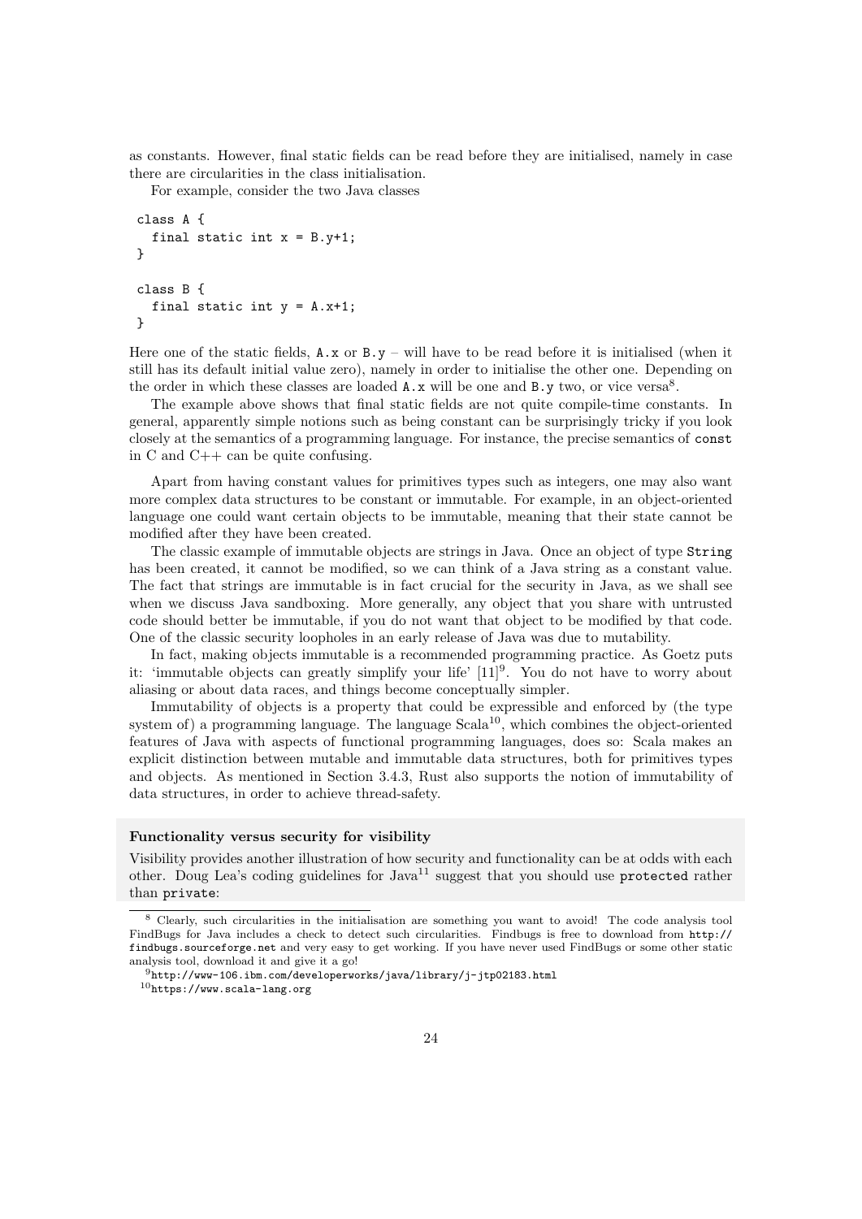as constants. However, final static fields can be read before they are initialised, namely in case there are circularities in the class initialisation.

For example, consider the two Java classes

```
class A {
  final static int x = B.y+1;
}

class B {
  final static int y = A.x+1;
}
```

Here one of the static fields, `A.x` or `B.y` – will have to be read before it is initialised (when it still has its default initial value zero), namely in order to initialise the other one. Depending on the order in which these classes are loaded `A.x` will be one and `B.y` two, or vice versa[8].

The example above shows that final static fields are not quite compile-time constants. In general, apparently simple notions such as being constant can be surprisingly tricky if you look closely at the semantics of a programming language. For instance, the precise semantics of `const` in C and C++ can be quite confusing.

Apart from having constant values for primitives types such as integers, one may also want more complex data structures to be constant or immutable. For example, in an object-oriented language one could want certain objects to be immutable, meaning that their state cannot be modified after they have been created.

The classic example of immutable objects are strings in Java. Once an object of type `String` has been created, it cannot be modified, so we can think of a Java string as a constant value. The fact that strings are immutable is in fact crucial for the security in Java, as we shall see when we discuss Java sandboxing. More generally, any object that you share with untrusted code should better be immutable, if you do not want that object to be modified by that code. One of the classic security loopholes in an early release of Java was due to mutability.

In fact, making objects immutable is a recommended programming practice. As Goetz puts it: 'immutable objects can greatly simplify your life' [11][9]. You do not have to worry about aliasing or about data races, and things become conceptually simpler.

Immutability of objects is a property that could be expressible and enforced by (the type system of) a programming language. The language Scala[10], which combines the object-oriented features of Java with aspects of functional programming languages, does so: Scala makes an explicit distinction between mutable and immutable data structures, both for primitives types and objects. As mentioned in Section 3.4.3, Rust also supports the notion of immutability of data structures, in order to achieve thread-safety.

**Functionality versus security for visibility**

Visibility provides another illustration of how security and functionality can be at odds with each other. Doug Lea's coding guidelines for Java[11] suggest that you should use `protected` rather than `private`:

---

[8] Clearly, such circularities in the initialisation are something you want to avoid! The code analysis tool FindBugs for Java includes a check to detect such circularities. Findbugs is free to download from `http://findbugs.sourceforge.net` and very easy to get working. If you have never used FindBugs or some other static analysis tool, download it and give it a go!

[9] `http://www-106.ibm.com/developerworks/java/library/j-jtp02183.html`

[10] `https://www.scala-lang.org`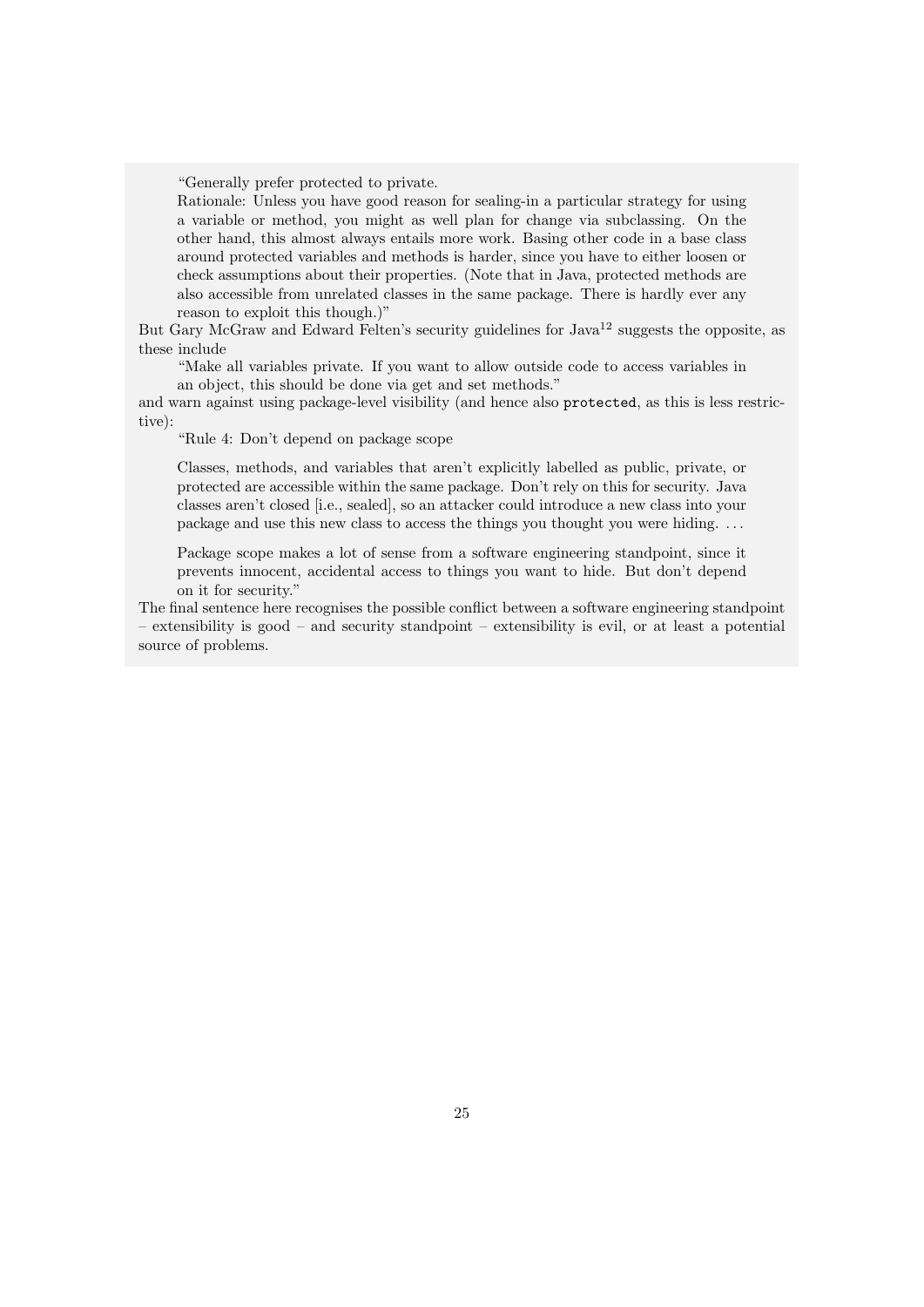> "Generally prefer protected to private.
> Rationale: Unless you have good reason for sealing-in a particular strategy for using a variable or method, you might as well plan for change via subclassing. On the other hand, this almost always entails more work. Basing other code in a base class around protected variables and methods is harder, since you have to either loosen or check assumptions about their properties. (Note that in Java, protected methods are also accessible from unrelated classes in the same package. There is hardly ever any reason to exploit this though.)"

But Gary McGraw and Edward Felten's security guidelines for Java[12] suggests the opposite, as these include

> "Make all variables private. If you want to allow outside code to access variables in an object, this should be done via get and set methods."

and warn against using package-level visibility (and hence also `protected`, as this is less restrictive):

> "Rule 4: Don't depend on package scope
>
> Classes, methods, and variables that aren't explicitly labelled as public, private, or protected are accessible within the same package. Don't rely on this for security. Java classes aren't closed [i.e., sealed], so an attacker could introduce a new class into your package and use this new class to access the things you thought you were hiding. . . .
>
> Package scope makes a lot of sense from a software engineering standpoint, since it prevents innocent, accidental access to things you want to hide. But don't depend on it for security."

The final sentence here recognises the possible conflict between a software engineering standpoint – extensibility is good – and security standpoint – extensibility is evil, or at least a potential source of problems.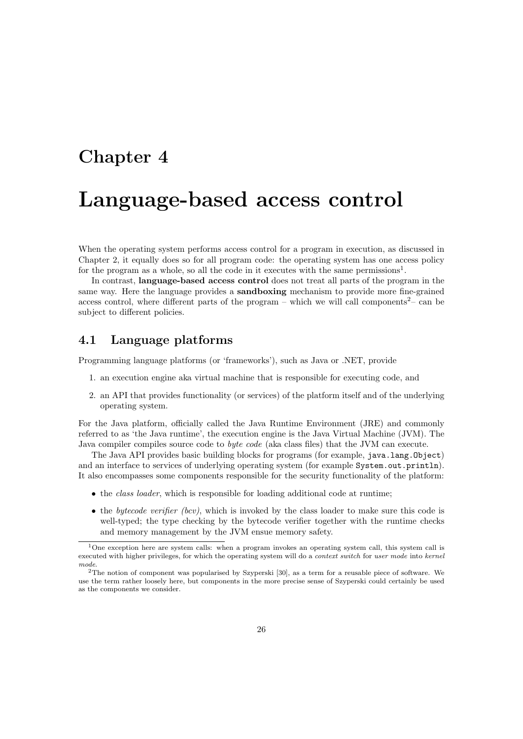# Chapter 4

# Language-based access control

When the operating system performs access control for a program in execution, as discussed in Chapter 2, it equally does so for all program code: the operating system has one access policy for the program as a whole, so all the code in it executes with the same permissions[1].

In contrast, **language-based access control** does not treat all parts of the program in the same way. Here the language provides a **sandboxing** mechanism to provide more fine-grained access control, where different parts of the program – which we will call components[2]– can be subject to different policies.

## 4.1 Language platforms

Programming language platforms (or 'frameworks'), such as Java or .NET, provide

1. an execution engine aka virtual machine that is responsible for executing code, and
2. an API that provides functionality (or services) of the platform itself and of the underlying operating system.

For the Java platform, officially called the Java Runtime Environment (JRE) and commonly referred to as 'the Java runtime', the execution engine is the Java Virtual Machine (JVM). The Java compiler compiles source code to *byte code* (aka class files) that the JVM can execute.

The Java API provides basic building blocks for programs (for example, `java.lang.Object`) and an interface to services of underlying operating system (for example `System.out.println`). It also encompasses some components responsible for the security functionality of the platform:

- the *class loader*, which is responsible for loading additional code at runtime;
- the *bytecode verifier (bcv)*, which is invoked by the class loader to make sure this code is well-typed; the type checking by the bytecode verifier together with the runtime checks and memory management by the JVM ensue memory safety.

[1] One exception here are system calls: when a program invokes an operating system call, this system call is executed with higher privileges, for which the operating system will do a *context switch* for *user mode* into *kernel mode*.

[2] The notion of component was popularised by Szyperski [30], as a term for a reusable piece of software. We use the term rather loosely here, but components in the more precise sense of Szyperski could certainly be used as the components we consider.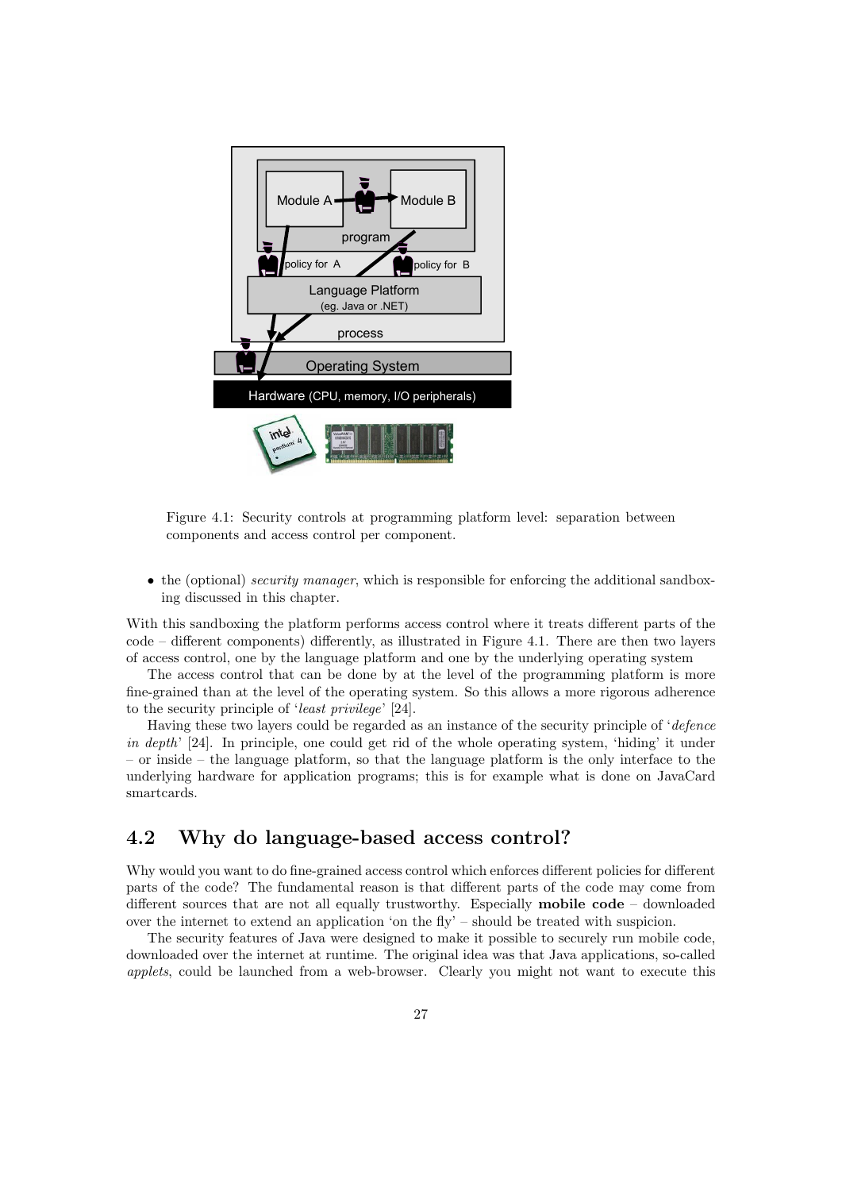Figure 4.1: Security controls at programming platform level: separation between components and access control per component.

- the (optional) *security manager*, which is responsible for enforcing the additional sandboxing discussed in this chapter.

With this sandboxing the platform performs access control where it treats different parts of the code – different components) differently, as illustrated in Figure 4.1. There are then two layers of access control, one by the language platform and one by the underlying operating system

The access control that can be done by at the level of the programming platform is more fine-grained than at the level of the operating system. So this allows a more rigorous adherence to the security principle of '*least privilege*' [24].

Having these two layers could be regarded as an instance of the security principle of '*defence in depth*' [24]. In principle, one could get rid of the whole operating system, 'hiding' it under – or inside – the language platform, so that the language platform is the only interface to the underlying hardware for application programs; this is for example what is done on JavaCard smartcards.

## 4.2 Why do language-based access control?

Why would you want to do fine-grained access control which enforces different policies for different parts of the code? The fundamental reason is that different parts of the code may come from different sources that are not all equally trustworthy. Especially **mobile code** – downloaded over the internet to extend an application 'on the fly' – should be treated with suspicion.

The security features of Java were designed to make it possible to securely run mobile code, downloaded over the internet at runtime. The original idea was that Java applications, so-called *applets*, could be launched from a web-browser. Clearly you might not want to execute this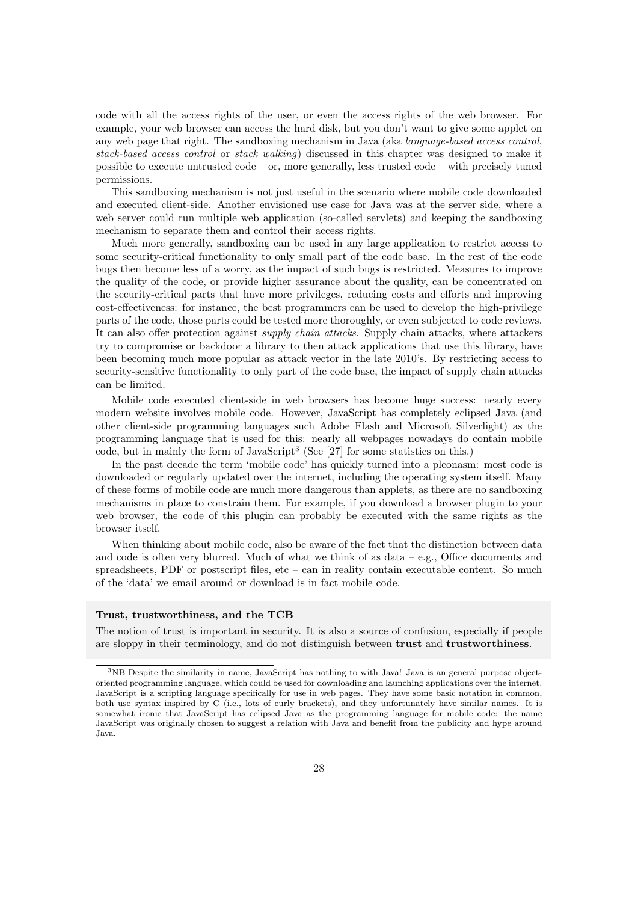code with all the access rights of the user, or even the access rights of the web browser. For example, your web browser can access the hard disk, but you don't want to give some applet on any web page that right. The sandboxing mechanism in Java (aka *language-based access control*, *stack-based access control* or *stack walking*) discussed in this chapter was designed to make it possible to execute untrusted code – or, more generally, less trusted code – with precisely tuned permissions.

This sandboxing mechanism is not just useful in the scenario where mobile code downloaded and executed client-side. Another envisioned use case for Java was at the server side, where a web server could run multiple web application (so-called servlets) and keeping the sandboxing mechanism to separate them and control their access rights.

Much more generally, sandboxing can be used in any large application to restrict access to some security-critical functionality to only small part of the code base. In the rest of the code bugs then become less of a worry, as the impact of such bugs is restricted. Measures to improve the quality of the code, or provide higher assurance about the quality, can be concentrated on the security-critical parts that have more privileges, reducing costs and efforts and improving cost-effectiveness: for instance, the best programmers can be used to develop the high-privilege parts of the code, those parts could be tested more thoroughly, or even subjected to code reviews. It can also offer protection against *supply chain attacks*. Supply chain attacks, where attackers try to compromise or backdoor a library to then attack applications that use this library, have been becoming much more popular as attack vector in the late 2010's. By restricting access to security-sensitive functionality to only part of the code base, the impact of supply chain attacks can be limited.

Mobile code executed client-side in web browsers has become huge success: nearly every modern website involves mobile code. However, JavaScript has completely eclipsed Java (and other client-side programming languages such Adobe Flash and Microsoft Silverlight) as the programming language that is used for this: nearly all webpages nowadays do contain mobile code, but in mainly the form of JavaScript[3] (See [27] for some statistics on this.)

In the past decade the term 'mobile code' has quickly turned into a pleonasm: most code is downloaded or regularly updated over the internet, including the operating system itself. Many of these forms of mobile code are much more dangerous than applets, as there are no sandboxing mechanisms in place to constrain them. For example, if you download a browser plugin to your web browser, the code of this plugin can probably be executed with the same rights as the browser itself.

When thinking about mobile code, also be aware of the fact that the distinction between data and code is often very blurred. Much of what we think of as data – e.g., Office documents and spreadsheets, PDF or postscript files, etc – can in reality contain executable content. So much of the 'data' we email around or download is in fact mobile code.

**Trust, trustworthiness, and the TCB**

The notion of trust is important in security. It is also a source of confusion, especially if people are sloppy in their terminology, and do not distinguish between **trust** and **trustworthiness**.

---

[3] NB Despite the similarity in name, JavaScript has nothing to with Java! Java is an general purpose object-oriented programming language, which could be used for downloading and launching applications over the internet. JavaScript is a scripting language specifically for use in web pages. They have some basic notation in common, both use syntax inspired by C (i.e., lots of curly brackets), and they unfortunately have similar names. It is somewhat ironic that JavaScript has eclipsed Java as the programming language for mobile code: the name JavaScript was originally chosen to suggest a relation with Java and benefit from the publicity and hype around Java.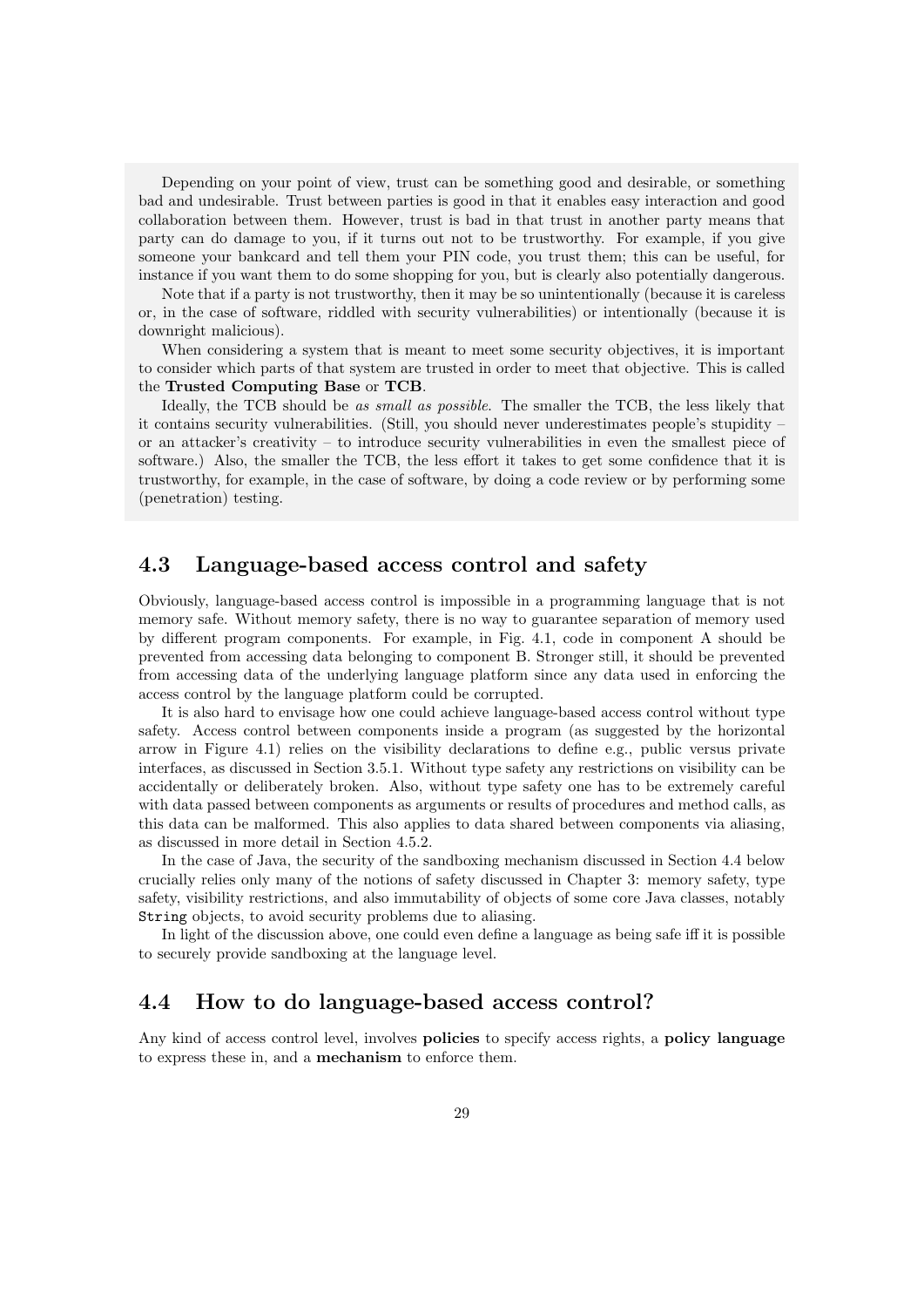Depending on your point of view, trust can be something good and desirable, or something bad and undesirable. Trust between parties is good in that it enables easy interaction and good collaboration between them. However, trust is bad in that trust in another party means that party can do damage to you, if it turns out not to be trustworthy. For example, if you give someone your bankcard and tell them your PIN code, you trust them; this can be useful, for instance if you want them to do some shopping for you, but is clearly also potentially dangerous.

Note that if a party is not trustworthy, then it may be so unintentionally (because it is careless or, in the case of software, riddled with security vulnerabilities) or intentionally (because it is downright malicious).

When considering a system that is meant to meet some security objectives, it is important to consider which parts of that system are trusted in order to meet that objective. This is called the **Trusted Computing Base** or **TCB**.

Ideally, the TCB should be *as small as possible*. The smaller the TCB, the less likely that it contains security vulnerabilities. (Still, you should never underestimates people's stupidity – or an attacker's creativity – to introduce security vulnerabilities in even the smallest piece of software.) Also, the smaller the TCB, the less effort it takes to get some confidence that it is trustworthy, for example, in the case of software, by doing a code review or by performing some (penetration) testing.

## 4.3 Language-based access control and safety

Obviously, language-based access control is impossible in a programming language that is not memory safe. Without memory safety, there is no way to guarantee separation of memory used by different program components. For example, in Fig. 4.1, code in component A should be prevented from accessing data belonging to component B. Stronger still, it should be prevented from accessing data of the underlying language platform since any data used in enforcing the access control by the language platform could be corrupted.

It is also hard to envisage how one could achieve language-based access control without type safety. Access control between components inside a program (as suggested by the horizontal arrow in Figure 4.1) relies on the visibility declarations to define e.g., public versus private interfaces, as discussed in Section 3.5.1. Without type safety any restrictions on visibility can be accidentally or deliberately broken. Also, without type safety one has to be extremely careful with data passed between components as arguments or results of procedures and method calls, as this data can be malformed. This also applies to data shared between components via aliasing, as discussed in more detail in Section 4.5.2.

In the case of Java, the security of the sandboxing mechanism discussed in Section 4.4 below crucially relies only many of the notions of safety discussed in Chapter 3: memory safety, type safety, visibility restrictions, and also immutability of objects of some core Java classes, notably `String` objects, to avoid security problems due to aliasing.

In light of the discussion above, one could even define a language as being safe iff it is possible to securely provide sandboxing at the language level.

## 4.4 How to do language-based access control?

Any kind of access control level, involves **policies** to specify access rights, a **policy language** to express these in, and a **mechanism** to enforce them.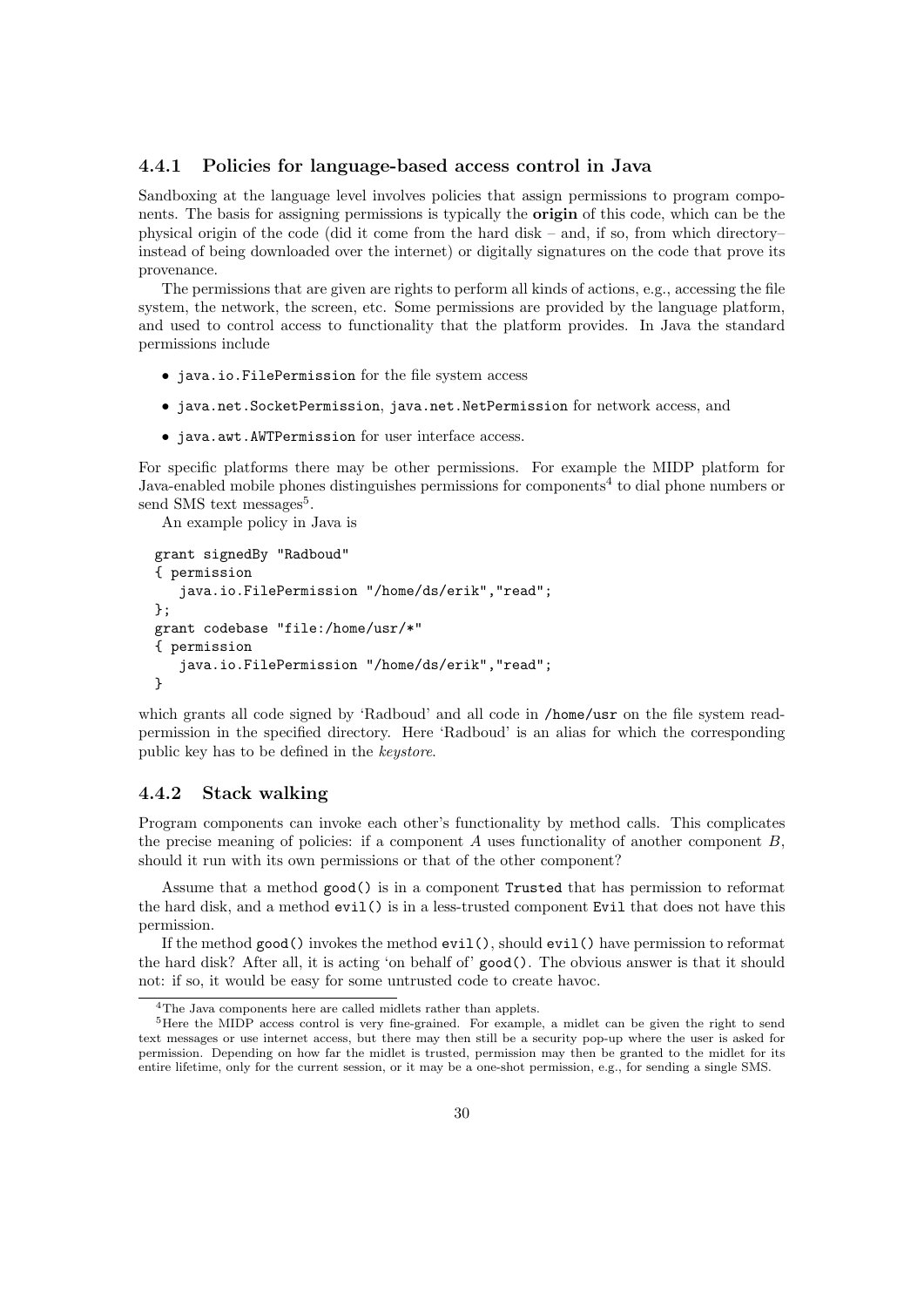### 4.4.1 Policies for language-based access control in Java

Sandboxing at the language level involves policies that assign permissions to program components. The basis for assigning permissions is typically the **origin** of this code, which can be the physical origin of the code (did it come from the hard disk – and, if so, from which directory– instead of being downloaded over the internet) or digitally signatures on the code that prove its provenance.

The permissions that are given are rights to perform all kinds of actions, e.g., accessing the file system, the network, the screen, etc. Some permissions are provided by the language platform, and used to control access to functionality that the platform provides. In Java the standard permissions include

- `java.io.FilePermission` for the file system access
- `java.net.SocketPermission`, `java.net.NetPermission` for network access, and
- `java.awt.AWTPermission` for user interface access.

For specific platforms there may be other permissions. For example the MIDP platform for Java-enabled mobile phones distinguishes permissions for components[4] to dial phone numbers or send SMS text messages[5].

An example policy in Java is

```
grant signedBy "Radboud"
{ permission
    java.io.FilePermission "/home/ds/erik","read";
};
grant codebase "file:/home/usr/*"
{ permission
    java.io.FilePermission "/home/ds/erik","read";
}
```

which grants all code signed by 'Radboud' and all code in `/home/usr` on the file system read-permission in the specified directory. Here 'Radboud' is an alias for which the corresponding public key has to be defined in the *keystore*.

### 4.4.2 Stack walking

Program components can invoke each other's functionality by method calls. This complicates the precise meaning of policies: if a component $A$ uses functionality of another component $B$, should it run with its own permissions or that of the other component?

Assume that a method `good()` is in a component `Trusted` that has permission to reformat the hard disk, and a method `evil()` is in a less-trusted component `Evil` that does not have this permission.

If the method `good()` invokes the method `evil()`, should `evil()` have permission to reformat the hard disk? After all, it is acting 'on behalf of' `good()`. The obvious answer is that it should not: if so, it would be easy for some untrusted code to create havoc.

[4] The Java components here are called midlets rather than applets.

[5] Here the MIDP access control is very fine-grained. For example, a midlet can be given the right to send text messages or use internet access, but there may then still be a security pop-up where the user is asked for permission. Depending on how far the midlet is trusted, permission may then be granted to the midlet for its entire lifetime, only for the current session, or it may be a one-shot permission, e.g., for sending a single SMS.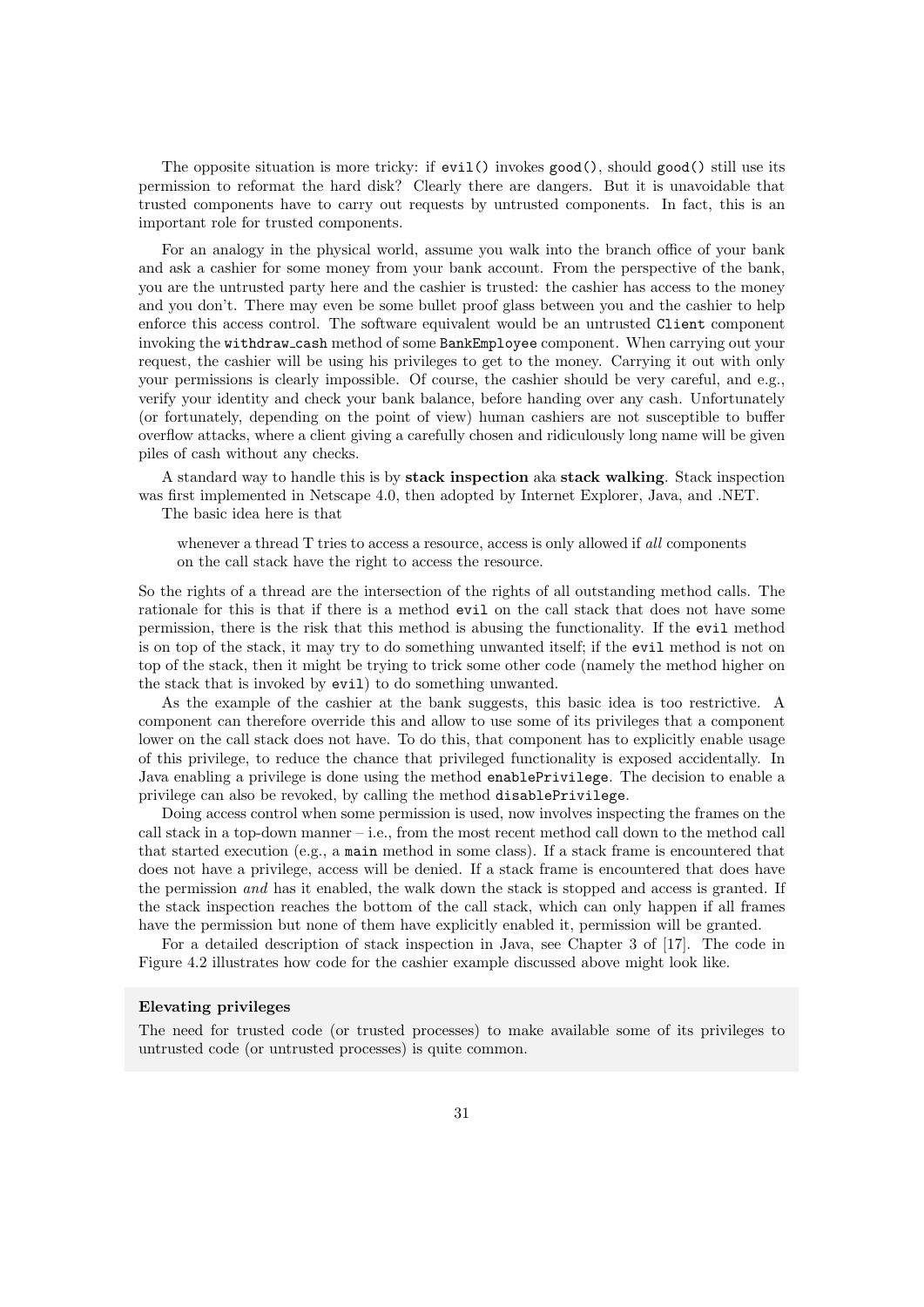The opposite situation is more tricky: if `evil()` invokes `good()`, should `good()` still use its permission to reformat the hard disk? Clearly there are dangers. But it is unavoidable that trusted components have to carry out requests by untrusted components. In fact, this is an important role for trusted components.

For an analogy in the physical world, assume you walk into the branch office of your bank and ask a cashier for some money from your bank account. From the perspective of the bank, you are the untrusted party here and the cashier is trusted: the cashier has access to the money and you don't. There may even be some bullet proof glass between you and the cashier to help enforce this access control. The software equivalent would be an untrusted `Client` component invoking the `withdraw_cash` method of some `BankEmployee` component. When carrying out your request, the cashier will be using his privileges to get to the money. Carrying it out with only your permissions is clearly impossible. Of course, the cashier should be very careful, and e.g., verify your identity and check your bank balance, before handing over any cash. Unfortunately (or fortunately, depending on the point of view) human cashiers are not susceptible to buffer overflow attacks, where a client giving a carefully chosen and ridiculously long name will be given piles of cash without any checks.

A standard way to handle this is by **stack inspection** aka **stack walking**. Stack inspection was first implemented in Netscape 4.0, then adopted by Internet Explorer, Java, and .NET.

The basic idea here is that

> whenever a thread T tries to access a resource, access is only allowed if *all* components on the call stack have the right to access the resource.

So the rights of a thread are the intersection of the rights of all outstanding method calls. The rationale for this is that if there is a method `evil` on the call stack that does not have some permission, there is the risk that this method is abusing the functionality. If the `evil` method is on top of the stack, it may try to do something unwanted itself; if the `evil` method is not on top of the stack, then it might be trying to trick some other code (namely the method higher on the stack that is invoked by `evil`) to do something unwanted.

As the example of the cashier at the bank suggests, this basic idea is too restrictive. A component can therefore override this and allow to use some of its privileges that a component lower on the call stack does not have. To do this, that component has to explicitly enable usage of this privilege, to reduce the chance that privileged functionality is exposed accidentally. In Java enabling a privilege is done using the method `enablePrivilege`. The decision to enable a privilege can also be revoked, by calling the method `disablePrivilege`.

Doing access control when some permission is used, now involves inspecting the frames on the call stack in a top-down manner – i.e., from the most recent method call down to the method call that started execution (e.g., a `main` method in some class). If a stack frame is encountered that does not have a privilege, access will be denied. If a stack frame is encountered that does have the permission *and* has it enabled, the walk down the stack is stopped and access is granted. If the stack inspection reaches the bottom of the call stack, which can only happen if all frames have the permission but none of them have explicitly enabled it, permission will be granted.

For a detailed description of stack inspection in Java, see Chapter 3 of [17]. The code in Figure 4.2 illustrates how code for the cashier example discussed above might look like.

**Elevating privileges**

The need for trusted code (or trusted processes) to make available some of its privileges to untrusted code (or untrusted processes) is quite common.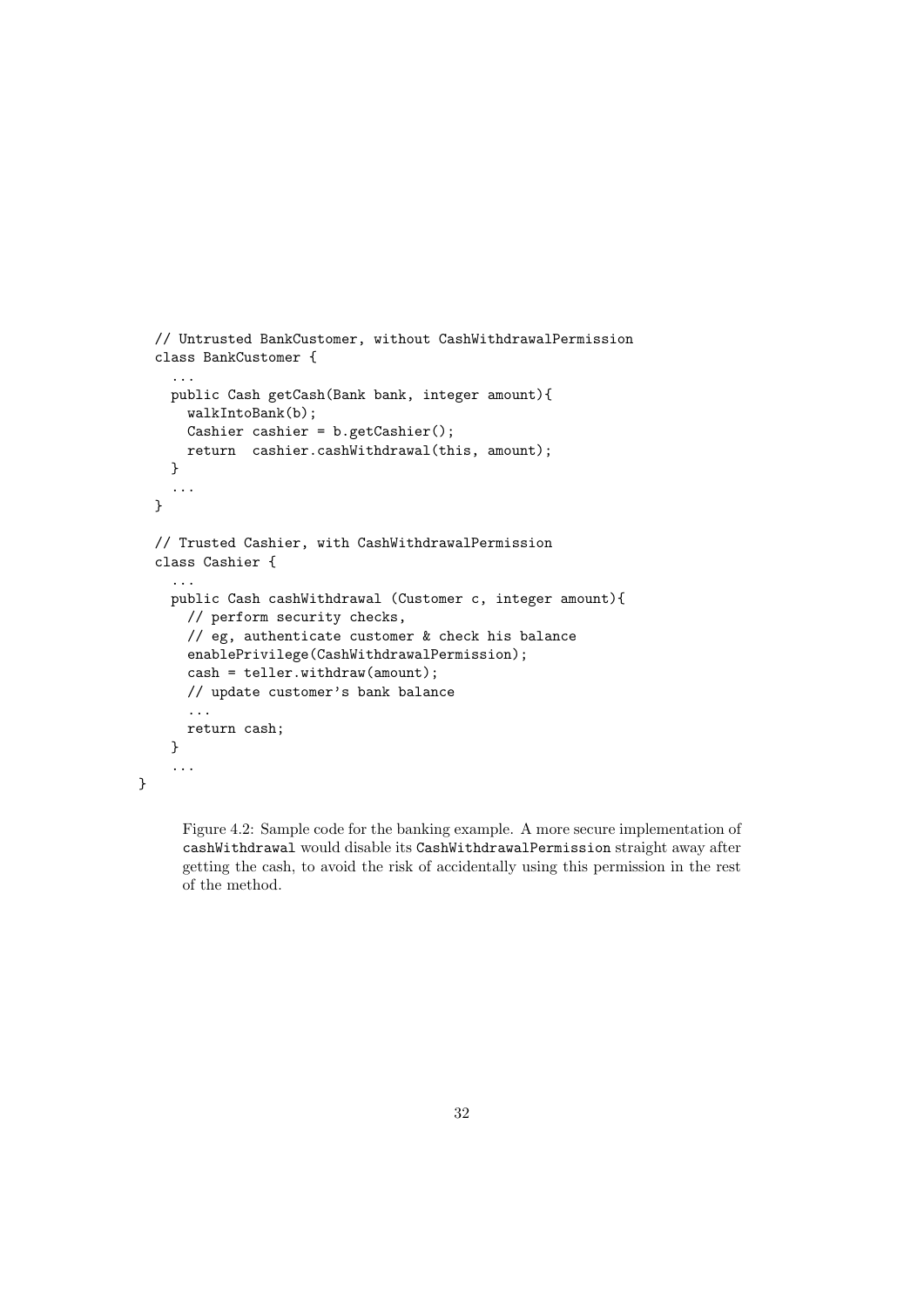```
  // Untrusted BankCustomer, without CashWithdrawalPermission
  class BankCustomer {
    ...
    public Cash getCash(Bank bank, integer amount){
      walkIntoBank(b);
      Cashier cashier = b.getCashier();
      return  cashier.cashWithdrawal(this, amount);
    }
    ...
  }

  // Trusted Cashier, with CashWithdrawalPermission
  class Cashier {
    ...
    public Cash cashWithdrawal (Customer c, integer amount){
      // perform security checks,
      // eg, authenticate customer & check his balance
      enablePrivilege(CashWithdrawalPermission);
      cash = teller.withdraw(amount);
      // update customer's bank balance
      ...
      return cash;
    }
    ...
}
```

Figure 4.2: Sample code for the banking example. A more secure implementation of `cashWithdrawal` would disable its `CashWithdrawalPermission` straight away after getting the cash, to avoid the risk of accidentally using this permission in the rest of the method.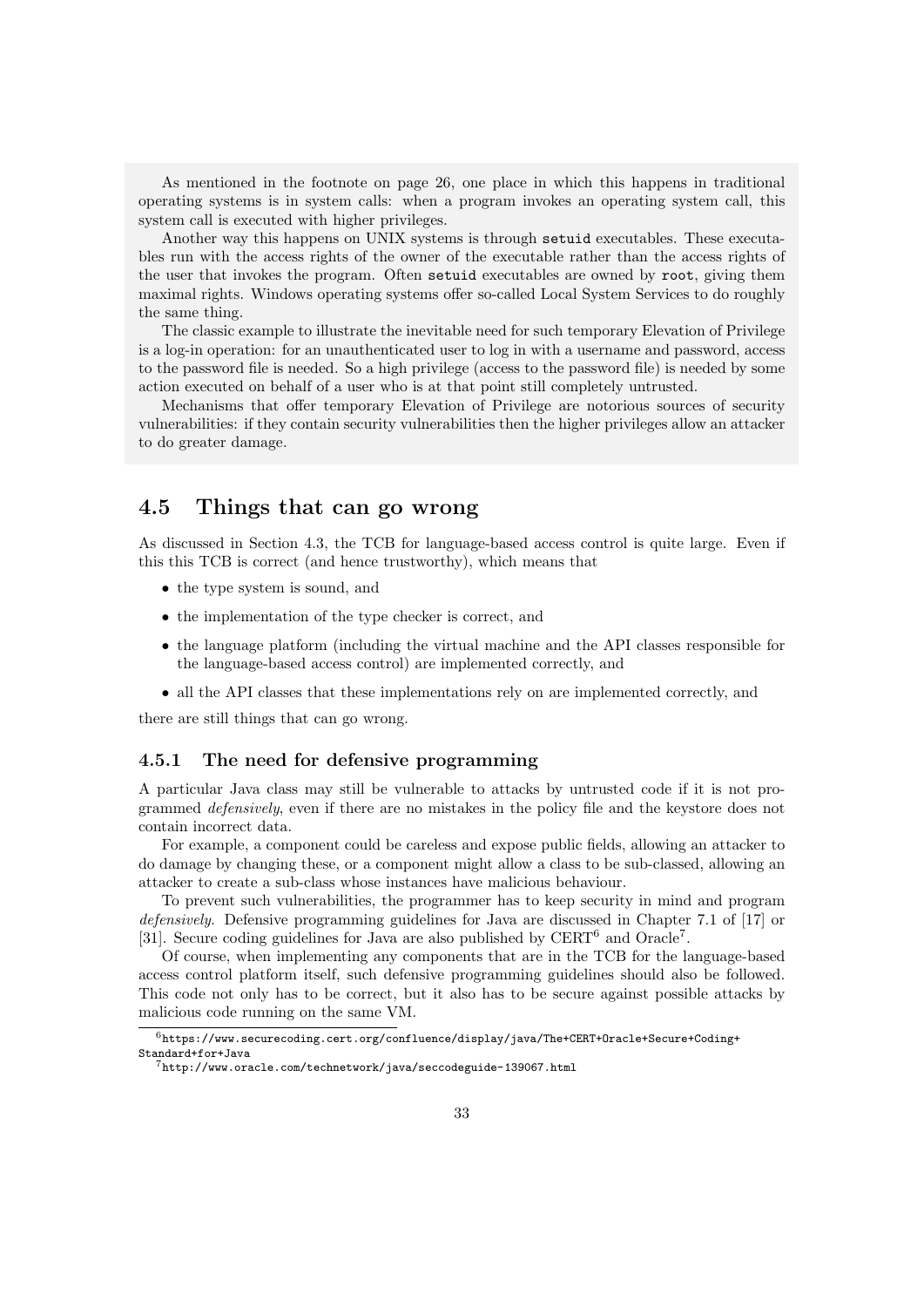As mentioned in the footnote on page 26, one place in which this happens in traditional operating systems is in system calls: when a program invokes an operating system call, this system call is executed with higher privileges.

Another way this happens on UNIX systems is through `setuid` executables. These executables run with the access rights of the owner of the executable rather than the access rights of the user that invokes the program. Often `setuid` executables are owned by `root`, giving them maximal rights. Windows operating systems offer so-called Local System Services to do roughly the same thing.

The classic example to illustrate the inevitable need for such temporary Elevation of Privilege is a log-in operation: for an unauthenticated user to log in with a username and password, access to the password file is needed. So a high privilege (access to the password file) is needed by some action executed on behalf of a user who is at that point still completely untrusted.

Mechanisms that offer temporary Elevation of Privilege are notorious sources of security vulnerabilities: if they contain security vulnerabilities then the higher privileges allow an attacker to do greater damage.

## 4.5 Things that can go wrong

As discussed in Section 4.3, the TCB for language-based access control is quite large. Even if this this TCB is correct (and hence trustworthy), which means that

- the type system is sound, and
- the implementation of the type checker is correct, and
- the language platform (including the virtual machine and the API classes responsible for the language-based access control) are implemented correctly, and
- all the API classes that these implementations rely on are implemented correctly, and

there are still things that can go wrong.

### 4.5.1 The need for defensive programming

A particular Java class may still be vulnerable to attacks by untrusted code if it is not programmed *defensively*, even if there are no mistakes in the policy file and the keystore does not contain incorrect data.

For example, a component could be careless and expose public fields, allowing an attacker to do damage by changing these, or a component might allow a class to be sub-classed, allowing an attacker to create a sub-class whose instances have malicious behaviour.

To prevent such vulnerabilities, the programmer has to keep security in mind and program *defensively*. Defensive programming guidelines for Java are discussed in Chapter 7.1 of [17] or [31]. Secure coding guidelines for Java are also published by CERT[6] and Oracle[7].

Of course, when implementing any components that are in the TCB for the language-based access control platform itself, such defensive programming guidelines should also be followed. This code not only has to be correct, but it also has to be secure against possible attacks by malicious code running on the same VM.

[6] `https://www.securecoding.cert.org/confluence/display/java/The+CERT+Oracle+Secure+Coding+Standard+for+Java`

[7] `http://www.oracle.com/technetwork/java/seccodeguide-139067.html`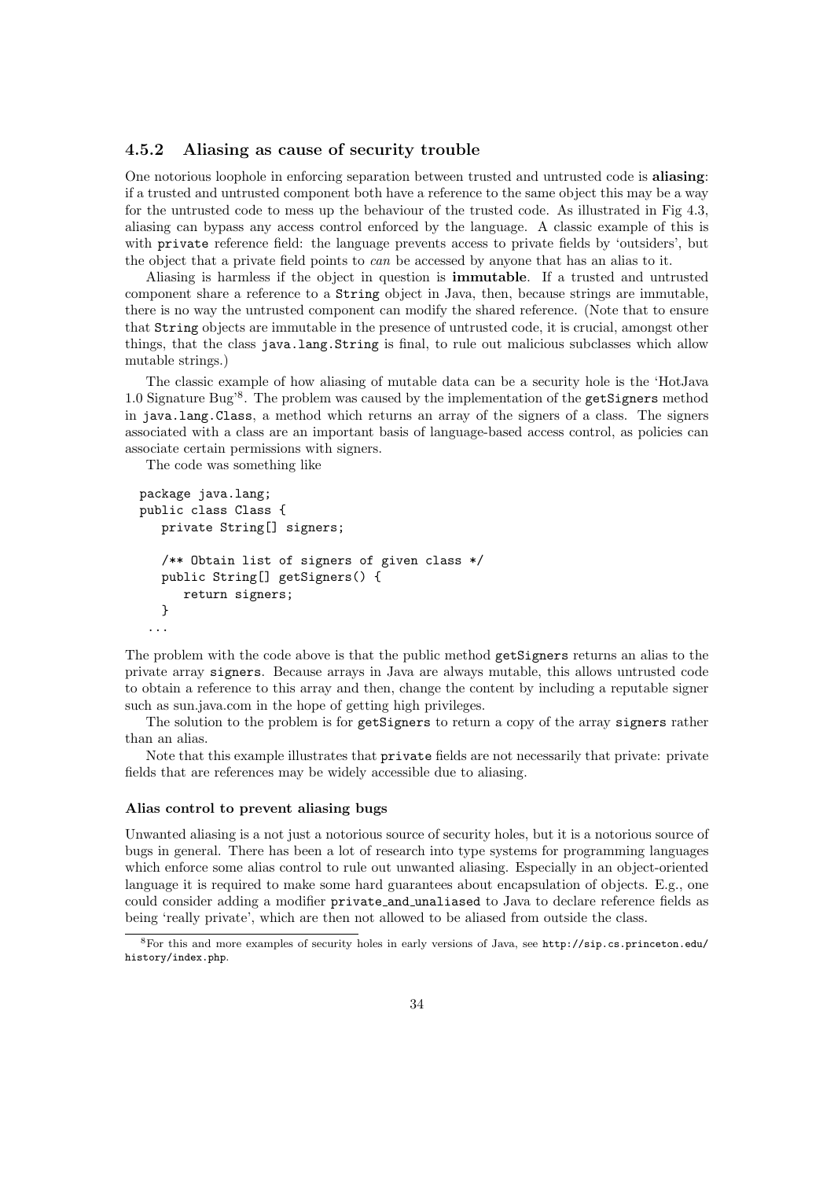### 4.5.2 Aliasing as cause of security trouble

One notorious loophole in enforcing separation between trusted and untrusted code is **aliasing**: if a trusted and untrusted component both have a reference to the same object this may be a way for the untrusted code to mess up the behaviour of the trusted code. As illustrated in Fig 4.3, aliasing can bypass any access control enforced by the language. A classic example of this is with `private` reference field: the language prevents access to private fields by 'outsiders', but the object that a private field points to *can* be accessed by anyone that has an alias to it.

Aliasing is harmless if the object in question is **immutable**. If a trusted and untrusted component share a reference to a `String` object in Java, then, because strings are immutable, there is no way the untrusted component can modify the shared reference. (Note that to ensure that `String` objects are immutable in the presence of untrusted code, it is crucial, amongst other things, that the class `java.lang.String` is final, to rule out malicious subclasses which allow mutable strings.)

The classic example of how aliasing of mutable data can be a security hole is the 'HotJava 1.0 Signature Bug'[8]. The problem was caused by the implementation of the `getSigners` method in `java.lang.Class`, a method which returns an array of the signers of a class. The signers associated with a class are an important basis of language-based access control, as policies can associate certain permissions with signers.

The code was something like

```
package java.lang;
public class Class {
   private String[] signers;

   /** Obtain list of signers of given class */
   public String[] getSigners() {
      return signers;
   }
  ...
```

The problem with the code above is that the public method `getSigners` returns an alias to the private array `signers`. Because arrays in Java are always mutable, this allows untrusted code to obtain a reference to this array and then, change the content by including a reputable signer such as sun.java.com in the hope of getting high privileges.

The solution to the problem is for `getSigners` to return a copy of the array `signers` rather than an alias.

Note that this example illustrates that `private` fields are not necessarily that private: private fields that are references may be widely accessible due to aliasing.

#### Alias control to prevent aliasing bugs

Unwanted aliasing is a not just a notorious source of security holes, but it is a notorious source of bugs in general. There has been a lot of research into type systems for programming languages which enforce some alias control to rule out unwanted aliasing. Especially in an object-oriented language it is required to make some hard guarantees about encapsulation of objects. E.g., one could consider adding a modifier `private_and_unaliased` to Java to declare reference fields as being 'really private', which are then not allowed to be aliased from outside the class.

[8] For this and more examples of security holes in early versions of Java, see `http://sip.cs.princeton.edu/history/index.php`.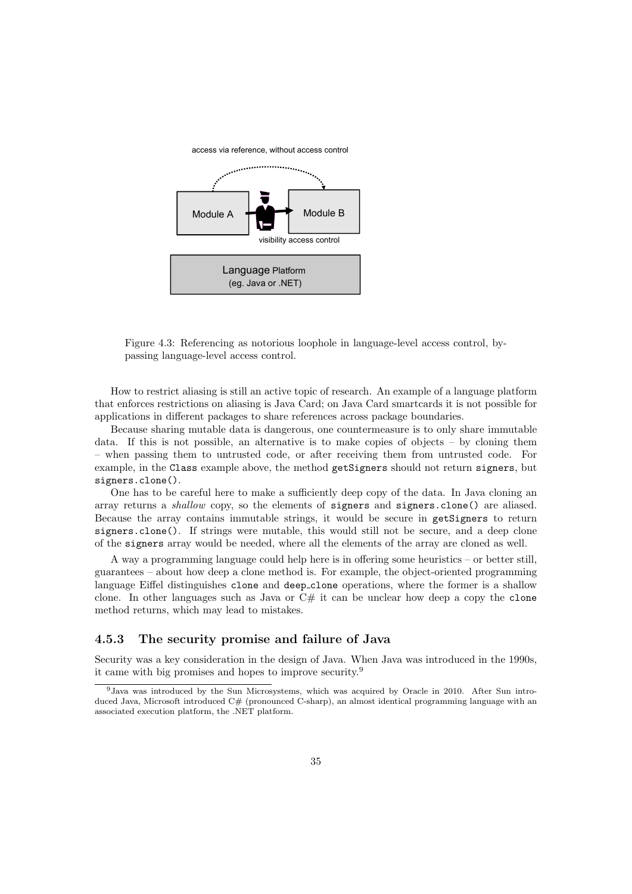access via reference, without access control

Module A — Module B

visibility access control

Language Platform (eg. Java or .NET)

Figure 4.3: Referencing as notorious loophole in language-level access control, bypassing language-level access control.

How to restrict aliasing is still an active topic of research. An example of a language platform that enforces restrictions on aliasing is Java Card; on Java Card smartcards it is not possible for applications in different packages to share references across package boundaries.

Because sharing mutable data is dangerous, one countermeasure is to only share immutable data. If this is not possible, an alternative is to make copies of objects – by cloning them – when passing them to untrusted code, or after receiving them from untrusted code. For example, in the `Class` example above, the method `getSigners` should not return `signers`, but `signers.clone()`.

One has to be careful here to make a sufficiently deep copy of the data. In Java cloning an array returns a *shallow* copy, so the elements of `signers` and `signers.clone()` are aliased. Because the array contains immutable strings, it would be secure in `getSigners` to return `signers.clone()`. If strings were mutable, this would still not be secure, and a deep clone of the `signers` array would be needed, where all the elements of the array are cloned as well.

A way a programming language could help here is in offering some heuristics – or better still, guarantees – about how deep a clone method is. For example, the object-oriented programming language Eiffel distinguishes `clone` and `deep_clone` operations, where the former is a shallow clone. In other languages such as Java or C# it can be unclear how deep a copy the `clone` method returns, which may lead to mistakes.

### 4.5.3 The security promise and failure of Java

Security was a key consideration in the design of Java. When Java was introduced in the 1990s, it came with big promises and hopes to improve security.[9]

[9] Java was introduced by the Sun Microsystems, which was acquired by Oracle in 2010. After Sun introduced Java, Microsoft introduced C# (pronounced C-sharp), an almost identical programming language with an associated execution platform, the .NET platform.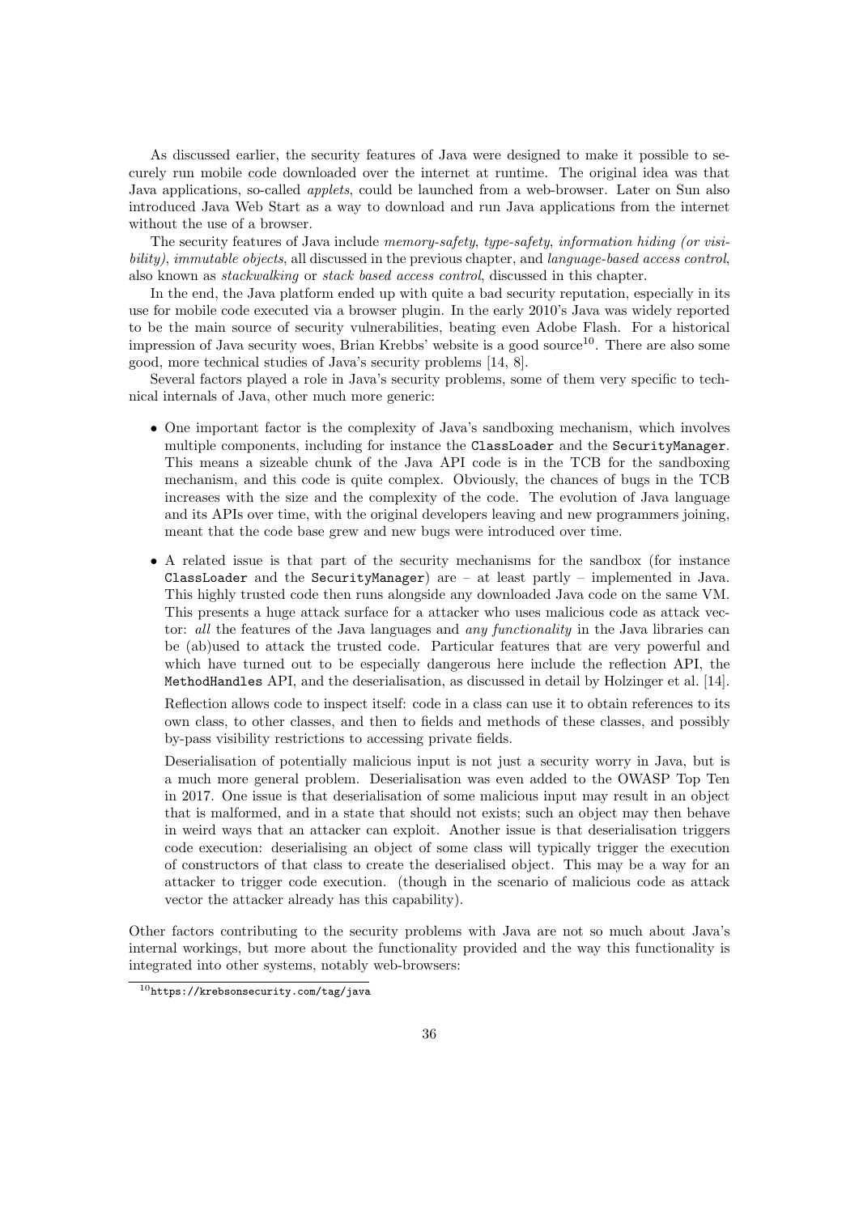As discussed earlier, the security features of Java were designed to make it possible to securely run mobile code downloaded over the internet at runtime. The original idea was that Java applications, so-called *applets*, could be launched from a web-browser. Later on Sun also introduced Java Web Start as a way to download and run Java applications from the internet without the use of a browser.

The security features of Java include *memory-safety*, *type-safety*, *information hiding (or visibility)*, *immutable objects*, all discussed in the previous chapter, and *language-based access control*, also known as *stackwalking* or *stack based access control*, discussed in this chapter.

In the end, the Java platform ended up with quite a bad security reputation, especially in its use for mobile code executed via a browser plugin. In the early 2010's Java was widely reported to be the main source of security vulnerabilities, beating even Adobe Flash. For a historical impression of Java security woes, Brian Krebbs' website is a good source[10]. There are also some good, more technical studies of Java's security problems [14, 8].

Several factors played a role in Java's security problems, some of them very specific to technical internals of Java, other much more generic:

- One important factor is the complexity of Java's sandboxing mechanism, which involves multiple components, including for instance the `ClassLoader` and the `SecurityManager`. This means a sizeable chunk of the Java API code is in the TCB for the sandboxing mechanism, and this code is quite complex. Obviously, the chances of bugs in the TCB increases with the size and the complexity of the code. The evolution of Java language and its APIs over time, with the original developers leaving and new programmers joining, meant that the code base grew and new bugs were introduced over time.
- A related issue is that part of the security mechanisms for the sandbox (for instance `ClassLoader` and the `SecurityManager`) are – at least partly – implemented in Java. This highly trusted code then runs alongside any downloaded Java code on the same VM. This presents a huge attack surface for a attacker who uses malicious code as attack vector: *all* the features of the Java languages and *any functionality* in the Java libraries can be (ab)used to attack the trusted code. Particular features that are very powerful and which have turned out to be especially dangerous here include the reflection API, the `MethodHandles` API, and the deserialisation, as discussed in detail by Holzinger et al. [14].

  Reflection allows code to inspect itself: code in a class can use it to obtain references to its own class, to other classes, and then to fields and methods of these classes, and possibly by-pass visibility restrictions to accessing private fields.

  Deserialisation of potentially malicious input is not just a security worry in Java, but is a much more general problem. Deserialisation was even added to the OWASP Top Ten in 2017. One issue is that deserialisation of some malicious input may result in an object that is malformed, and in a state that should not exists; such an object may then behave in weird ways that an attacker can exploit. Another issue is that deserialisation triggers code execution: deserialising an object of some class will typically trigger the execution of constructors of that class to create the deserialised object. This may be a way for an attacker to trigger code execution. (though in the scenario of malicious code as attack vector the attacker already has this capability).

Other factors contributing to the security problems with Java are not so much about Java's internal workings, but more about the functionality provided and the way this functionality is integrated into other systems, notably web-browsers:

[10] https://krebsonsecurity.com/tag/java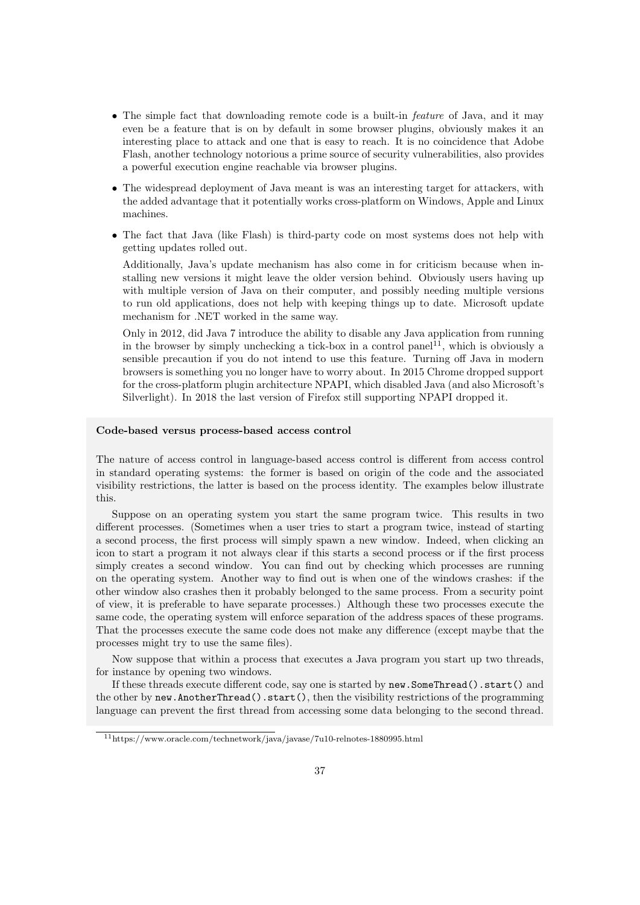- The simple fact that downloading remote code is a built-in *feature* of Java, and it may even be a feature that is on by default in some browser plugins, obviously makes it an interesting place to attack and one that is easy to reach. It is no coincidence that Adobe Flash, another technology notorious a prime source of security vulnerabilities, also provides a powerful execution engine reachable via browser plugins.
- The widespread deployment of Java meant is was an interesting target for attackers, with the added advantage that it potentially works cross-platform on Windows, Apple and Linux machines.
- The fact that Java (like Flash) is third-party code on most systems does not help with getting updates rolled out.

  Additionally, Java's update mechanism has also come in for criticism because when installing new versions it might leave the older version behind. Obviously users having up with multiple version of Java on their computer, and possibly needing multiple versions to run old applications, does not help with keeping things up to date. Microsoft update mechanism for .NET worked in the same way.

  Only in 2012, did Java 7 introduce the ability to disable any Java application from running in the browser by simply unchecking a tick-box in a control panel[11], which is obviously a sensible precaution if you do not intend to use this feature. Turning off Java in modern browsers is something you no longer have to worry about. In 2015 Chrome dropped support for the cross-platform plugin architecture NPAPI, which disabled Java (and also Microsoft's Silverlight). In 2018 the last version of Firefox still supporting NPAPI dropped it.

**Code-based versus process-based access control**

The nature of access control in language-based access control is different from access control in standard operating systems: the former is based on origin of the code and the associated visibility restrictions, the latter is based on the process identity. The examples below illustrate this.

Suppose on an operating system you start the same program twice. This results in two different processes. (Sometimes when a user tries to start a program twice, instead of starting a second process, the first process will simply spawn a new window. Indeed, when clicking an icon to start a program it not always clear if this starts a second process or if the first process simply creates a second window. You can find out by checking which processes are running on the operating system. Another way to find out is when one of the windows crashes: if the other window also crashes then it probably belonged to the same process. From a security point of view, it is preferable to have separate processes.) Although these two processes execute the same code, the operating system will enforce separation of the address spaces of these programs. That the processes execute the same code does not make any difference (except maybe that the processes might try to use the same files).

Now suppose that within a process that executes a Java program you start up two threads, for instance by opening two windows.

If these threads execute different code, say one is started by `new.SomeThread().start()` and the other by `new.AnotherThread().start()`, then the visibility restrictions of the programming language can prevent the first thread from accessing some data belonging to the second thread.

[11] https://www.oracle.com/technetwork/java/javase/7u10-relnotes-1880995.html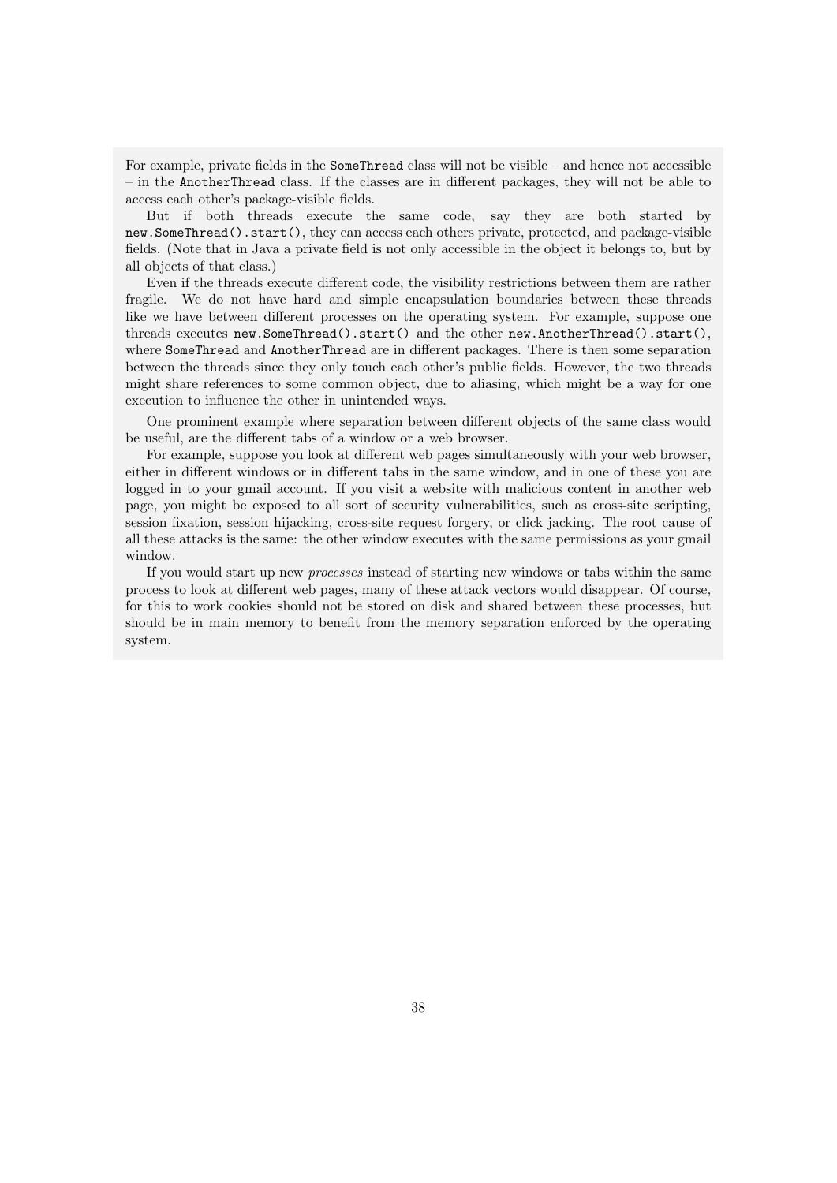For example, private fields in the `SomeThread` class will not be visible – and hence not accessible – in the `AnotherThread` class. If the classes are in different packages, they will not be able to access each other's package-visible fields.

But if both threads execute the same code, say they are both started by `new.SomeThread().start()`, they can access each others private, protected, and package-visible fields. (Note that in Java a private field is not only accessible in the object it belongs to, but by all objects of that class.)

Even if the threads execute different code, the visibility restrictions between them are rather fragile. We do not have hard and simple encapsulation boundaries between these threads like we have between different processes on the operating system. For example, suppose one threads executes `new.SomeThread().start()` and the other `new.AnotherThread().start()`, where `SomeThread` and `AnotherThread` are in different packages. There is then some separation between the threads since they only touch each other's public fields. However, the two threads might share references to some common object, due to aliasing, which might be a way for one execution to influence the other in unintended ways.

One prominent example where separation between different objects of the same class would be useful, are the different tabs of a window or a web browser.

For example, suppose you look at different web pages simultaneously with your web browser, either in different windows or in different tabs in the same window, and in one of these you are logged in to your gmail account. If you visit a website with malicious content in another web page, you might be exposed to all sort of security vulnerabilities, such as cross-site scripting, session fixation, session hijacking, cross-site request forgery, or click jacking. The root cause of all these attacks is the same: the other window executes with the same permissions as your gmail window.

If you would start up new *processes* instead of starting new windows or tabs within the same process to look at different web pages, many of these attack vectors would disappear. Of course, for this to work cookies should not be stored on disk and shared between these processes, but should be in main memory to benefit from the memory separation enforced by the operating system.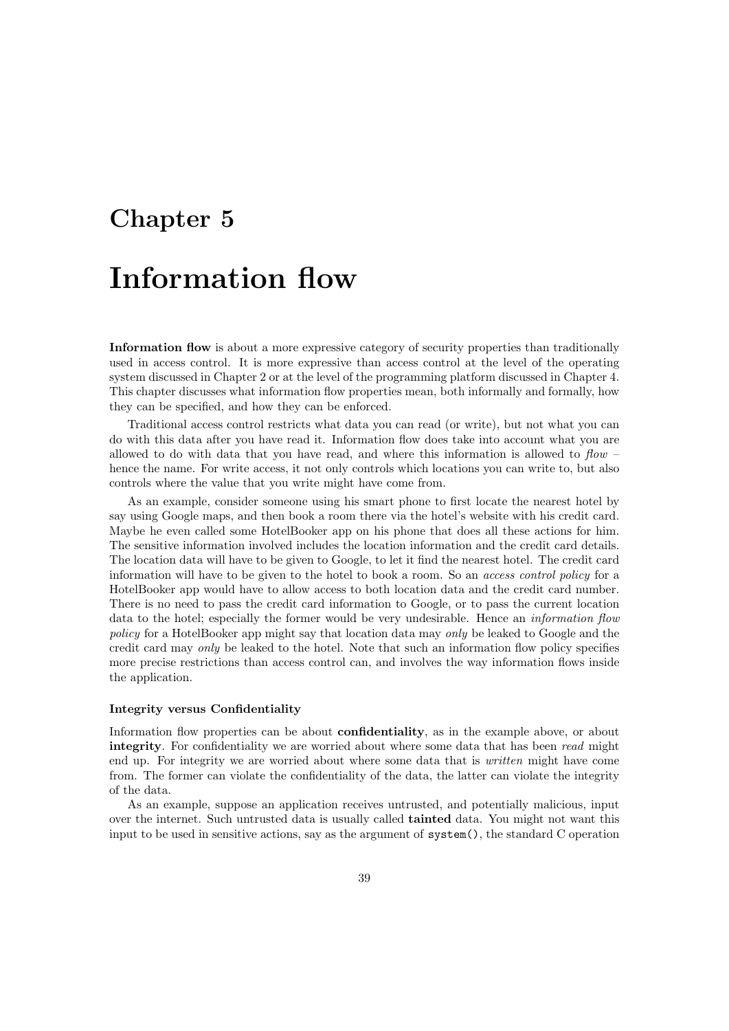# Chapter 5

# Information flow

**Information flow** is about a more expressive category of security properties than traditionally used in access control. It is more expressive than access control at the level of the operating system discussed in Chapter 2 or at the level of the programming platform discussed in Chapter 4. This chapter discusses what information flow properties mean, both informally and formally, how they can be specified, and how they can be enforced.

Traditional access control restricts what data you can read (or write), but not what you can do with this data after you have read it. Information flow does take into account what you are allowed to do with data that you have read, and where this information is allowed to *flow* – hence the name. For write access, it not only controls which locations you can write to, but also controls where the value that you write might have come from.

As an example, consider someone using his smart phone to first locate the nearest hotel by say using Google maps, and then book a room there via the hotel's website with his credit card. Maybe he even called some HotelBooker app on his phone that does all these actions for him. The sensitive information involved includes the location information and the credit card details. The location data will have to be given to Google, to let it find the nearest hotel. The credit card information will have to be given to the hotel to book a room. So an *access control policy* for a HotelBooker app would have to allow access to both location data and the credit card number. There is no need to pass the credit card information to Google, or to pass the current location data to the hotel; especially the former would be very undesirable. Hence an *information flow policy* for a HotelBooker app might say that location data may *only* be leaked to Google and the credit card may *only* be leaked to the hotel. Note that such an information flow policy specifies more precise restrictions than access control can, and involves the way information flows inside the application.

#### Integrity versus Confidentiality

Information flow properties can be about **confidentiality**, as in the example above, or about **integrity**. For confidentiality we are worried about where some data that has been *read* might end up. For integrity we are worried about where some data that is *written* might have come from. The former can violate the confidentiality of the data, the latter can violate the integrity of the data.

As an example, suppose an application receives untrusted, and potentially malicious, input over the internet. Such untrusted data is usually called **tainted** data. You might not want this input to be used in sensitive actions, say as the argument of `system()`, the standard C operation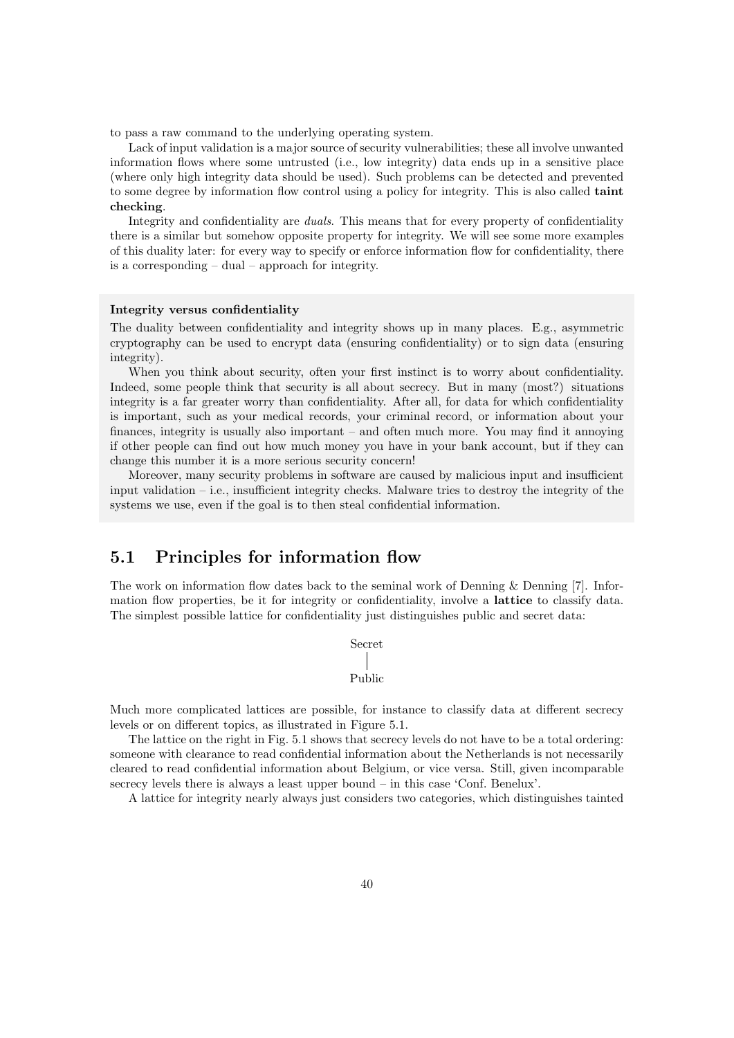to pass a raw command to the underlying operating system.

Lack of input validation is a major source of security vulnerabilities; these all involve unwanted information flows where some untrusted (i.e., low integrity) data ends up in a sensitive place (where only high integrity data should be used). Such problems can be detected and prevented to some degree by information flow control using a policy for integrity. This is also called **taint checking**.

Integrity and confidentiality are *duals*. This means that for every property of confidentiality there is a similar but somehow opposite property for integrity. We will see some more examples of this duality later: for every way to specify or enforce information flow for confidentiality, there is a corresponding – dual – approach for integrity.

**Integrity versus confidentiality**

The duality between confidentiality and integrity shows up in many places. E.g., asymmetric cryptography can be used to encrypt data (ensuring confidentiality) or to sign data (ensuring integrity).

When you think about security, often your first instinct is to worry about confidentiality. Indeed, some people think that security is all about secrecy. But in many (most?) situations integrity is a far greater worry than confidentiality. After all, for data for which confidentiality is important, such as your medical records, your criminal record, or information about your finances, integrity is usually also important – and often much more. You may find it annoying if other people can find out how much money you have in your bank account, but if they can change this number it is a more serious security concern!

Moreover, many security problems in software are caused by malicious input and insufficient input validation – i.e., insufficient integrity checks. Malware tries to destroy the integrity of the systems we use, even if the goal is to then steal confidential information.

## 5.1 Principles for information flow

The work on information flow dates back to the seminal work of Denning & Denning [7]. Information flow properties, be it for integrity or confidentiality, involve a **lattice** to classify data. The simplest possible lattice for confidentiality just distinguishes public and secret data:

```
Secret
  |
Public
```

Much more complicated lattices are possible, for instance to classify data at different secrecy levels or on different topics, as illustrated in Figure 5.1.

The lattice on the right in Fig. 5.1 shows that secrecy levels do not have to be a total ordering: someone with clearance to read confidential information about the Netherlands is not necessarily cleared to read confidential information about Belgium, or vice versa. Still, given incomparable secrecy levels there is always a least upper bound – in this case 'Conf. Benelux'.

A lattice for integrity nearly always just considers two categories, which distinguishes tainted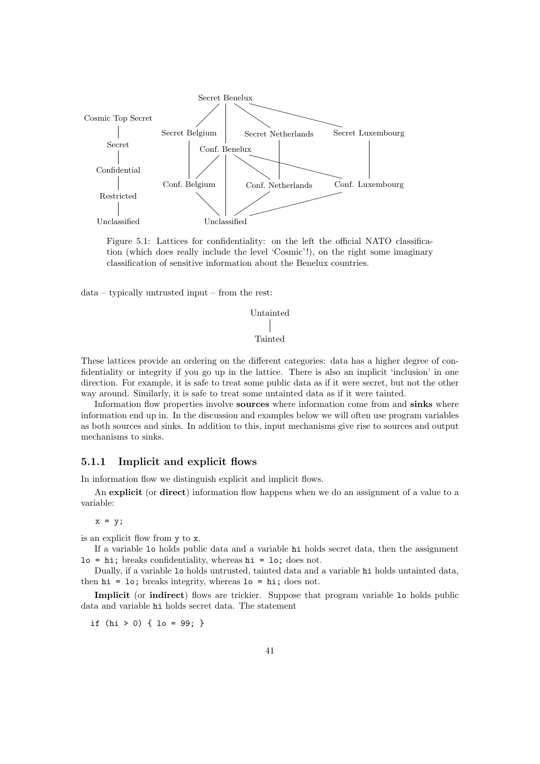Figure 5.1: Lattices for confidentiality: on the left the official NATO classification (which does really include the level 'Cosmic'!), on the right some imaginary classification of sensitive information about the Benelux countries.

data – typically untrusted input – from the rest:

Untainted
|
Tainted

These lattices provide an ordering on the different categories: data has a higher degree of confidentiality or integrity if you go up in the lattice. There is also an implicit 'inclusion' in one direction. For example, it is safe to treat some public data as if it were secret, but not the other way around. Similarly, it is safe to treat some untainted data as if it were tainted.

Information flow properties involve **sources** where information come from and **sinks** where information end up in. In the discussion and examples below we will often use program variables as both sources and sinks. In addition to this, input mechanisms give rise to sources and output mechanisms to sinks.

### 5.1.1 Implicit and explicit flows

In information flow we distinguish explicit and implicit flows.

An **explicit** (or **direct**) information flow happens when we do an assignment of a value to a variable:

```
x = y;
```

is an explicit flow from `y` to `x`.

If a variable `lo` holds public data and a variable `hi` holds secret data, then the assignment `lo = hi;` breaks confidentiality, whereas `hi = lo;` does not.

Dually, if a variable `lo` holds untrusted, tainted data and a variable `hi` holds untainted data, then `hi = lo;` breaks integrity, whereas `lo = hi;` does not.

**Implicit** (or **indirect**) flows are trickier. Suppose that program variable `lo` holds public data and variable `hi` holds secret data. The statement

```
if (hi > 0) { lo = 99; }
```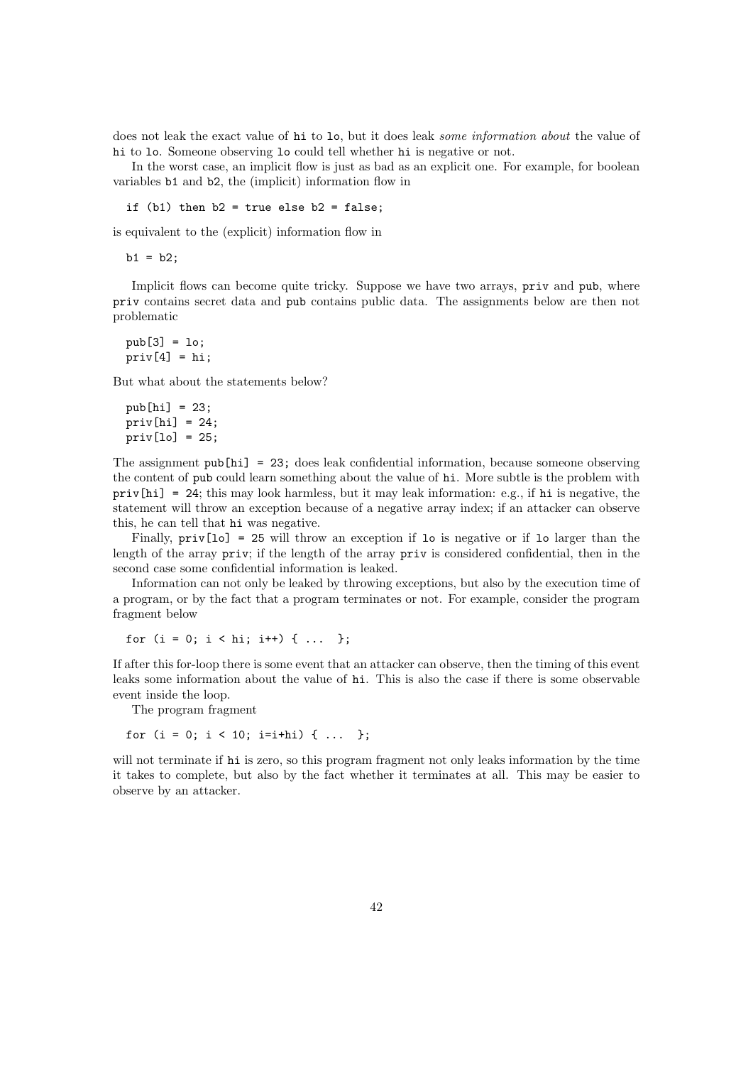does not leak the exact value of hi to lo, but it does leak *some information about* the value of hi to lo. Someone observing lo could tell whether hi is negative or not.

In the worst case, an implicit flow is just as bad as an explicit one. For example, for boolean variables b1 and b2, the (implicit) information flow in

```
if (b1) then b2 = true else b2 = false;
```

is equivalent to the (explicit) information flow in

```
b1 = b2;
```

Implicit flows can become quite tricky. Suppose we have two arrays, priv and pub, where priv contains secret data and pub contains public data. The assignments below are then not problematic

```
pub[3] = lo;
priv[4] = hi;
```

But what about the statements below?

```
pub[hi] = 23;
priv[hi] = 24;
priv[lo] = 25;
```

The assignment pub[hi] = 23; does leak confidential information, because someone observing the content of pub could learn something about the value of hi. More subtle is the problem with priv[hi] = 24; this may look harmless, but it may leak information: e.g., if hi is negative, the statement will throw an exception because of a negative array index; if an attacker can observe this, he can tell that hi was negative.

Finally, priv[lo] = 25 will throw an exception if lo is negative or if lo larger than the length of the array priv; if the length of the array priv is considered confidential, then in the second case some confidential information is leaked.

Information can not only be leaked by throwing exceptions, but also by the execution time of a program, or by the fact that a program terminates or not. For example, consider the program fragment below

```
for (i = 0; i < hi; i++) { ...  };
```

If after this for-loop there is some event that an attacker can observe, then the timing of this event leaks some information about the value of hi. This is also the case if there is some observable event inside the loop.

The program fragment

```
for (i = 0; i < 10; i=i+hi) { ...  };
```

will not terminate if hi is zero, so this program fragment not only leaks information by the time it takes to complete, but also by the fact whether it terminates at all. This may be easier to observe by an attacker.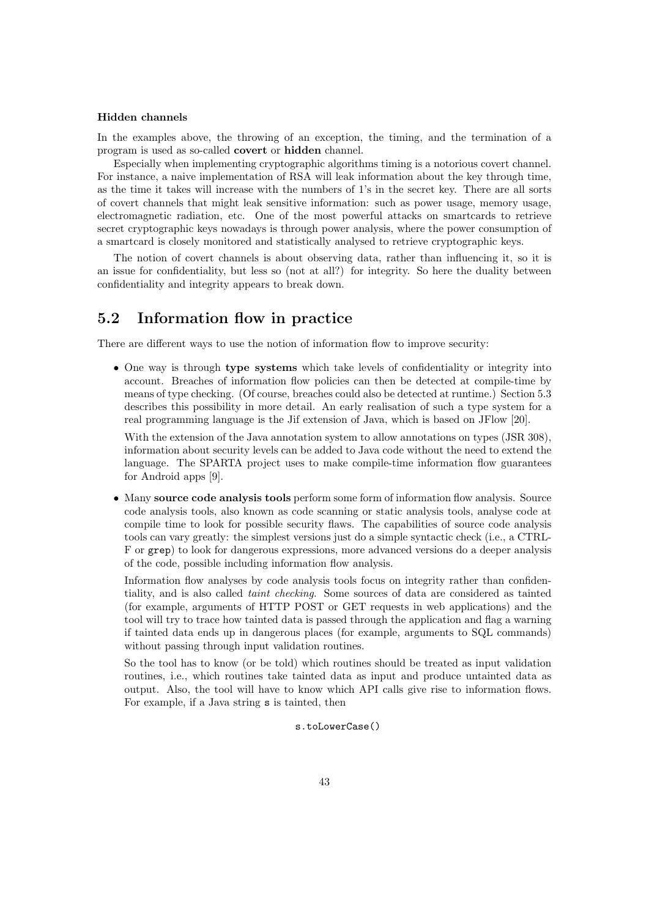**Hidden channels**

In the examples above, the throwing of an exception, the timing, and the termination of a program is used as so-called **covert** or **hidden** channel.

Especially when implementing cryptographic algorithms timing is a notorious covert channel. For instance, a naive implementation of RSA will leak information about the key through time, as the time it takes will increase with the numbers of 1's in the secret key. There are all sorts of covert channels that might leak sensitive information: such as power usage, memory usage, electromagnetic radiation, etc. One of the most powerful attacks on smartcards to retrieve secret cryptographic keys nowadays is through power analysis, where the power consumption of a smartcard is closely monitored and statistically analysed to retrieve cryptographic keys.

The notion of covert channels is about observing data, rather than influencing it, so it is an issue for confidentiality, but less so (not at all?) for integrity. So here the duality between confidentiality and integrity appears to break down.

## 5.2 Information flow in practice

There are different ways to use the notion of information flow to improve security:

- One way is through **type systems** which take levels of confidentiality or integrity into account. Breaches of information flow policies can then be detected at compile-time by means of type checking. (Of course, breaches could also be detected at runtime.) Section 5.3 describes this possibility in more detail. An early realisation of such a type system for a real programming language is the Jif extension of Java, which is based on JFlow [20].

  With the extension of the Java annotation system to allow annotations on types (JSR 308), information about security levels can be added to Java code without the need to extend the language. The SPARTA project uses to make compile-time information flow guarantees for Android apps [9].

- Many **source code analysis tools** perform some form of information flow analysis. Source code analysis tools, also known as code scanning or static analysis tools, analyse code at compile time to look for possible security flaws. The capabilities of source code analysis tools can vary greatly: the simplest versions just do a simple syntactic check (i.e., a CTRL-F or `grep`) to look for dangerous expressions, more advanced versions do a deeper analysis of the code, possible including information flow analysis.

  Information flow analyses by code analysis tools focus on integrity rather than confidentiality, and is also called *taint checking*. Some sources of data are considered as tainted (for example, arguments of HTTP POST or GET requests in web applications) and the tool will try to trace how tainted data is passed through the application and flag a warning if tainted data ends up in dangerous places (for example, arguments to SQL commands) without passing through input validation routines.

  So the tool has to know (or be told) which routines should be treated as input validation routines, i.e., which routines take tainted data as input and produce untainted data as output. Also, the tool will have to know which API calls give rise to information flows. For example, if a Java string `s` is tainted, then

  ```
  s.toLowerCase()
  ```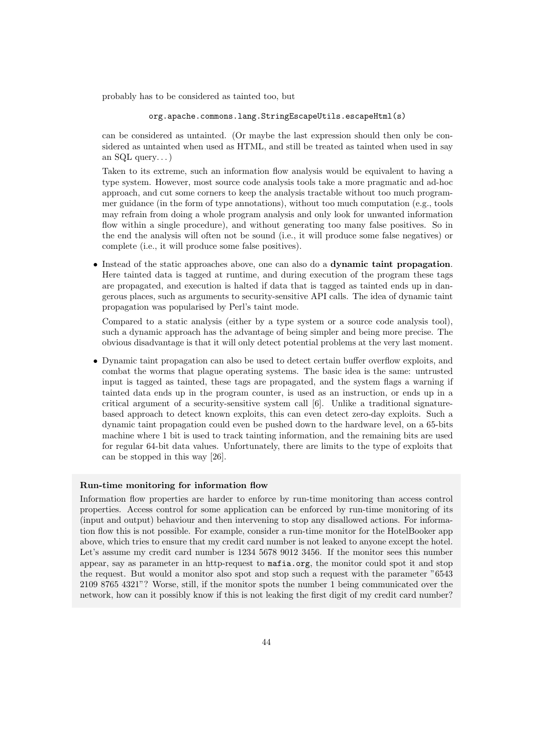probably has to be considered as tainted too, but

```
org.apache.commons.lang.StringEscapeUtils.escapeHtml(s)
```

can be considered as untainted. (Or maybe the last expression should then only be considered as untainted when used as HTML, and still be treated as tainted when used in say an SQL query. . . )

Taken to its extreme, such an information flow analysis would be equivalent to having a type system. However, most source code analysis tools take a more pragmatic and ad-hoc approach, and cut some corners to keep the analysis tractable without too much programmer guidance (in the form of type annotations), without too much computation (e.g., tools may refrain from doing a whole program analysis and only look for unwanted information flow within a single procedure), and without generating too many false positives. So in the end the analysis will often not be sound (i.e., it will produce some false negatives) or complete (i.e., it will produce some false positives).

- Instead of the static approaches above, one can also do a **dynamic taint propagation**. Here tainted data is tagged at runtime, and during execution of the program these tags are propagated, and execution is halted if data that is tagged as tainted ends up in dangerous places, such as arguments to security-sensitive API calls. The idea of dynamic taint propagation was popularised by Perl's taint mode.

  Compared to a static analysis (either by a type system or a source code analysis tool), such a dynamic approach has the advantage of being simpler and being more precise. The obvious disadvantage is that it will only detect potential problems at the very last moment.

- Dynamic taint propagation can also be used to detect certain buffer overflow exploits, and combat the worms that plague operating systems. The basic idea is the same: untrusted input is tagged as tainted, these tags are propagated, and the system flags a warning if tainted data ends up in the program counter, is used as an instruction, or ends up in a critical argument of a security-sensitive system call [6]. Unlike a traditional signature-based approach to detect known exploits, this can even detect zero-day exploits. Such a dynamic taint propagation could even be pushed down to the hardware level, on a 65-bits machine where 1 bit is used to track tainting information, and the remaining bits are used for regular 64-bit data values. Unfortunately, there are limits to the type of exploits that can be stopped in this way [26].

**Run-time monitoring for information flow**

Information flow properties are harder to enforce by run-time monitoring than access control properties. Access control for some application can be enforced by run-time monitoring of its (input and output) behaviour and then intervening to stop any disallowed actions. For information flow this is not possible. For example, consider a run-time monitor for the HotelBooker app above, which tries to ensure that my credit card number is not leaked to anyone except the hotel. Let's assume my credit card number is 1234 5678 9012 3456. If the monitor sees this number appear, say as parameter in an http-request to `mafia.org`, the monitor could spot it and stop the request. But would a monitor also spot and stop such a request with the parameter "6543 2109 8765 4321"? Worse, still, if the monitor spots the number 1 being communicated over the network, how can it possibly know if this is not leaking the first digit of my credit card number?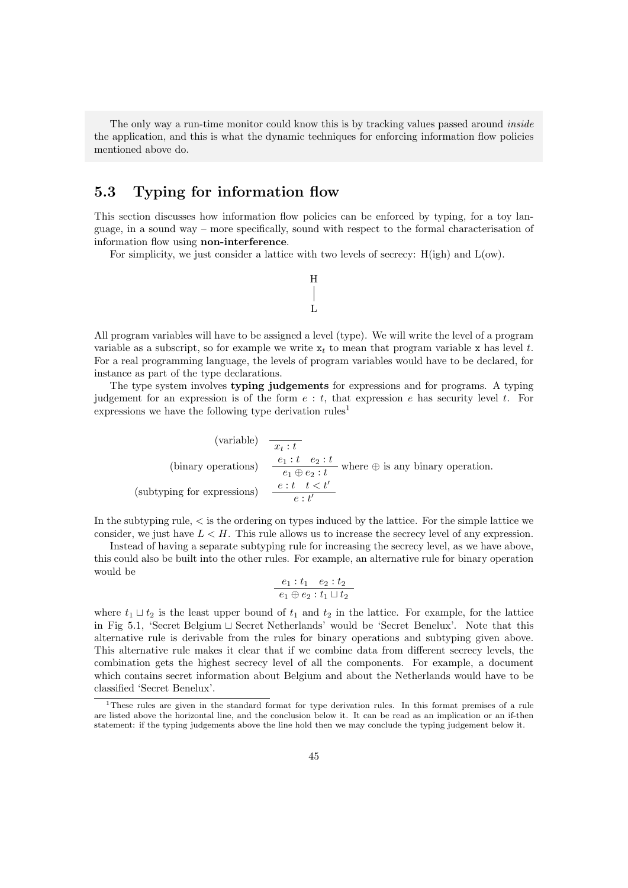The only way a run-time monitor could know this is by tracking values passed around *inside* the application, and this is what the dynamic techniques for enforcing information flow policies mentioned above do.

## 5.3 Typing for information flow

This section discusses how information flow policies can be enforced by typing, for a toy language, in a sound way – more specifically, sound with respect to the formal characterisation of information flow using **non-interference**.

For simplicity, we just consider a lattice with two levels of secrecy: H(igh) and L(ow).

$$
\begin{array}{c}
\text{H} \\
| \\
\text{L}
\end{array}
$$

All program variables will have to be assigned a level (type). We will write the level of a program variable as a subscript, so for example we write $\mathtt{x}_t$ to mean that program variable `x` has level $t$. For a real programming language, the levels of program variables would have to be declared, for instance as part of the type declarations.

The type system involves **typing judgements** for expressions and for programs. A typing judgement for an expression is of the form $e : t$, that expression $e$ has security level $t$. For expressions we have the following type derivation rules[1]

$$
\begin{array}{rl}
\text{(variable)} & \dfrac{}{x_t : t} \\[2ex]
\text{(binary operations)} & \dfrac{e_1 : t \quad e_2 : t}{e_1 \oplus e_2 : t} \text{ where } \oplus \text{ is any binary operation.} \\[2ex]
\text{(subtyping for expressions)} & \dfrac{e : t \quad t < t'}{e : t'}
\end{array}
$$

In the subtyping rule, $<$ is the ordering on types induced by the lattice. For the simple lattice we consider, we just have $L < H$. This rule allows us to increase the secrecy level of any expression.

Instead of having a separate subtyping rule for increasing the secrecy level, as we have above, this could also be built into the other rules. For example, an alternative rule for binary operation would be

$$
\frac{e_1 : t_1 \quad e_2 : t_2}{e_1 \oplus e_2 : t_1 \sqcup t_2}
$$

where $t_1 \sqcup t_2$ is the least upper bound of $t_1$ and $t_2$ in the lattice. For example, for the lattice in Fig 5.1, 'Secret Belgium $\sqcup$ Secret Netherlands' would be 'Secret Benelux'. Note that this alternative rule is derivable from the rules for binary operations and subtyping given above. This alternative rule makes it clear that if we combine data from different secrecy levels, the combination gets the highest secrecy level of all the components. For example, a document which contains secret information about Belgium and about the Netherlands would have to be classified 'Secret Benelux'.

[1] These rules are given in the standard format for type derivation rules. In this format premises of a rule are listed above the horizontal line, and the conclusion below it. It can be read as an implication or an if-then statement: if the typing judgements above the line hold then we may conclude the typing judgement below it.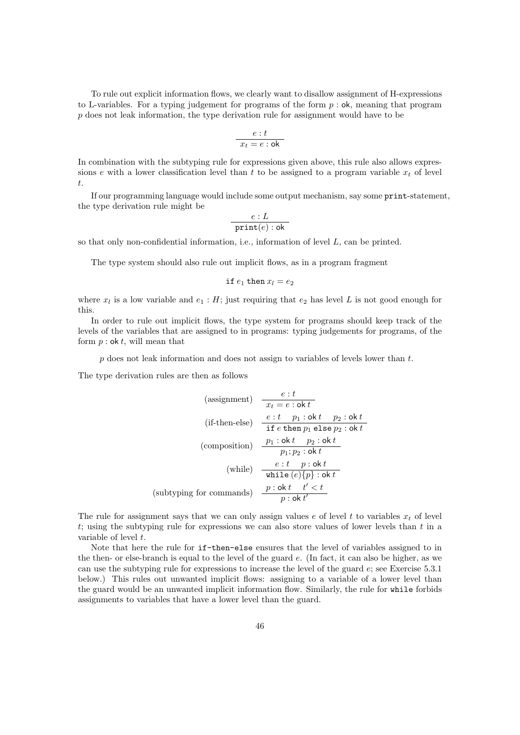To rule out explicit information flows, we clearly want to disallow assignment of H-expressions to L-variables. For a typing judgement for programs of the form $p : \mathsf{ok}$, meaning that program $p$ does not leak information, the type derivation rule for assignment would have to be

$$\frac{e : t}{x_t = e : \mathsf{ok}}$$

In combination with the subtyping rule for expressions given above, this rule also allows expressions $e$ with a lower classification level than $t$ to be assigned to a program variable $x_t$ of level $t$.

If our programming language would include some output mechanism, say some `print`-statement, the type derivation rule might be

$$\frac{e : L}{\texttt{print}(e) : \mathsf{ok}}$$

so that only non-confidential information, i.e., information of level $L$, can be printed.

The type system should also rule out implicit flows, as in a program fragment

$$\texttt{if } e_1 \texttt{ then } x_l = e_2$$

where $x_l$ is a low variable and $e_1 : H$; just requiring that $e_2$ has level $L$ is not good enough for this.

In order to rule out implicit flows, the type system for programs should keep track of the levels of the variables that are assigned to in programs: typing judgements for programs, of the form $p : \mathsf{ok}\, t$, will mean that

> $p$ does not leak information and does not assign to variables of levels lower than $t$.

The type derivation rules are then as follows

$$
\begin{array}{rl}
\text{(assignment)} & \dfrac{e : t}{x_t = e : \mathsf{ok}\, t} \\[2ex]
\text{(if-then-else)} & \dfrac{e : t \quad p_1 : \mathsf{ok}\, t \quad p_2 : \mathsf{ok}\, t}{\texttt{if } e \texttt{ then } p_1 \texttt{ else } p_2 : \mathsf{ok}\, t} \\[2ex]
\text{(composition)} & \dfrac{p_1 : \mathsf{ok}\, t \quad p_2 : \mathsf{ok}\, t}{p_1 ; p_2 : \mathsf{ok}\, t} \\[2ex]
\text{(while)} & \dfrac{e : t \quad p : \mathsf{ok}\, t}{\texttt{while } (e)\{p\} : \mathsf{ok}\, t} \\[2ex]
\text{(subtyping for commands)} & \dfrac{p : \mathsf{ok}\, t \quad t' < t}{p : \mathsf{ok}\, t'}
\end{array}
$$

The rule for assignment says that we can only assign values $e$ of level $t$ to variables $x_t$ of level $t$; using the subtyping rule for expressions we can also store values of lower levels than $t$ in a variable of level $t$.

Note that here the rule for `if-then-else` ensures that the level of variables assigned to in the then- or else-branch is equal to the level of the guard $e$. (In fact, it can also be higher, as we can use the subtyping rule for expressions to increase the level of the guard $e$; see Exercise 5.3.1 below.) This rules out unwanted implicit flows: assigning to a variable of a lower level than the guard would be an unwanted implicit information flow. Similarly, the rule for `while` forbids assignments to variables that have a lower level than the guard.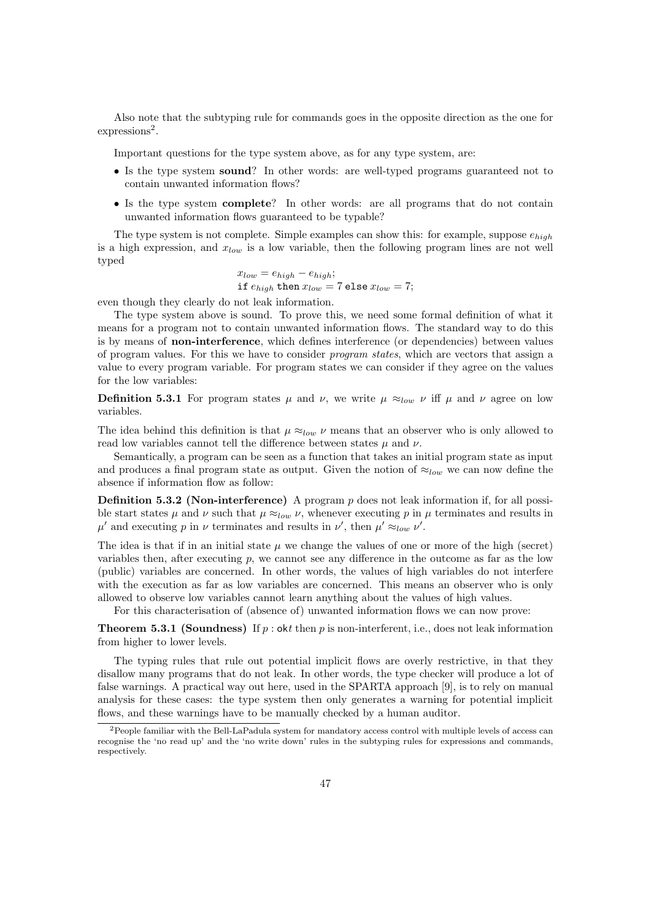Also note that the subtyping rule for commands goes in the opposite direction as the one for expressions[2].

Important questions for the type system above, as for any type system, are:

- Is the type system **sound**? In other words: are well-typed programs guaranteed not to contain unwanted information flows?
- Is the type system **complete**? In other words: are all programs that do not contain unwanted information flows guaranteed to be typable?

The type system is not complete. Simple examples can show this: for example, suppose $e_{high}$ is a high expression, and $x_{low}$ is a low variable, then the following program lines are not well typed

$$x_{low} = e_{high} - e_{high};$$
$$\texttt{if } e_{high} \texttt{ then } x_{low} = 7 \texttt{ else } x_{low} = 7;$$

even though they clearly do not leak information.

The type system above is sound. To prove this, we need some formal definition of what it means for a program not to contain unwanted information flows. The standard way to do this is by means of **non-interference**, which defines interference (or dependencies) between values of program values. For this we have to consider *program states*, which are vectors that assign a value to every program variable. For program states we can consider if they agree on the values for the low variables:

**Definition 5.3.1** For program states $\mu$ and $\nu$, we write $\mu \approx_{low} \nu$ iff $\mu$ and $\nu$ agree on low variables.

The idea behind this definition is that $\mu \approx_{low} \nu$ means that an observer who is only allowed to read low variables cannot tell the difference between states $\mu$ and $\nu$.

Semantically, a program can be seen as a function that takes an initial program state as input and produces a final program state as output. Given the notion of $\approx_{low}$ we can now define the absence if information flow as follow:

**Definition 5.3.2 (Non-interference)** A program $p$ does not leak information if, for all possible start states $\mu$ and $\nu$ such that $\mu \approx_{low} \nu$, whenever executing $p$ in $\mu$ terminates and results in $\mu'$ and executing $p$ in $\nu$ terminates and results in $\nu'$, then $\mu' \approx_{low} \nu'$.

The idea is that if in an initial state $\mu$ we change the values of one or more of the high (secret) variables then, after executing $p$, we cannot see any difference in the outcome as far as the low (public) variables are concerned. In other words, the values of high variables do not interfere with the execution as far as low variables are concerned. This means an observer who is only allowed to observe low variables cannot learn anything about the values of high values.

For this characterisation of (absence of) unwanted information flows we can now prove:

**Theorem 5.3.1 (Soundness)** If $p : \mathsf{ok}\,t$ then $p$ is non-interferent, i.e., does not leak information from higher to lower levels.

The typing rules that rule out potential implicit flows are overly restrictive, in that they disallow many programs that do not leak. In other words, the type checker will produce a lot of false warnings. A practical way out here, used in the SPARTA approach [9], is to rely on manual analysis for these cases: the type system then only generates a warning for potential implicit flows, and these warnings have to be manually checked by a human auditor.

[2] People familiar with the Bell-LaPadula system for mandatory access control with multiple levels of access can recognise the 'no read up' and the 'no write down' rules in the subtyping rules for expressions and commands, respectively.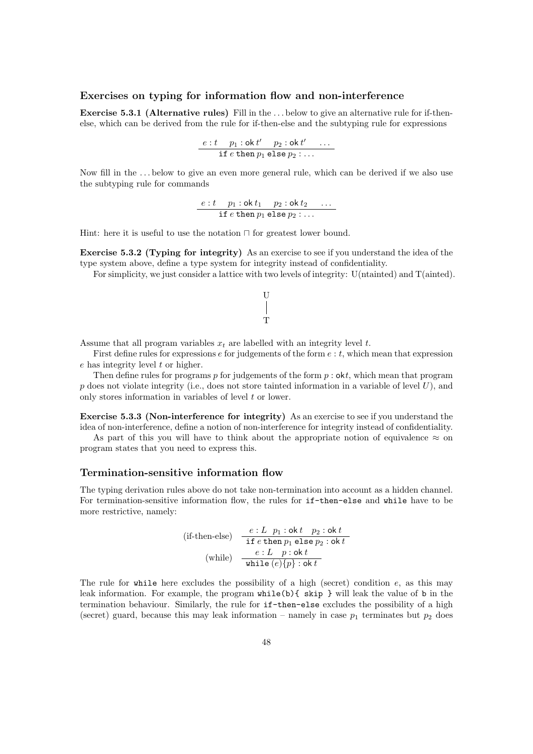### Exercises on typing for information flow and non-interference

**Exercise 5.3.1 (Alternative rules)** Fill in the ... below to give an alternative rule for if-then-else, which can be derived from the rule for if-then-else and the subtyping rule for expressions

$$\frac{e : t \quad p_1 : \mathsf{ok}\, t' \quad p_2 : \mathsf{ok}\, t' \quad \ldots}{\mathtt{if}\ e\ \mathtt{then}\ p_1\ \mathtt{else}\ p_2 : \ldots}$$

Now fill in the ... below to give an even more general rule, which can be derived if we also use the subtyping rule for commands

$$\frac{e : t \quad p_1 : \mathsf{ok}\, t_1 \quad p_2 : \mathsf{ok}\, t_2 \quad \ldots}{\mathtt{if}\ e\ \mathtt{then}\ p_1\ \mathtt{else}\ p_2 : \ldots}$$

Hint: here it is useful to use the notation $\sqcap$ for greatest lower bound.

**Exercise 5.3.2 (Typing for integrity)** As an exercise to see if you understand the idea of the type system above, define a type system for integrity instead of confidentiality.

For simplicity, we just consider a lattice with two levels of integrity: U(ntainted) and T(ainted).

```
U
|
T
```

Assume that all program variables $x_t$ are labelled with an integrity level $t$.

First define rules for expressions $e$ for judgements of the form $e : t$, which mean that expression $e$ has integrity level $t$ or higher.

Then define rules for programs $p$ for judgements of the form $p : \mathsf{ok} t$, which mean that program $p$ does not violate integrity (i.e., does not store tainted information in a variable of level $U$), and only stores information in variables of level $t$ or lower.

**Exercise 5.3.3 (Non-interference for integrity)** As an exercise to see if you understand the idea of non-interference, define a notion of non-interference for integrity instead of confidentiality.

As part of this you will have to think about the appropriate notion of equivalence $\approx$ on program states that you need to express this.

### Termination-sensitive information flow

The typing derivation rules above do not take non-termination into account as a hidden channel. For termination-sensitive information flow, the rules for `if-then-else` and `while` have to be more restrictive, namely:

$$\text{(if-then-else)} \quad \frac{e : L \quad p_1 : \mathsf{ok}\, t \quad p_2 : \mathsf{ok}\, t}{\mathtt{if}\ e\ \mathtt{then}\ p_1\ \mathtt{else}\ p_2 : \mathsf{ok}\, t}$$

$$\text{(while)} \quad \frac{e : L \quad p : \mathsf{ok}\, t}{\mathtt{while}\ (e)\{p\} : \mathsf{ok}\, t}$$

The rule for `while` here excludes the possibility of a high (secret) condition $e$, as this may leak information. For example, the program `while(b){ skip }` will leak the value of `b` in the termination behaviour. Similarly, the rule for `if-then-else` excludes the possibility of a high (secret) guard, because this may leak information – namely in case $p_1$ terminates but $p_2$ does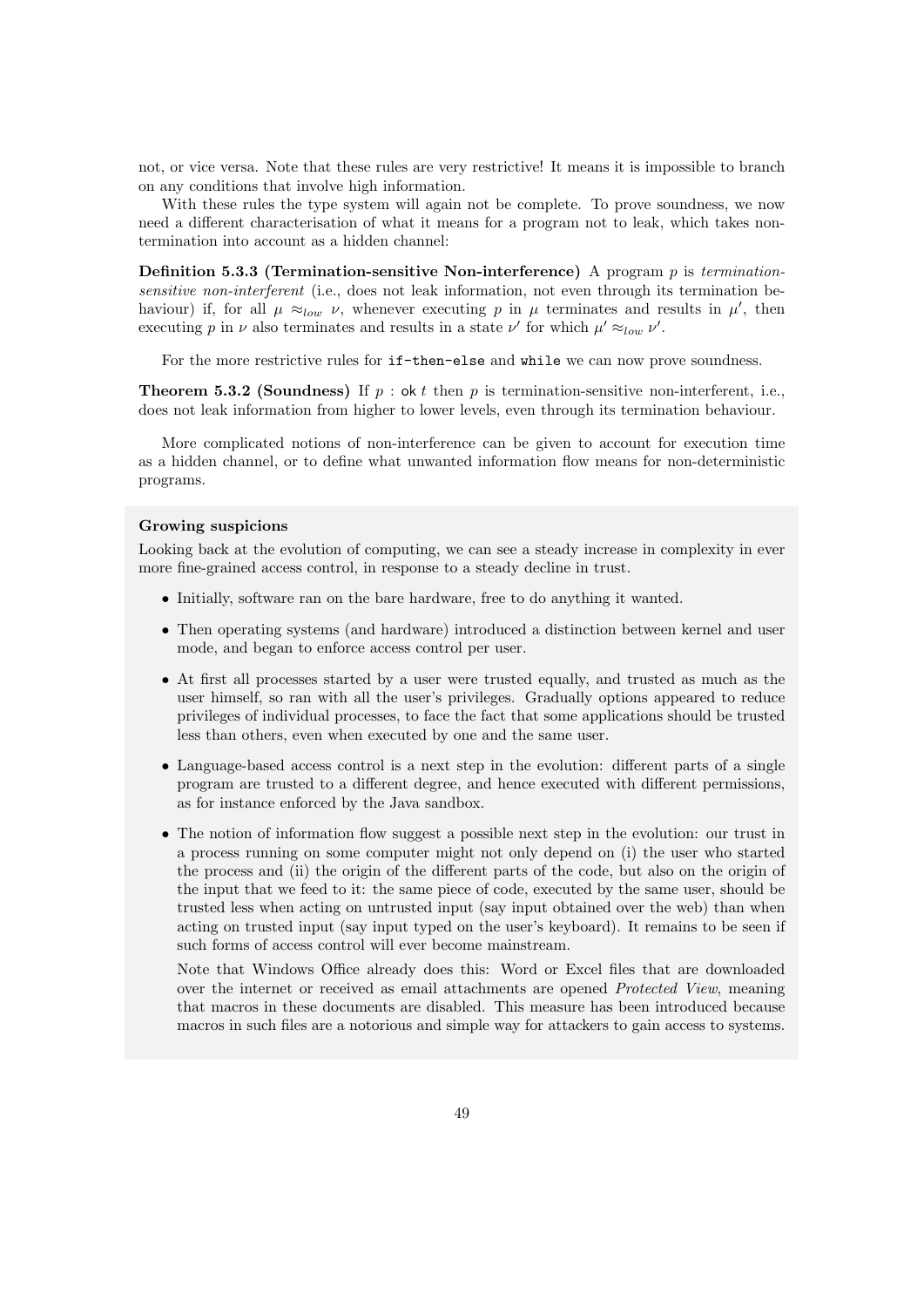not, or vice versa. Note that these rules are very restrictive! It means it is impossible to branch on any conditions that involve high information.

With these rules the type system will again not be complete. To prove soundness, we now need a different characterisation of what it means for a program not to leak, which takes non-termination into account as a hidden channel:

**Definition 5.3.3 (Termination-sensitive Non-interference)** A program $p$ is *termination-sensitive non-interferent* (i.e., does not leak information, not even through its termination behaviour) if, for all $\mu \approx_{low} \nu$, whenever executing $p$ in $\mu$ terminates and results in $\mu'$, then executing $p$ in $\nu$ also terminates and results in a state $\nu'$ for which $\mu' \approx_{low} \nu'$.

For the more restrictive rules for `if-then-else` and `while` we can now prove soundness.

**Theorem 5.3.2 (Soundness)** If $p : \mathsf{ok}\ t$ then $p$ is termination-sensitive non-interferent, i.e., does not leak information from higher to lower levels, even through its termination behaviour.

More complicated notions of non-interference can be given to account for execution time as a hidden channel, or to define what unwanted information flow means for non-deterministic programs.

**Growing suspicions**

Looking back at the evolution of computing, we can see a steady increase in complexity in ever more fine-grained access control, in response to a steady decline in trust.

- Initially, software ran on the bare hardware, free to do anything it wanted.
- Then operating systems (and hardware) introduced a distinction between kernel and user mode, and began to enforce access control per user.
- At first all processes started by a user were trusted equally, and trusted as much as the user himself, so ran with all the user's privileges. Gradually options appeared to reduce privileges of individual processes, to face the fact that some applications should be trusted less than others, even when executed by one and the same user.
- Language-based access control is a next step in the evolution: different parts of a single program are trusted to a different degree, and hence executed with different permissions, as for instance enforced by the Java sandbox.
- The notion of information flow suggest a possible next step in the evolution: our trust in a process running on some computer might not only depend on (i) the user who started the process and (ii) the origin of the different parts of the code, but also on the origin of the input that we feed to it: the same piece of code, executed by the same user, should be trusted less when acting on untrusted input (say input obtained over the web) than when acting on trusted input (say input typed on the user's keyboard). It remains to be seen if such forms of access control will ever become mainstream.

  Note that Windows Office already does this: Word or Excel files that are downloaded over the internet or received as email attachments are opened *Protected View*, meaning that macros in these documents are disabled. This measure has been introduced because macros in such files are a notorious and simple way for attackers to gain access to systems.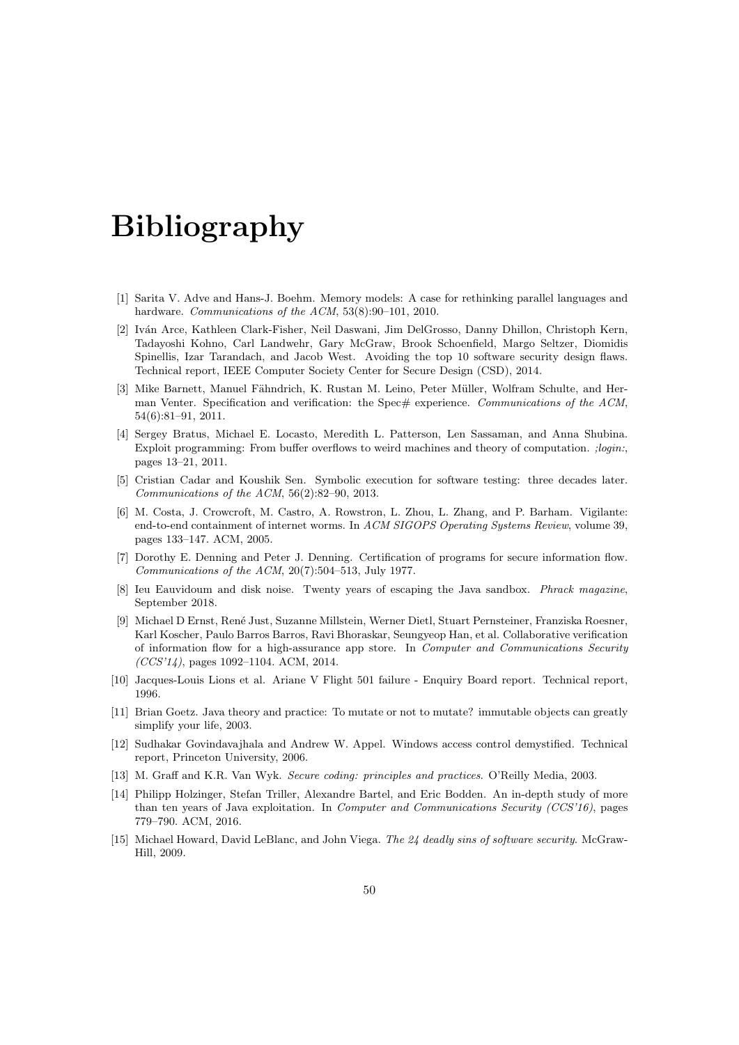# Bibliography

[1] Sarita V. Adve and Hans-J. Boehm. Memory models: A case for rethinking parallel languages and hardware. *Communications of the ACM*, 53(8):90–101, 2010.

[2] Iván Arce, Kathleen Clark-Fisher, Neil Daswani, Jim DelGrosso, Danny Dhillon, Christoph Kern, Tadayoshi Kohno, Carl Landwehr, Gary McGraw, Brook Schoenfield, Margo Seltzer, Diomidis Spinellis, Izar Tarandach, and Jacob West. Avoiding the top 10 software security design flaws. Technical report, IEEE Computer Society Center for Secure Design (CSD), 2014.

[3] Mike Barnett, Manuel Fähndrich, K. Rustan M. Leino, Peter Müller, Wolfram Schulte, and Herman Venter. Specification and verification: the Spec# experience. *Communications of the ACM*, 54(6):81–91, 2011.

[4] Sergey Bratus, Michael E. Locasto, Meredith L. Patterson, Len Sassaman, and Anna Shubina. Exploit programming: From buffer overflows to weird machines and theory of computation. *;login:*, pages 13–21, 2011.

[5] Cristian Cadar and Koushik Sen. Symbolic execution for software testing: three decades later. *Communications of the ACM*, 56(2):82–90, 2013.

[6] M. Costa, J. Crowcroft, M. Castro, A. Rowstron, L. Zhou, L. Zhang, and P. Barham. Vigilante: end-to-end containment of internet worms. In *ACM SIGOPS Operating Systems Review*, volume 39, pages 133–147. ACM, 2005.

[7] Dorothy E. Denning and Peter J. Denning. Certification of programs for secure information flow. *Communications of the ACM*, 20(7):504–513, July 1977.

[8] Ieu Eauvidoum and disk noise. Twenty years of escaping the Java sandbox. *Phrack magazine*, September 2018.

[9] Michael D Ernst, René Just, Suzanne Millstein, Werner Dietl, Stuart Pernsteiner, Franziska Roesner, Karl Koscher, Paulo Barros Barros, Ravi Bhoraskar, Seungyeop Han, et al. Collaborative verification of information flow for a high-assurance app store. In *Computer and Communications Security (CCS'14)*, pages 1092–1104. ACM, 2014.

[10] Jacques-Louis Lions et al. Ariane V Flight 501 failure - Enquiry Board report. Technical report, 1996.

[11] Brian Goetz. Java theory and practice: To mutate or not to mutate? immutable objects can greatly simplify your life, 2003.

[12] Sudhakar Govindavajhala and Andrew W. Appel. Windows access control demystified. Technical report, Princeton University, 2006.

[13] M. Graff and K.R. Van Wyk. *Secure coding: principles and practices*. O'Reilly Media, 2003.

[14] Philipp Holzinger, Stefan Triller, Alexandre Bartel, and Eric Bodden. An in-depth study of more than ten years of Java exploitation. In *Computer and Communications Security (CCS'16)*, pages 779–790. ACM, 2016.

[15] Michael Howard, David LeBlanc, and John Viega. *The 24 deadly sins of software security*. McGraw-Hill, 2009.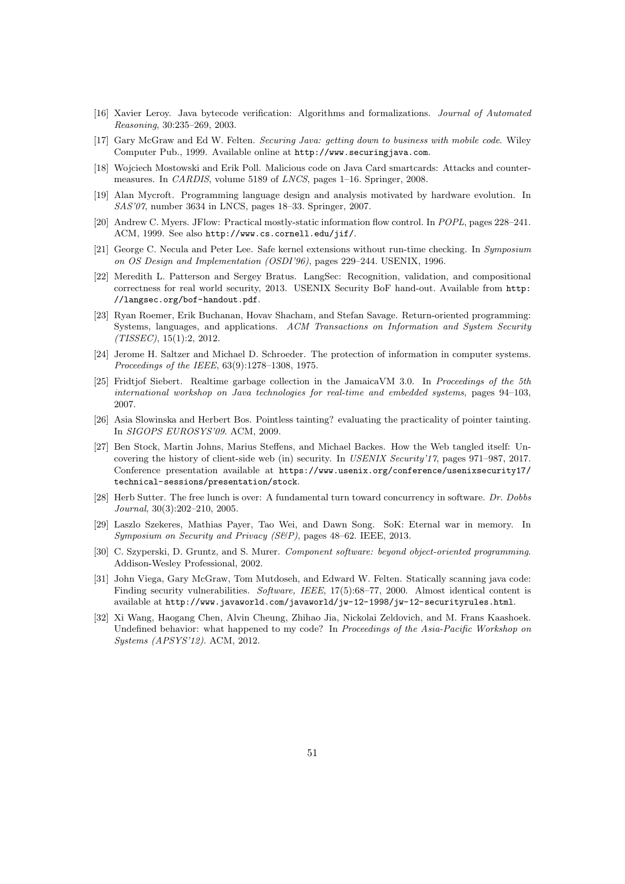[16] Xavier Leroy. Java bytecode verification: Algorithms and formalizations. *Journal of Automated Reasoning*, 30:235–269, 2003.

[17] Gary McGraw and Ed W. Felten. *Securing Java: getting down to business with mobile code*. Wiley Computer Pub., 1999. Available online at http://www.securingjava.com.

[18] Wojciech Mostowski and Erik Poll. Malicious code on Java Card smartcards: Attacks and countermeasures. In *CARDIS*, volume 5189 of *LNCS*, pages 1–16. Springer, 2008.

[19] Alan Mycroft. Programming language design and analysis motivated by hardware evolution. In *SAS'07*, number 3634 in LNCS, pages 18–33. Springer, 2007.

[20] Andrew C. Myers. JFlow: Practical mostly-static information flow control. In *POPL*, pages 228–241. ACM, 1999. See also http://www.cs.cornell.edu/jif/.

[21] George C. Necula and Peter Lee. Safe kernel extensions without run-time checking. In *Symposium on OS Design and Implementation (OSDI'96)*, pages 229–244. USENIX, 1996.

[22] Meredith L. Patterson and Sergey Bratus. LangSec: Recognition, validation, and compositional correctness for real world security, 2013. USENIX Security BoF hand-out. Available from http://langsec.org/bof-handout.pdf.

[23] Ryan Roemer, Erik Buchanan, Hovav Shacham, and Stefan Savage. Return-oriented programming: Systems, languages, and applications. *ACM Transactions on Information and System Security (TISSEC)*, 15(1):2, 2012.

[24] Jerome H. Saltzer and Michael D. Schroeder. The protection of information in computer systems. *Proceedings of the IEEE*, 63(9):1278–1308, 1975.

[25] Fridtjof Siebert. Realtime garbage collection in the JamaicaVM 3.0. In *Proceedings of the 5th international workshop on Java technologies for real-time and embedded systems*, pages 94–103, 2007.

[26] Asia Slowinska and Herbert Bos. Pointless tainting? evaluating the practicality of pointer tainting. In *SIGOPS EUROSYS'09*. ACM, 2009.

[27] Ben Stock, Martin Johns, Marius Steffens, and Michael Backes. How the Web tangled itself: Uncovering the history of client-side web (in) security. In *USENIX Security'17*, pages 971–987, 2017. Conference presentation available at https://www.usenix.org/conference/usenixsecurity17/technical-sessions/presentation/stock.

[28] Herb Sutter. The free lunch is over: A fundamental turn toward concurrency in software. *Dr. Dobbs Journal*, 30(3):202–210, 2005.

[29] Laszlo Szekeres, Mathias Payer, Tao Wei, and Dawn Song. SoK: Eternal war in memory. In *Symposium on Security and Privacy (S&P)*, pages 48–62. IEEE, 2013.

[30] C. Szyperski, D. Gruntz, and S. Murer. *Component software: beyond object-oriented programming*. Addison-Wesley Professional, 2002.

[31] John Viega, Gary McGraw, Tom Mutdoseh, and Edward W. Felten. Statically scanning java code: Finding security vulnerabilities. *Software, IEEE*, 17(5):68–77, 2000. Almost identical content is available at http://www.javaworld.com/javaworld/jw-12-1998/jw-12-securityrules.html.

[32] Xi Wang, Haogang Chen, Alvin Cheung, Zhihao Jia, Nickolai Zeldovich, and M. Frans Kaashoek. Undefined behavior: what happened to my code? In *Proceedings of the Asia-Pacific Workshop on Systems (APSYS'12)*. ACM, 2012.